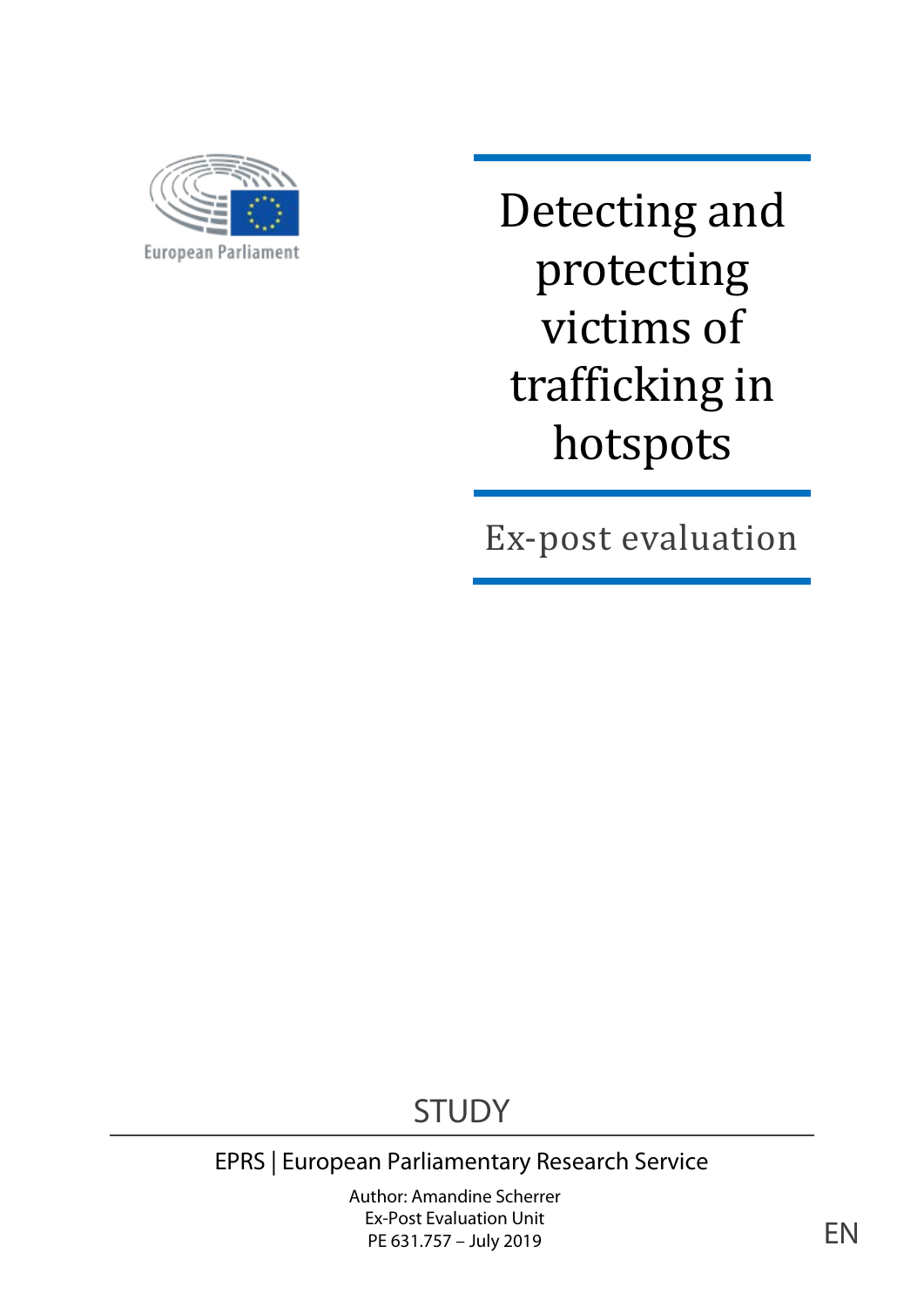European Parliament

# Detecting and protecting victims of trafficking in hotspots

## Ex-post evaluation

STUDY

EPRS | European Parliamentary Research Service

Author: Amandine Scherrer
Ex-Post Evaluation Unit
PE 631.757 – July 2019

EN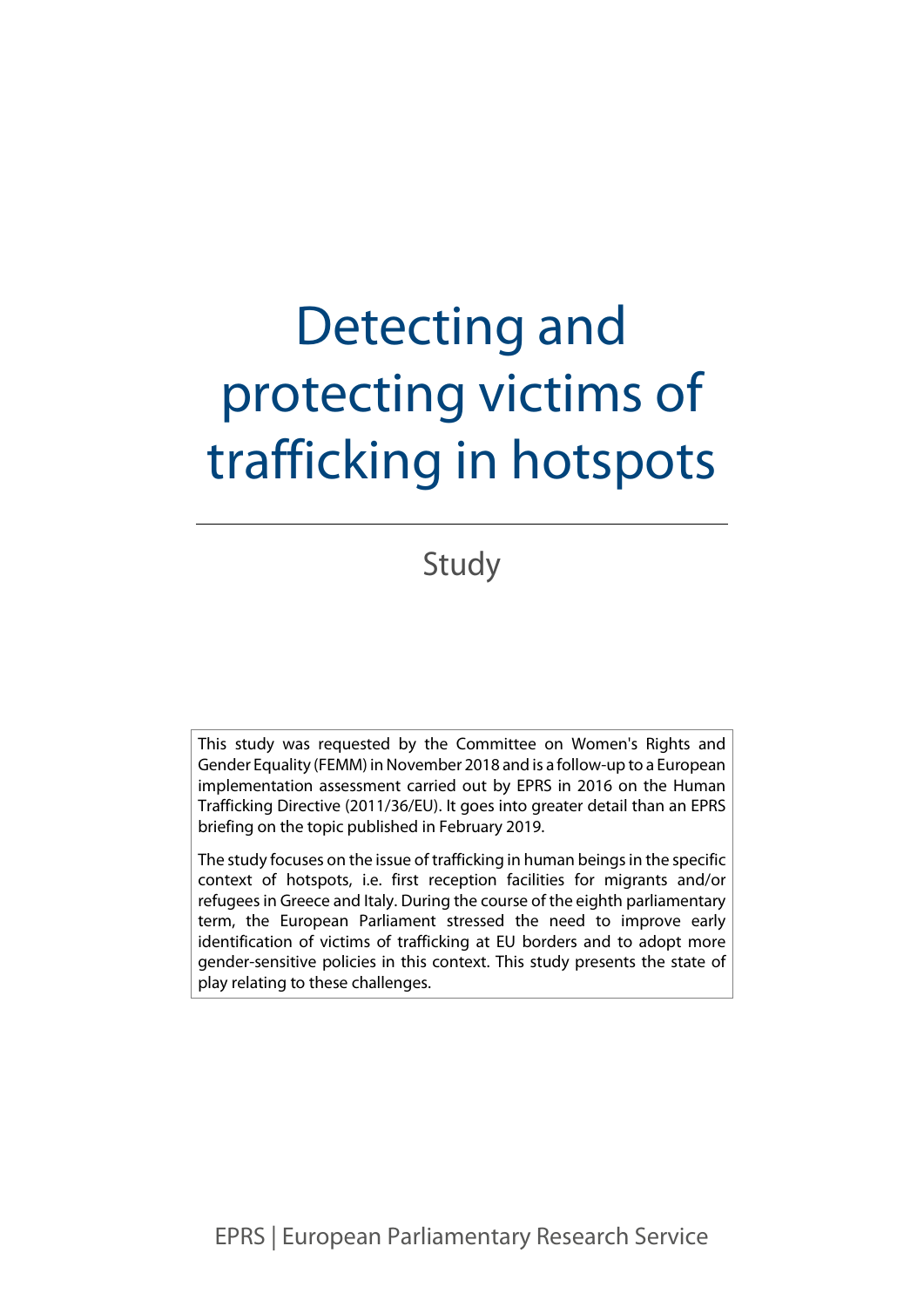# Detecting and protecting victims of trafficking in hotspots

## Study

This study was requested by the Committee on Women's Rights and Gender Equality (FEMM) in November 2018 and is a follow-up to a European implementation assessment carried out by EPRS in 2016 on the Human Trafficking Directive (2011/36/EU). It goes into greater detail than an EPRS briefing on the topic published in February 2019.

The study focuses on the issue of trafficking in human beings in the specific context of hotspots, i.e. first reception facilities for migrants and/or refugees in Greece and Italy. During the course of the eighth parliamentary term, the European Parliament stressed the need to improve early identification of victims of trafficking at EU borders and to adopt more gender-sensitive policies in this context. This study presents the state of play relating to these challenges.

EPRS | European Parliamentary Research Service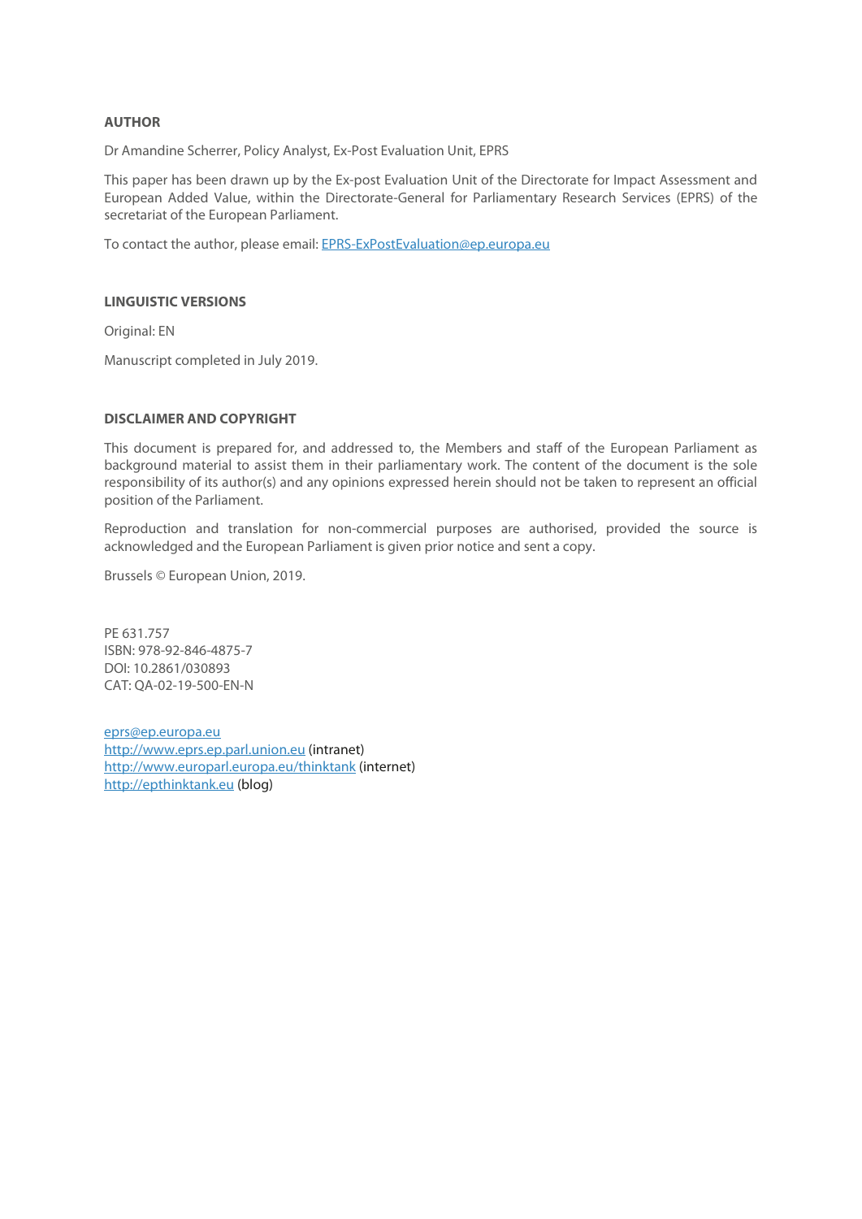## AUTHOR

Dr Amandine Scherrer, Policy Analyst, Ex-Post Evaluation Unit, EPRS

This paper has been drawn up by the Ex-post Evaluation Unit of the Directorate for Impact Assessment and European Added Value, within the Directorate-General for Parliamentary Research Services (EPRS) of the secretariat of the European Parliament.

To contact the author, please email: EPRS-ExPostEvaluation@ep.europa.eu

## LINGUISTIC VERSIONS

Original: EN

Manuscript completed in July 2019.

## DISCLAIMER AND COPYRIGHT

This document is prepared for, and addressed to, the Members and staff of the European Parliament as background material to assist them in their parliamentary work. The content of the document is the sole responsibility of its author(s) and any opinions expressed herein should not be taken to represent an official position of the Parliament.

Reproduction and translation for non-commercial purposes are authorised, provided the source is acknowledged and the European Parliament is given prior notice and sent a copy.

Brussels © European Union, 2019.

PE 631.757
ISBN: 978-92-846-4875-7
DOI: 10.2861/030893
CAT: QA-02-19-500-EN-N

eprs@ep.europa.eu
http://www.eprs.ep.parl.union.eu (intranet)
http://www.europarl.europa.eu/thinktank (internet)
http://epthinktank.eu (blog)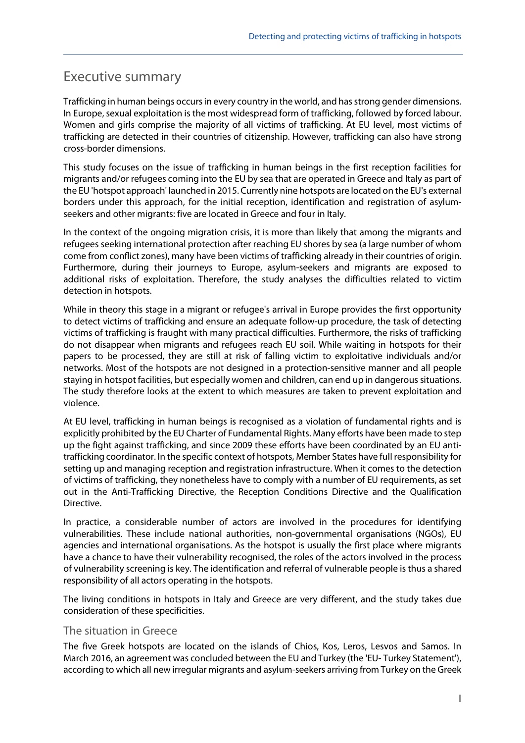# Executive summary

Trafficking in human beings occurs in every country in the world, and has strong gender dimensions. In Europe, sexual exploitation is the most widespread form of trafficking, followed by forced labour. Women and girls comprise the majority of all victims of trafficking. At EU level, most victims of trafficking are detected in their countries of citizenship. However, trafficking can also have strong cross-border dimensions.

This study focuses on the issue of trafficking in human beings in the first reception facilities for migrants and/or refugees coming into the EU by sea that are operated in Greece and Italy as part of the EU 'hotspot approach' launched in 2015. Currently nine hotspots are located on the EU's external borders under this approach, for the initial reception, identification and registration of asylum-seekers and other migrants: five are located in Greece and four in Italy.

In the context of the ongoing migration crisis, it is more than likely that among the migrants and refugees seeking international protection after reaching EU shores by sea (a large number of whom come from conflict zones), many have been victims of trafficking already in their countries of origin. Furthermore, during their journeys to Europe, asylum-seekers and migrants are exposed to additional risks of exploitation. Therefore, the study analyses the difficulties related to victim detection in hotspots.

While in theory this stage in a migrant or refugee's arrival in Europe provides the first opportunity to detect victims of trafficking and ensure an adequate follow-up procedure, the task of detecting victims of trafficking is fraught with many practical difficulties. Furthermore, the risks of trafficking do not disappear when migrants and refugees reach EU soil. While waiting in hotspots for their papers to be processed, they are still at risk of falling victim to exploitative individuals and/or networks. Most of the hotspots are not designed in a protection-sensitive manner and all people staying in hotspot facilities, but especially women and children, can end up in dangerous situations. The study therefore looks at the extent to which measures are taken to prevent exploitation and violence.

At EU level, trafficking in human beings is recognised as a violation of fundamental rights and is explicitly prohibited by the EU Charter of Fundamental Rights. Many efforts have been made to step up the fight against trafficking, and since 2009 these efforts have been coordinated by an EU anti-trafficking coordinator. In the specific context of hotspots, Member States have full responsibility for setting up and managing reception and registration infrastructure. When it comes to the detection of victims of trafficking, they nonetheless have to comply with a number of EU requirements, as set out in the Anti-Trafficking Directive, the Reception Conditions Directive and the Qualification Directive.

In practice, a considerable number of actors are involved in the procedures for identifying vulnerabilities. These include national authorities, non-governmental organisations (NGOs), EU agencies and international organisations. As the hotspot is usually the first place where migrants have a chance to have their vulnerability recognised, the roles of the actors involved in the process of vulnerability screening is key. The identification and referral of vulnerable people is thus a shared responsibility of all actors operating in the hotspots.

The living conditions in hotspots in Italy and Greece are very different, and the study takes due consideration of these specificities.

## The situation in Greece

The five Greek hotspots are located on the islands of Chios, Kos, Leros, Lesvos and Samos. In March 2016, an agreement was concluded between the EU and Turkey (the 'EU- Turkey Statement'), according to which all new irregular migrants and asylum-seekers arriving from Turkey on the Greek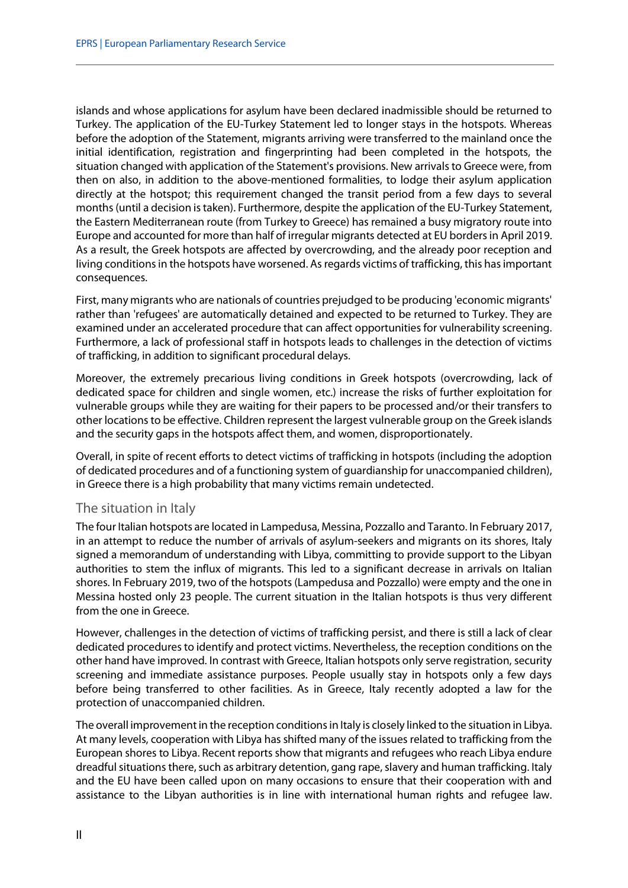islands and whose applications for asylum have been declared inadmissible should be returned to Turkey. The application of the EU-Turkey Statement led to longer stays in the hotspots. Whereas before the adoption of the Statement, migrants arriving were transferred to the mainland once the initial identification, registration and fingerprinting had been completed in the hotspots, the situation changed with application of the Statement's provisions. New arrivals to Greece were, from then on also, in addition to the above-mentioned formalities, to lodge their asylum application directly at the hotspot; this requirement changed the transit period from a few days to several months (until a decision is taken). Furthermore, despite the application of the EU-Turkey Statement, the Eastern Mediterranean route (from Turkey to Greece) has remained a busy migratory route into Europe and accounted for more than half of irregular migrants detected at EU borders in April 2019. As a result, the Greek hotspots are affected by overcrowding, and the already poor reception and living conditions in the hotspots have worsened. As regards victims of trafficking, this has important consequences.

First, many migrants who are nationals of countries prejudged to be producing 'economic migrants' rather than 'refugees' are automatically detained and expected to be returned to Turkey. They are examined under an accelerated procedure that can affect opportunities for vulnerability screening. Furthermore, a lack of professional staff in hotspots leads to challenges in the detection of victims of trafficking, in addition to significant procedural delays.

Moreover, the extremely precarious living conditions in Greek hotspots (overcrowding, lack of dedicated space for children and single women, etc.) increase the risks of further exploitation for vulnerable groups while they are waiting for their papers to be processed and/or their transfers to other locations to be effective. Children represent the largest vulnerable group on the Greek islands and the security gaps in the hotspots affect them, and women, disproportionately.

Overall, in spite of recent efforts to detect victims of trafficking in hotspots (including the adoption of dedicated procedures and of a functioning system of guardianship for unaccompanied children), in Greece there is a high probability that many victims remain undetected.

## The situation in Italy

The four Italian hotspots are located in Lampedusa, Messina, Pozzallo and Taranto. In February 2017, in an attempt to reduce the number of arrivals of asylum-seekers and migrants on its shores, Italy signed a memorandum of understanding with Libya, committing to provide support to the Libyan authorities to stem the influx of migrants. This led to a significant decrease in arrivals on Italian shores. In February 2019, two of the hotspots (Lampedusa and Pozzallo) were empty and the one in Messina hosted only 23 people. The current situation in the Italian hotspots is thus very different from the one in Greece.

However, challenges in the detection of victims of trafficking persist, and there is still a lack of clear dedicated procedures to identify and protect victims. Nevertheless, the reception conditions on the other hand have improved. In contrast with Greece, Italian hotspots only serve registration, security screening and immediate assistance purposes. People usually stay in hotspots only a few days before being transferred to other facilities. As in Greece, Italy recently adopted a law for the protection of unaccompanied children.

The overall improvement in the reception conditions in Italy is closely linked to the situation in Libya. At many levels, cooperation with Libya has shifted many of the issues related to trafficking from the European shores to Libya. Recent reports show that migrants and refugees who reach Libya endure dreadful situations there, such as arbitrary detention, gang rape, slavery and human trafficking. Italy and the EU have been called upon on many occasions to ensure that their cooperation with and assistance to the Libyan authorities is in line with international human rights and refugee law.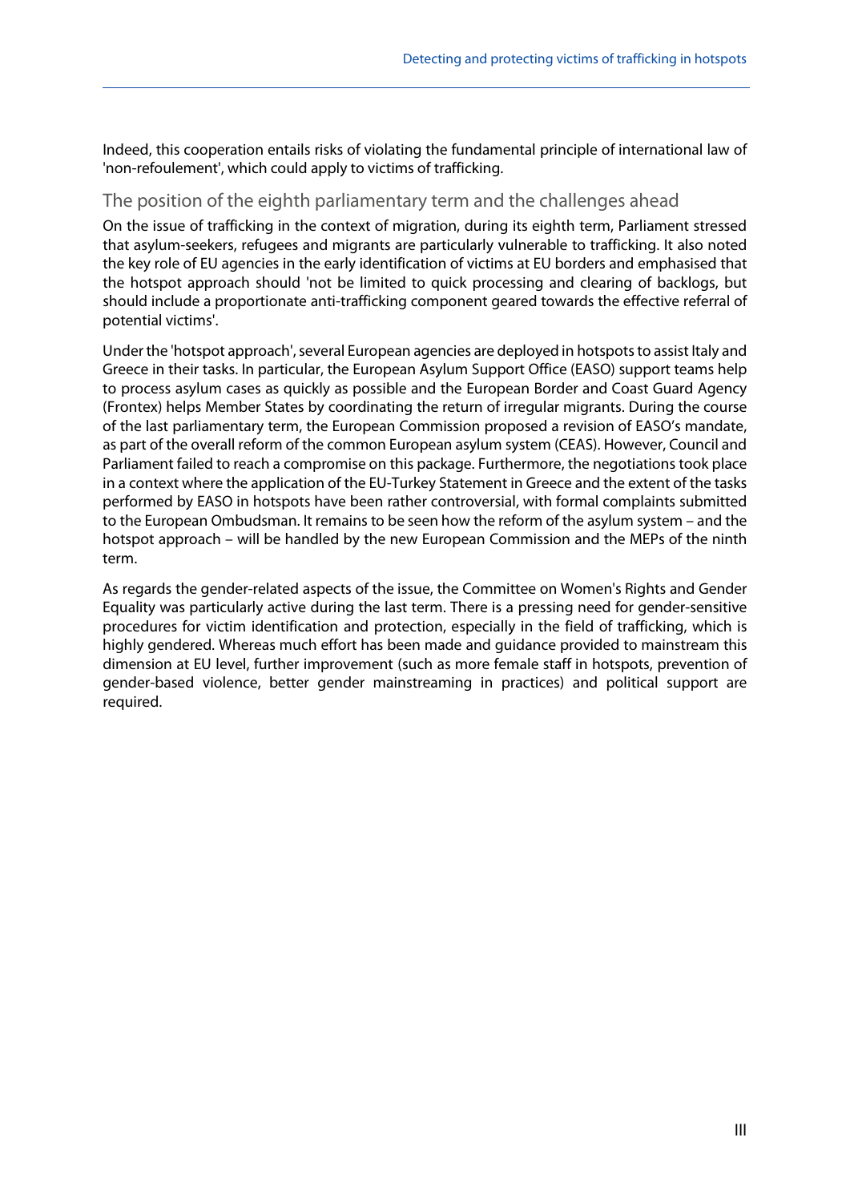Indeed, this cooperation entails risks of violating the fundamental principle of international law of 'non-refoulement', which could apply to victims of trafficking.

## The position of the eighth parliamentary term and the challenges ahead

On the issue of trafficking in the context of migration, during its eighth term, Parliament stressed that asylum-seekers, refugees and migrants are particularly vulnerable to trafficking. It also noted the key role of EU agencies in the early identification of victims at EU borders and emphasised that the hotspot approach should 'not be limited to quick processing and clearing of backlogs, but should include a proportionate anti-trafficking component geared towards the effective referral of potential victims'.

Under the 'hotspot approach', several European agencies are deployed in hotspots to assist Italy and Greece in their tasks. In particular, the European Asylum Support Office (EASO) support teams help to process asylum cases as quickly as possible and the European Border and Coast Guard Agency (Frontex) helps Member States by coordinating the return of irregular migrants. During the course of the last parliamentary term, the European Commission proposed a revision of EASO's mandate, as part of the overall reform of the common European asylum system (CEAS). However, Council and Parliament failed to reach a compromise on this package. Furthermore, the negotiations took place in a context where the application of the EU-Turkey Statement in Greece and the extent of the tasks performed by EASO in hotspots have been rather controversial, with formal complaints submitted to the European Ombudsman. It remains to be seen how the reform of the asylum system – and the hotspot approach – will be handled by the new European Commission and the MEPs of the ninth term.

As regards the gender-related aspects of the issue, the Committee on Women's Rights and Gender Equality was particularly active during the last term. There is a pressing need for gender-sensitive procedures for victim identification and protection, especially in the field of trafficking, which is highly gendered. Whereas much effort has been made and guidance provided to mainstream this dimension at EU level, further improvement (such as more female staff in hotspots, prevention of gender-based violence, better gender mainstreaming in practices) and political support are required.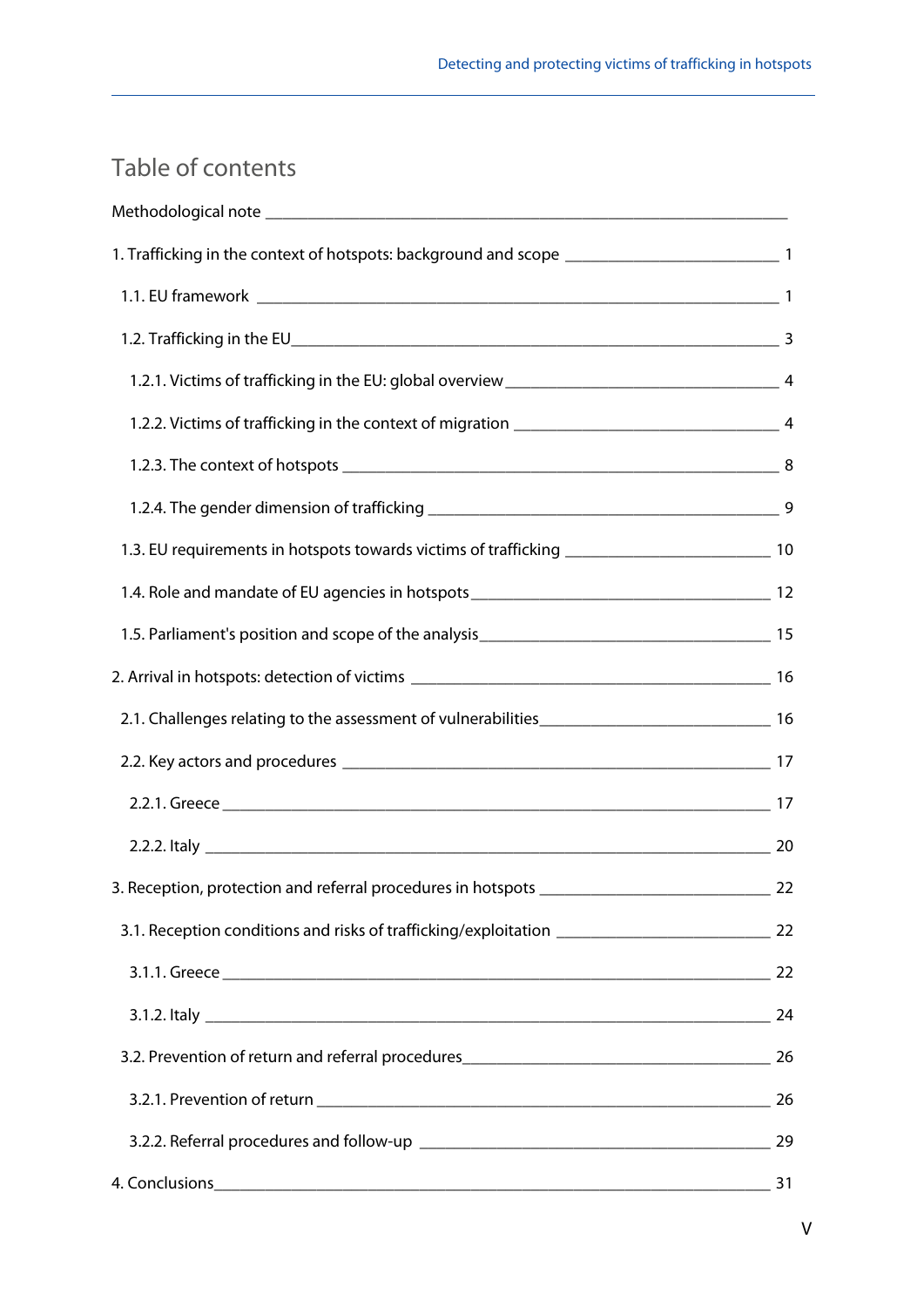# Table of contents

Methodological note

1. Trafficking in the context of hotspots: background and scope — 1

 1.1. EU framework — 1

 1.2. Trafficking in the EU — 3

  1.2.1. Victims of trafficking in the EU: global overview — 4

  1.2.2. Victims of trafficking in the context of migration — 4

  1.2.3. The context of hotspots — 8

  1.2.4. The gender dimension of trafficking — 9

 1.3. EU requirements in hotspots towards victims of trafficking — 10

 1.4. Role and mandate of EU agencies in hotspots — 12

 1.5. Parliament's position and scope of the analysis — 15

2. Arrival in hotspots: detection of victims — 16

 2.1. Challenges relating to the assessment of vulnerabilities — 16

 2.2. Key actors and procedures — 17

  2.2.1. Greece — 17

  2.2.2. Italy — 20

3. Reception, protection and referral procedures in hotspots — 22

 3.1. Reception conditions and risks of trafficking/exploitation — 22

  3.1.1. Greece — 22

  3.1.2. Italy — 24

 3.2. Prevention of return and referral procedures — 26

  3.2.1. Prevention of return — 26

  3.2.2. Referral procedures and follow-up — 29

4. Conclusions — 31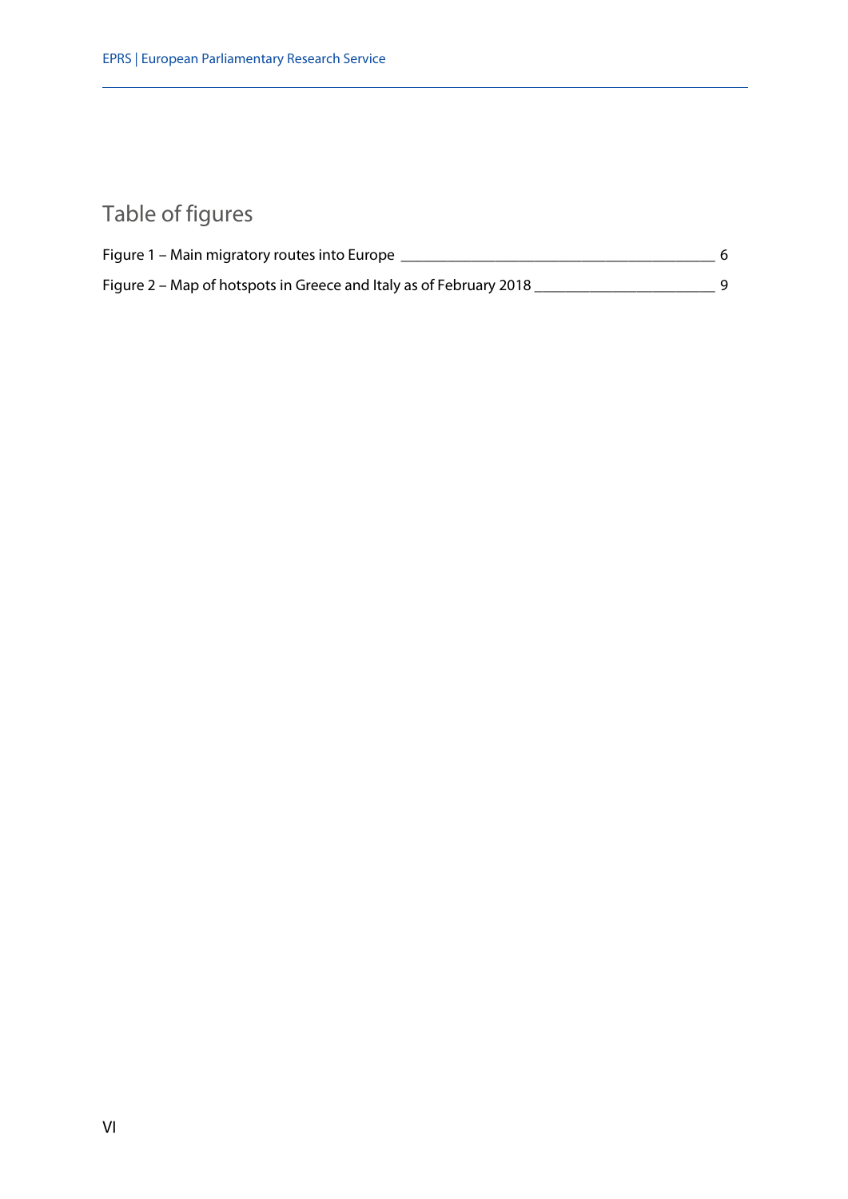## Table of figures

Figure 1 – Main migratory routes into Europe ___________________________________________ 6

Figure 2 – Map of hotspots in Greece and Italy as of February 2018 _________________________ 9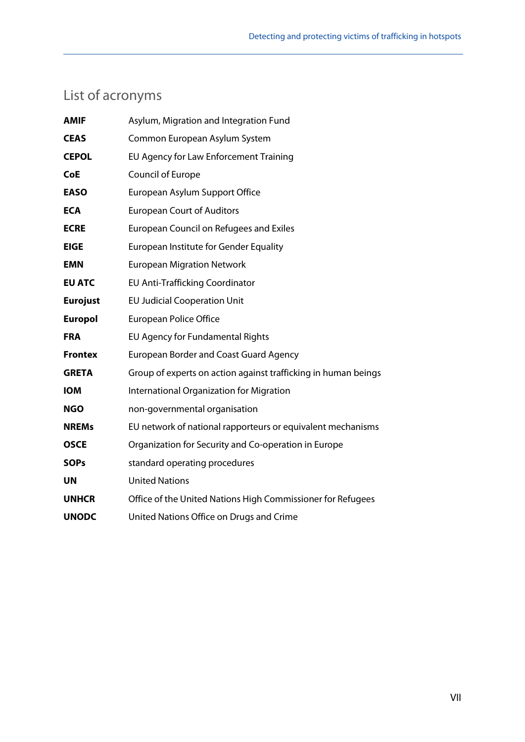## List of acronyms

| | |
|---|---|
| **AMIF** | Asylum, Migration and Integration Fund |
| **CEAS** | Common European Asylum System |
| **CEPOL** | EU Agency for Law Enforcement Training |
| **CoE** | Council of Europe |
| **EASO** | European Asylum Support Office |
| **ECA** | European Court of Auditors |
| **ECRE** | European Council on Refugees and Exiles |
| **EIGE** | European Institute for Gender Equality |
| **EMN** | European Migration Network |
| **EU ATC** | EU Anti-Trafficking Coordinator |
| **Eurojust** | EU Judicial Cooperation Unit |
| **Europol** | European Police Office |
| **FRA** | EU Agency for Fundamental Rights |
| **Frontex** | European Border and Coast Guard Agency |
| **GRETA** | Group of experts on action against trafficking in human beings |
| **IOM** | International Organization for Migration |
| **NGO** | non-governmental organisation |
| **NREMs** | EU network of national rapporteurs or equivalent mechanisms |
| **OSCE** | Organization for Security and Co-operation in Europe |
| **SOPs** | standard operating procedures |
| **UN** | United Nations |
| **UNHCR** | Office of the United Nations High Commissioner for Refugees |
| **UNODC** | United Nations Office on Drugs and Crime |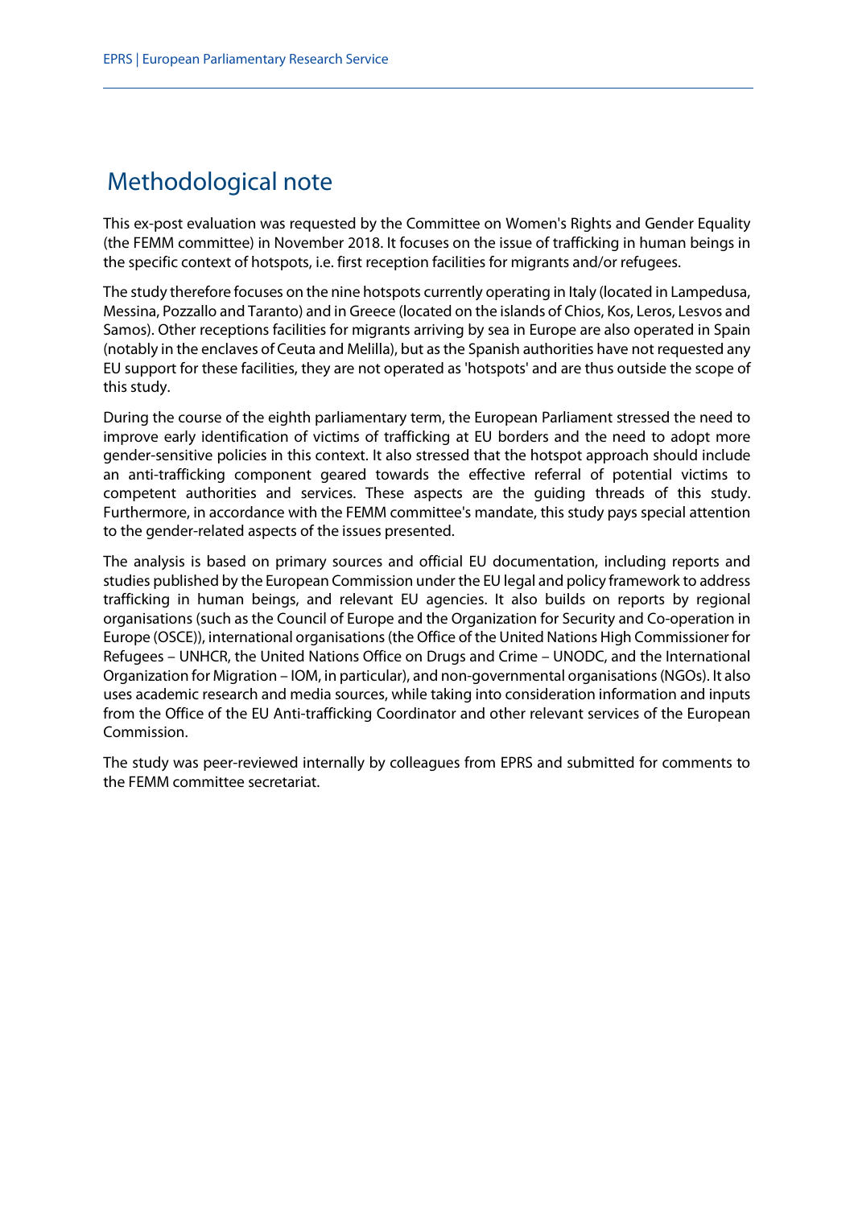## Methodological note

This ex-post evaluation was requested by the Committee on Women's Rights and Gender Equality (the FEMM committee) in November 2018. It focuses on the issue of trafficking in human beings in the specific context of hotspots, i.e. first reception facilities for migrants and/or refugees.

The study therefore focuses on the nine hotspots currently operating in Italy (located in Lampedusa, Messina, Pozzallo and Taranto) and in Greece (located on the islands of Chios, Kos, Leros, Lesvos and Samos). Other receptions facilities for migrants arriving by sea in Europe are also operated in Spain (notably in the enclaves of Ceuta and Melilla), but as the Spanish authorities have not requested any EU support for these facilities, they are not operated as 'hotspots' and are thus outside the scope of this study.

During the course of the eighth parliamentary term, the European Parliament stressed the need to improve early identification of victims of trafficking at EU borders and the need to adopt more gender-sensitive policies in this context. It also stressed that the hotspot approach should include an anti-trafficking component geared towards the effective referral of potential victims to competent authorities and services. These aspects are the guiding threads of this study. Furthermore, in accordance with the FEMM committee's mandate, this study pays special attention to the gender-related aspects of the issues presented.

The analysis is based on primary sources and official EU documentation, including reports and studies published by the European Commission under the EU legal and policy framework to address trafficking in human beings, and relevant EU agencies. It also builds on reports by regional organisations (such as the Council of Europe and the Organization for Security and Co-operation in Europe (OSCE)), international organisations (the Office of the United Nations High Commissioner for Refugees – UNHCR, the United Nations Office on Drugs and Crime – UNODC, and the International Organization for Migration – IOM, in particular), and non-governmental organisations (NGOs). It also uses academic research and media sources, while taking into consideration information and inputs from the Office of the EU Anti-trafficking Coordinator and other relevant services of the European Commission.

The study was peer-reviewed internally by colleagues from EPRS and submitted for comments to the FEMM committee secretariat.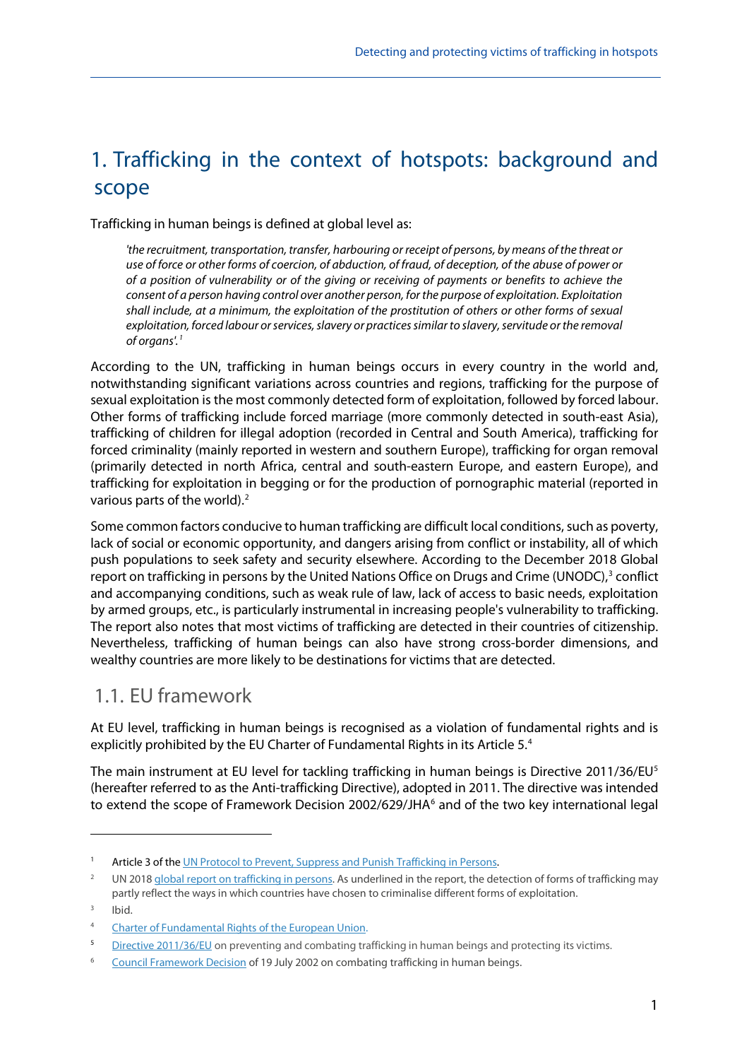# 1. Trafficking in the context of hotspots: background and scope

Trafficking in human beings is defined at global level as:

> *'the recruitment, transportation, transfer, harbouring or receipt of persons, by means of the threat or use of force or other forms of coercion, of abduction, of fraud, of deception, of the abuse of power or of a position of vulnerability or of the giving or receiving of payments or benefits to achieve the consent of a person having control over another person, for the purpose of exploitation. Exploitation shall include, at a minimum, the exploitation of the prostitution of others or other forms of sexual exploitation, forced labour or services, slavery or practices similar to slavery, servitude or the removal of organs'.*[1]

According to the UN, trafficking in human beings occurs in every country in the world and, notwithstanding significant variations across countries and regions, trafficking for the purpose of sexual exploitation is the most commonly detected form of exploitation, followed by forced labour. Other forms of trafficking include forced marriage (more commonly detected in south-east Asia), trafficking of children for illegal adoption (recorded in Central and South America), trafficking for forced criminality (mainly reported in western and southern Europe), trafficking for organ removal (primarily detected in north Africa, central and south-eastern Europe, and eastern Europe), and trafficking for exploitation in begging or for the production of pornographic material (reported in various parts of the world).[2]

Some common factors conducive to human trafficking are difficult local conditions, such as poverty, lack of social or economic opportunity, and dangers arising from conflict or instability, all of which push populations to seek safety and security elsewhere. According to the December 2018 Global report on trafficking in persons by the United Nations Office on Drugs and Crime (UNODC),[3] conflict and accompanying conditions, such as weak rule of law, lack of access to basic needs, exploitation by armed groups, etc., is particularly instrumental in increasing people's vulnerability to trafficking. The report also notes that most victims of trafficking are detected in their countries of citizenship. Nevertheless, trafficking of human beings can also have strong cross-border dimensions, and wealthy countries are more likely to be destinations for victims that are detected.

## 1.1. EU framework

At EU level, trafficking in human beings is recognised as a violation of fundamental rights and is explicitly prohibited by the EU Charter of Fundamental Rights in its Article 5.[4]

The main instrument at EU level for tackling trafficking in human beings is Directive 2011/36/EU[5] (hereafter referred to as the Anti-trafficking Directive), adopted in 2011. The directive was intended to extend the scope of Framework Decision 2002/629/JHA[6] and of the two key international legal

---

[1] Article 3 of the UN Protocol to Prevent, Suppress and Punish Trafficking in Persons.

[2] UN 2018 global report on trafficking in persons. As underlined in the report, the detection of forms of trafficking may partly reflect the ways in which countries have chosen to criminalise different forms of exploitation.

[3] Ibid.

[4] Charter of Fundamental Rights of the European Union.

[5] Directive 2011/36/EU on preventing and combating trafficking in human beings and protecting its victims.

[6] Council Framework Decision of 19 July 2002 on combating trafficking in human beings.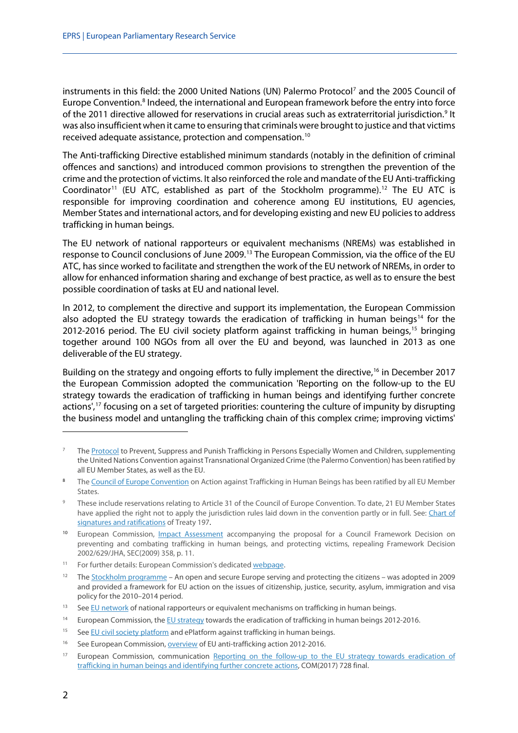instruments in this field: the 2000 United Nations (UN) Palermo Protocol[7] and the 2005 Council of Europe Convention.[8] Indeed, the international and European framework before the entry into force of the 2011 directive allowed for reservations in crucial areas such as extraterritorial jurisdiction.[9] It was also insufficient when it came to ensuring that criminals were brought to justice and that victims received adequate assistance, protection and compensation.[10]

The Anti-trafficking Directive established minimum standards (notably in the definition of criminal offences and sanctions) and introduced common provisions to strengthen the prevention of the crime and the protection of victims. It also reinforced the role and mandate of the EU Anti-trafficking Coordinator[11] (EU ATC, established as part of the Stockholm programme).[12] The EU ATC is responsible for improving coordination and coherence among EU institutions, EU agencies, Member States and international actors, and for developing existing and new EU policies to address trafficking in human beings.

The EU network of national rapporteurs or equivalent mechanisms (NREMs) was established in response to Council conclusions of June 2009.[13] The European Commission, via the office of the EU ATC, has since worked to facilitate and strengthen the work of the EU network of NREMs, in order to allow for enhanced information sharing and exchange of best practice, as well as to ensure the best possible coordination of tasks at EU and national level.

In 2012, to complement the directive and support its implementation, the European Commission also adopted the EU strategy towards the eradication of trafficking in human beings[14] for the 2012-2016 period. The EU civil society platform against trafficking in human beings,[15] bringing together around 100 NGOs from all over the EU and beyond, was launched in 2013 as one deliverable of the EU strategy.

Building on the strategy and ongoing efforts to fully implement the directive,[16] in December 2017 the European Commission adopted the communication 'Reporting on the follow-up to the EU strategy towards the eradication of trafficking in human beings and identifying further concrete actions',[17] focusing on a set of targeted priorities: countering the culture of impunity by disrupting the business model and untangling the trafficking chain of this complex crime; improving victims'

---

[7] The Protocol to Prevent, Suppress and Punish Trafficking in Persons Especially Women and Children, supplementing the United Nations Convention against Transnational Organized Crime (the Palermo Convention) has been ratified by all EU Member States, as well as the EU.

[8] The Council of Europe Convention on Action against Trafficking in Human Beings has been ratified by all EU Member States.

[9] These include reservations relating to Article 31 of the Council of Europe Convention. To date, 21 EU Member States have applied the right not to apply the jurisdiction rules laid down in the convention partly or in full. See: Chart of signatures and ratifications of Treaty 197.

[10] European Commission, Impact Assessment accompanying the proposal for a Council Framework Decision on preventing and combating trafficking in human beings, and protecting victims, repealing Framework Decision 2002/629/JHA, SEC(2009) 358, p. 11.

[11] For further details: European Commission's dedicated webpage.

[12] The Stockholm programme – An open and secure Europe serving and protecting the citizens – was adopted in 2009 and provided a framework for EU action on the issues of citizenship, justice, security, asylum, immigration and visa policy for the 2010–2014 period.

[13] See EU network of national rapporteurs or equivalent mechanisms on trafficking in human beings.

[14] European Commission, the EU strategy towards the eradication of trafficking in human beings 2012-2016.

[15] See EU civil society platform and ePlatform against trafficking in human beings.

[16] See European Commission, overview of EU anti-trafficking action 2012-2016.

[17] European Commission, communication Reporting on the follow-up to the EU strategy towards eradication of trafficking in human beings and identifying further concrete actions, COM(2017) 728 final.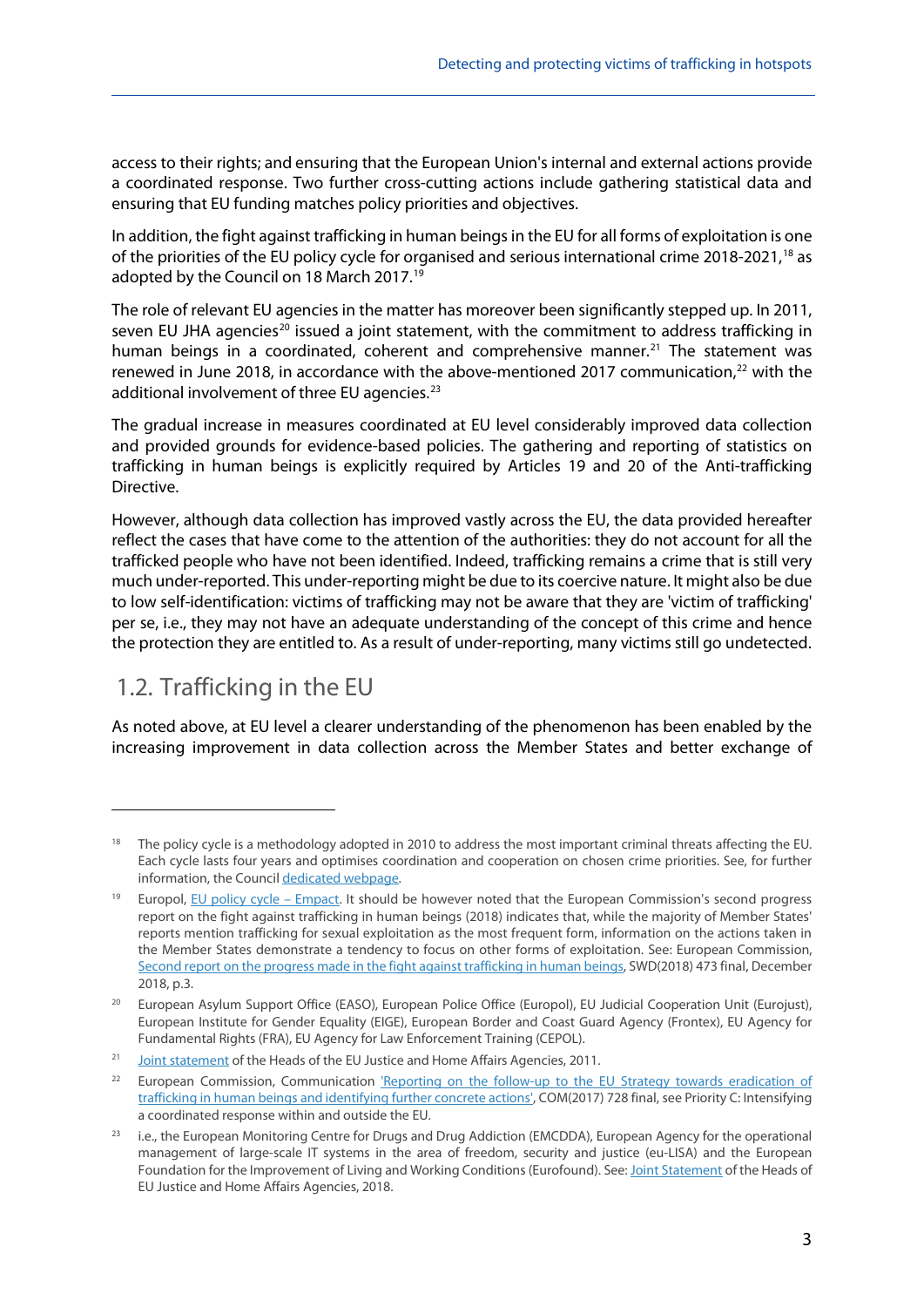access to their rights; and ensuring that the European Union's internal and external actions provide a coordinated response. Two further cross-cutting actions include gathering statistical data and ensuring that EU funding matches policy priorities and objectives.

In addition, the fight against trafficking in human beings in the EU for all forms of exploitation is one of the priorities of the EU policy cycle for organised and serious international crime 2018-2021,[18] as adopted by the Council on 18 March 2017.[19]

The role of relevant EU agencies in the matter has moreover been significantly stepped up. In 2011, seven EU JHA agencies[20] issued a joint statement, with the commitment to address trafficking in human beings in a coordinated, coherent and comprehensive manner.[21] The statement was renewed in June 2018, in accordance with the above-mentioned 2017 communication,[22] with the additional involvement of three EU agencies.[23]

The gradual increase in measures coordinated at EU level considerably improved data collection and provided grounds for evidence-based policies. The gathering and reporting of statistics on trafficking in human beings is explicitly required by Articles 19 and 20 of the Anti-trafficking Directive.

However, although data collection has improved vastly across the EU, the data provided hereafter reflect the cases that have come to the attention of the authorities: they do not account for all the trafficked people who have not been identified. Indeed, trafficking remains a crime that is still very much under-reported. This under-reporting might be due to its coercive nature. It might also be due to low self-identification: victims of trafficking may not be aware that they are 'victim of trafficking' per se, i.e., they may not have an adequate understanding of the concept of this crime and hence the protection they are entitled to. As a result of under-reporting, many victims still go undetected.

## 1.2. Trafficking in the EU

As noted above, at EU level a clearer understanding of the phenomenon has been enabled by the increasing improvement in data collection across the Member States and better exchange of

---

[18] The policy cycle is a methodology adopted in 2010 to address the most important criminal threats affecting the EU. Each cycle lasts four years and optimises coordination and cooperation on chosen crime priorities. See, for further information, the Council dedicated webpage.

[19] Europol, EU policy cycle – Empact. It should be however noted that the European Commission's second progress report on the fight against trafficking in human beings (2018) indicates that, while the majority of Member States' reports mention trafficking for sexual exploitation as the most frequent form, information on the actions taken in the Member States demonstrate a tendency to focus on other forms of exploitation. See: European Commission, Second report on the progress made in the fight against trafficking in human beings, SWD(2018) 473 final, December 2018, p.3.

[20] European Asylum Support Office (EASO), European Police Office (Europol), EU Judicial Cooperation Unit (Eurojust), European Institute for Gender Equality (EIGE), European Border and Coast Guard Agency (Frontex), EU Agency for Fundamental Rights (FRA), EU Agency for Law Enforcement Training (CEPOL).

[21] Joint statement of the Heads of the EU Justice and Home Affairs Agencies, 2011.

[22] European Commission, Communication 'Reporting on the follow-up to the EU Strategy towards eradication of trafficking in human beings and identifying further concrete actions', COM(2017) 728 final, see Priority C: Intensifying a coordinated response within and outside the EU.

[23] i.e., the European Monitoring Centre for Drugs and Drug Addiction (EMCDDA), European Agency for the operational management of large-scale IT systems in the area of freedom, security and justice (eu-LISA) and the European Foundation for the Improvement of Living and Working Conditions (Eurofound). See: Joint Statement of the Heads of EU Justice and Home Affairs Agencies, 2018.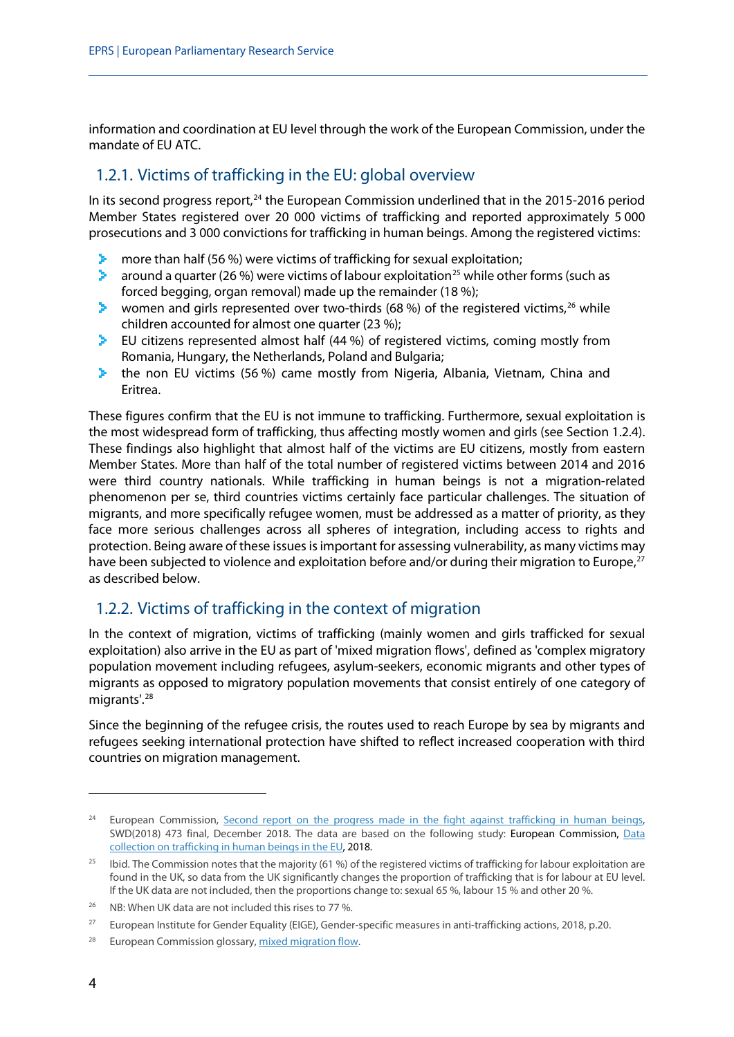information and coordination at EU level through the work of the European Commission, under the mandate of EU ATC.

### 1.2.1. Victims of trafficking in the EU: global overview

In its second progress report,[24] the European Commission underlined that in the 2015-2016 period Member States registered over 20 000 victims of trafficking and reported approximately 5 000 prosecutions and 3 000 convictions for trafficking in human beings. Among the registered victims:

- more than half (56 %) were victims of trafficking for sexual exploitation;
- around a quarter (26 %) were victims of labour exploitation[25] while other forms (such as forced begging, organ removal) made up the remainder (18 %);
- women and girls represented over two-thirds (68 %) of the registered victims,[26] while children accounted for almost one quarter (23 %);
- EU citizens represented almost half (44 %) of registered victims, coming mostly from Romania, Hungary, the Netherlands, Poland and Bulgaria;
- the non EU victims (56 %) came mostly from Nigeria, Albania, Vietnam, China and Eritrea.

These figures confirm that the EU is not immune to trafficking. Furthermore, sexual exploitation is the most widespread form of trafficking, thus affecting mostly women and girls (see Section 1.2.4). These findings also highlight that almost half of the victims are EU citizens, mostly from eastern Member States. More than half of the total number of registered victims between 2014 and 2016 were third country nationals. While trafficking in human beings is not a migration-related phenomenon per se, third countries victims certainly face particular challenges. The situation of migrants, and more specifically refugee women, must be addressed as a matter of priority, as they face more serious challenges across all spheres of integration, including access to rights and protection. Being aware of these issues is important for assessing vulnerability, as many victims may have been subjected to violence and exploitation before and/or during their migration to Europe,[27] as described below.

### 1.2.2. Victims of trafficking in the context of migration

In the context of migration, victims of trafficking (mainly women and girls trafficked for sexual exploitation) also arrive in the EU as part of 'mixed migration flows', defined as 'complex migratory population movement including refugees, asylum-seekers, economic migrants and other types of migrants as opposed to migratory population movements that consist entirely of one category of migrants'.[28]

Since the beginning of the refugee crisis, the routes used to reach Europe by sea by migrants and refugees seeking international protection have shifted to reflect increased cooperation with third countries on migration management.

---

[24] European Commission, Second report on the progress made in the fight against trafficking in human beings, SWD(2018) 473 final, December 2018. The data are based on the following study: European Commission, Data collection on trafficking in human beings in the EU, 2018.

[25] Ibid. The Commission notes that the majority (61 %) of the registered victims of trafficking for labour exploitation are found in the UK, so data from the UK significantly changes the proportion of trafficking that is for labour at EU level. If the UK data are not included, then the proportions change to: sexual 65 %, labour 15 % and other 20 %.

[26] NB: When UK data are not included this rises to 77 %.

[27] European Institute for Gender Equality (EIGE), Gender-specific measures in anti-trafficking actions, 2018, p.20.

[28] European Commission glossary, mixed migration flow.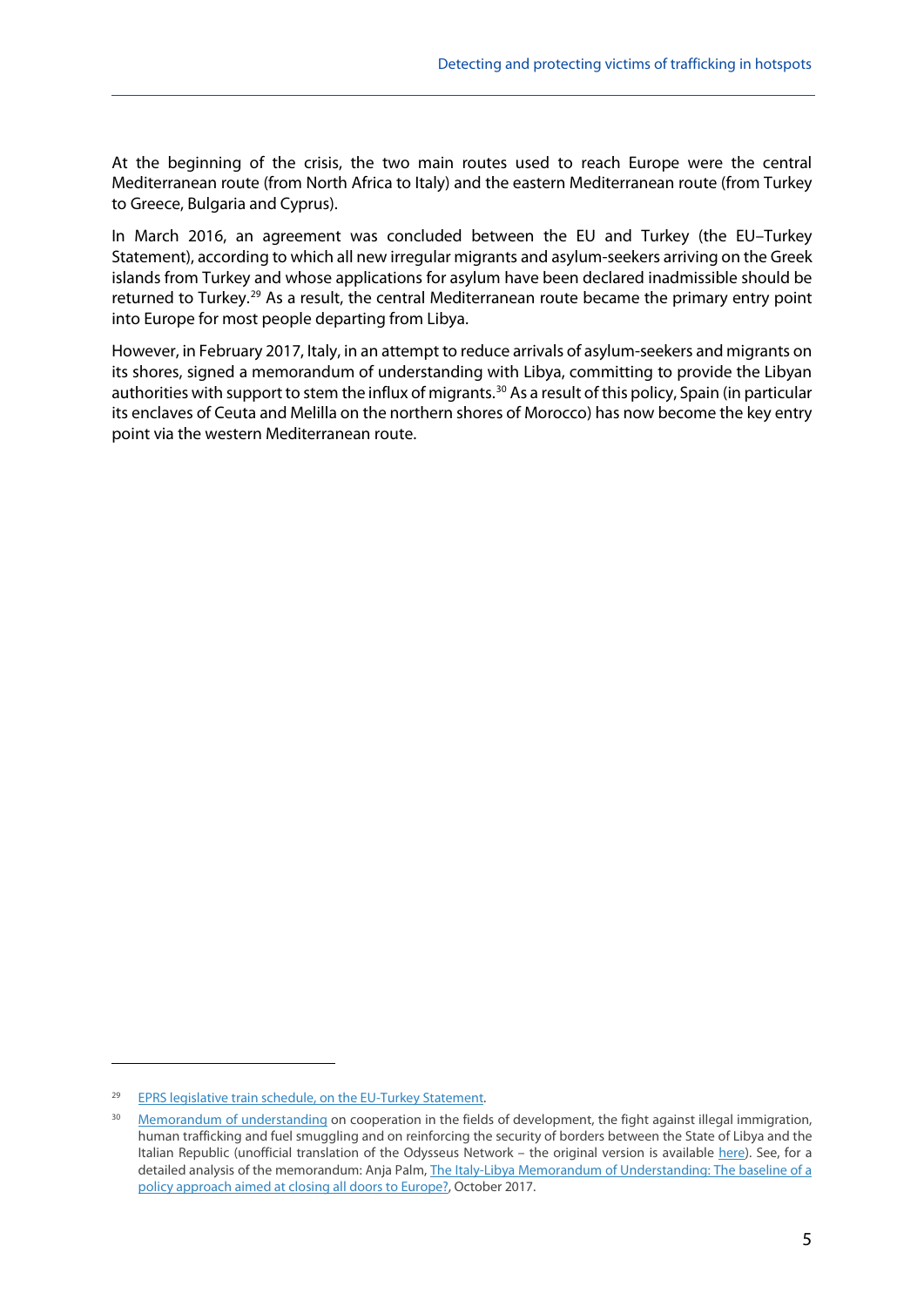At the beginning of the crisis, the two main routes used to reach Europe were the central Mediterranean route (from North Africa to Italy) and the eastern Mediterranean route (from Turkey to Greece, Bulgaria and Cyprus).

In March 2016, an agreement was concluded between the EU and Turkey (the EU–Turkey Statement), according to which all new irregular migrants and asylum-seekers arriving on the Greek islands from Turkey and whose applications for asylum have been declared inadmissible should be returned to Turkey.[29] As a result, the central Mediterranean route became the primary entry point into Europe for most people departing from Libya.

However, in February 2017, Italy, in an attempt to reduce arrivals of asylum-seekers and migrants on its shores, signed a memorandum of understanding with Libya, committing to provide the Libyan authorities with support to stem the influx of migrants.[30] As a result of this policy, Spain (in particular its enclaves of Ceuta and Melilla on the northern shores of Morocco) has now become the key entry point via the western Mediterranean route.

---

[29] EPRS legislative train schedule, on the EU-Turkey Statement.

[30] Memorandum of understanding on cooperation in the fields of development, the fight against illegal immigration, human trafficking and fuel smuggling and on reinforcing the security of borders between the State of Libya and the Italian Republic (unofficial translation of the Odysseus Network – the original version is available here). See, for a detailed analysis of the memorandum: Anja Palm, The Italy-Libya Memorandum of Understanding: The baseline of a policy approach aimed at closing all doors to Europe?, October 2017.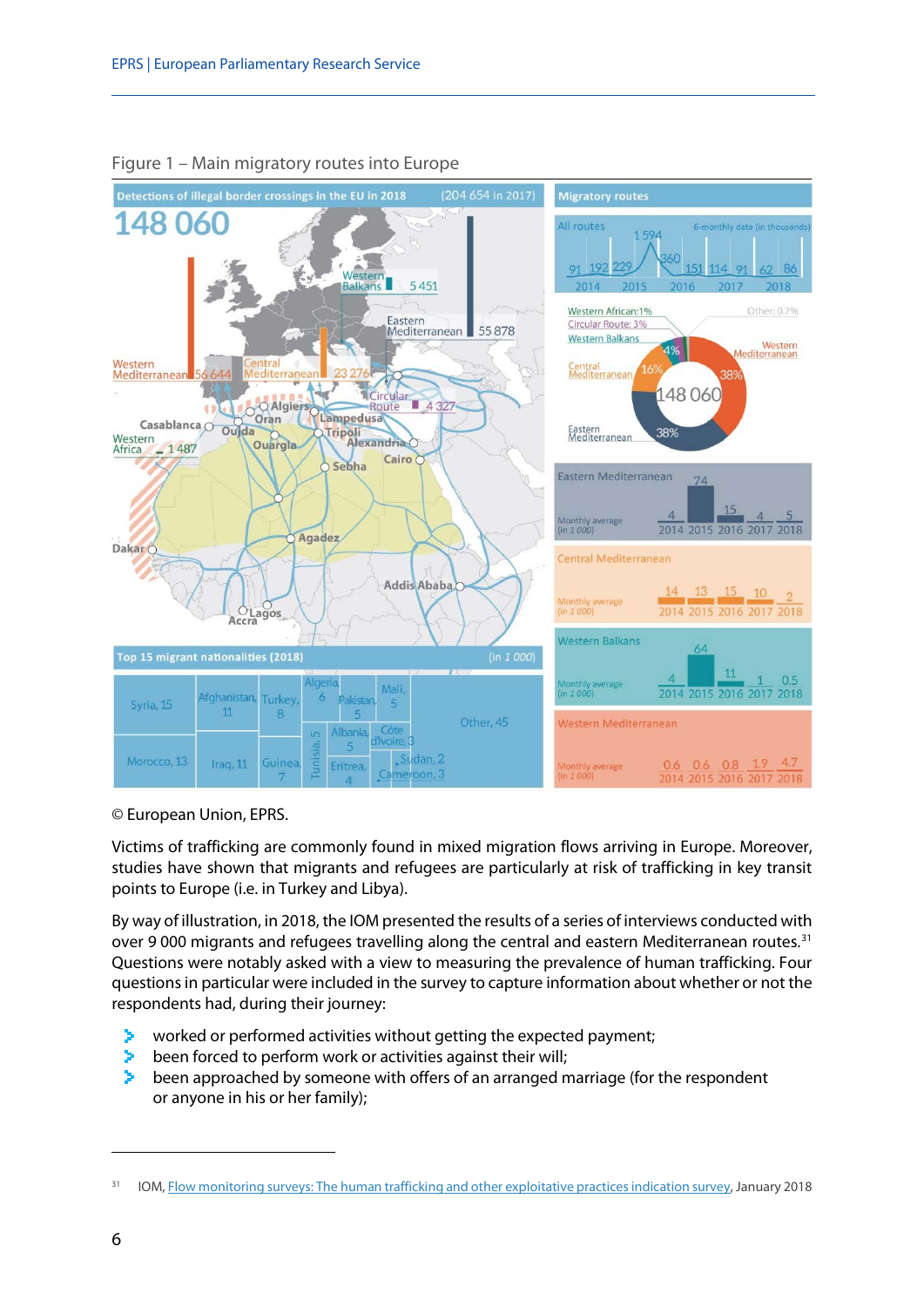Figure 1 – Main migratory routes into Europe

Detections of illegal border crossings in the EU in 2018 (204 654 in 2017)

148 060

Western Balkans 5 451

Eastern Mediterranean 55 878

Western Mediterranean 56 644

Central Mediterranean 23 276

Circular Route 4 327

Western Africa 1 487

Algiers, Oran, Lampedusa, Casablanca, Oujda, Tripoli, Ouargla, Alexandria, Cairo, Sebha, Agadez, Dakar, Addis Ababa, Lagos, Accra

Top 15 migrant nationalities (2018) (in 1 000)

Syria, 15; Morocco, 13; Afghanistan, 11; Iraq, 11; Turkey, 8; Guinea, 7; Algeria, 6; Tunisia, 5; Pakistan, 5; Albania, 5; Eritrea, 4; Mali, 5; Côte d'Ivoire, 3; Sudan, 2; Cameroon, 3; Other, 45

Migratory routes

All routes — 6-monthly data (in thousands)

91 192 229 1 594 360 151 114 91 62 86

2014 2015 2016 2017 2018

Western African: 1%; Circular Route: 3%; Western Balkans 4%; Central Mediterranean 16%; Eastern Mediterranean 38%; Western Mediterranean 38%; Other: 0.7%

148 060

Eastern Mediterranean — Monthly average (in 1 000): 4 74 15 4 5 — 2014 2015 2016 2017 2018

Central Mediterranean — Monthly average (in 1 000): 14 13 15 10 2 — 2014 2015 2016 2017 2018

Western Balkans — Monthly average (in 1 000): 4 64 11 1 0.5 — 2014 2015 2016 2017 2018

Western Mediterranean — Monthly average (in 1 000): 0.6 0.6 0.8 1.9 4.7 — 2014 2015 2016 2017 2018

© European Union, EPRS.

Victims of trafficking are commonly found in mixed migration flows arriving in Europe. Moreover, studies have shown that migrants and refugees are particularly at risk of trafficking in key transit points to Europe (i.e. in Turkey and Libya).

By way of illustration, in 2018, the IOM presented the results of a series of interviews conducted with over 9 000 migrants and refugees travelling along the central and eastern Mediterranean routes.[31] Questions were notably asked with a view to measuring the prevalence of human trafficking. Four questions in particular were included in the survey to capture information about whether or not the respondents had, during their journey:

- worked or performed activities without getting the expected payment;
- been forced to perform work or activities against their will;
- been approached by someone with offers of an arranged marriage (for the respondent or anyone in his or her family);

[31] IOM, Flow monitoring surveys: The human trafficking and other exploitative practices indication survey, January 2018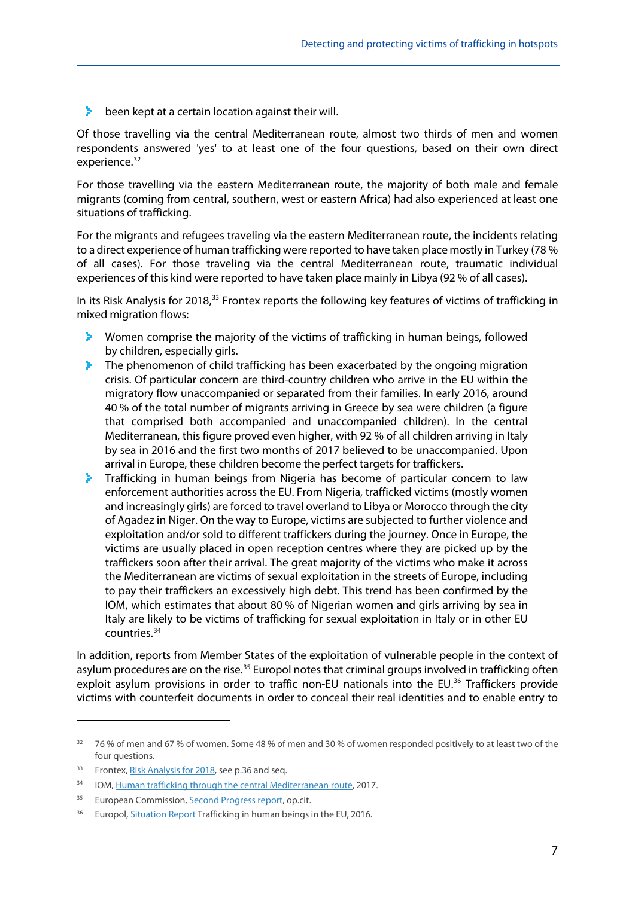- been kept at a certain location against their will.

Of those travelling via the central Mediterranean route, almost two thirds of men and women respondents answered 'yes' to at least one of the four questions, based on their own direct experience.[32]

For those travelling via the eastern Mediterranean route, the majority of both male and female migrants (coming from central, southern, west or eastern Africa) had also experienced at least one situations of trafficking.

For the migrants and refugees traveling via the eastern Mediterranean route, the incidents relating to a direct experience of human trafficking were reported to have taken place mostly in Turkey (78 % of all cases). For those traveling via the central Mediterranean route, traumatic individual experiences of this kind were reported to have taken place mainly in Libya (92 % of all cases).

In its Risk Analysis for 2018,[33] Frontex reports the following key features of victims of trafficking in mixed migration flows:

- Women comprise the majority of the victims of trafficking in human beings, followed by children, especially girls.
- The phenomenon of child trafficking has been exacerbated by the ongoing migration crisis. Of particular concern are third-country children who arrive in the EU within the migratory flow unaccompanied or separated from their families. In early 2016, around 40 % of the total number of migrants arriving in Greece by sea were children (a figure that comprised both accompanied and unaccompanied children). In the central Mediterranean, this figure proved even higher, with 92 % of all children arriving in Italy by sea in 2016 and the first two months of 2017 believed to be unaccompanied. Upon arrival in Europe, these children become the perfect targets for traffickers.
- Trafficking in human beings from Nigeria has become of particular concern to law enforcement authorities across the EU. From Nigeria, trafficked victims (mostly women and increasingly girls) are forced to travel overland to Libya or Morocco through the city of Agadez in Niger. On the way to Europe, victims are subjected to further violence and exploitation and/or sold to different traffickers during the journey. Once in Europe, the victims are usually placed in open reception centres where they are picked up by the traffickers soon after their arrival. The great majority of the victims who make it across the Mediterranean are victims of sexual exploitation in the streets of Europe, including to pay their traffickers an excessively high debt. This trend has been confirmed by the IOM, which estimates that about 80 % of Nigerian women and girls arriving by sea in Italy are likely to be victims of trafficking for sexual exploitation in Italy or in other EU countries.[34]

In addition, reports from Member States of the exploitation of vulnerable people in the context of asylum procedures are on the rise.[35] Europol notes that criminal groups involved in trafficking often exploit asylum provisions in order to traffic non-EU nationals into the EU.[36] Traffickers provide victims with counterfeit documents in order to conceal their real identities and to enable entry to

---

[32] 76 % of men and 67 % of women. Some 48 % of men and 30 % of women responded positively to at least two of the four questions.

[33] Frontex, Risk Analysis for 2018, see p.36 and seq.

[34] IOM, Human trafficking through the central Mediterranean route, 2017.

[35] European Commission, Second Progress report, op.cit.

[36] Europol, Situation Report Trafficking in human beings in the EU, 2016.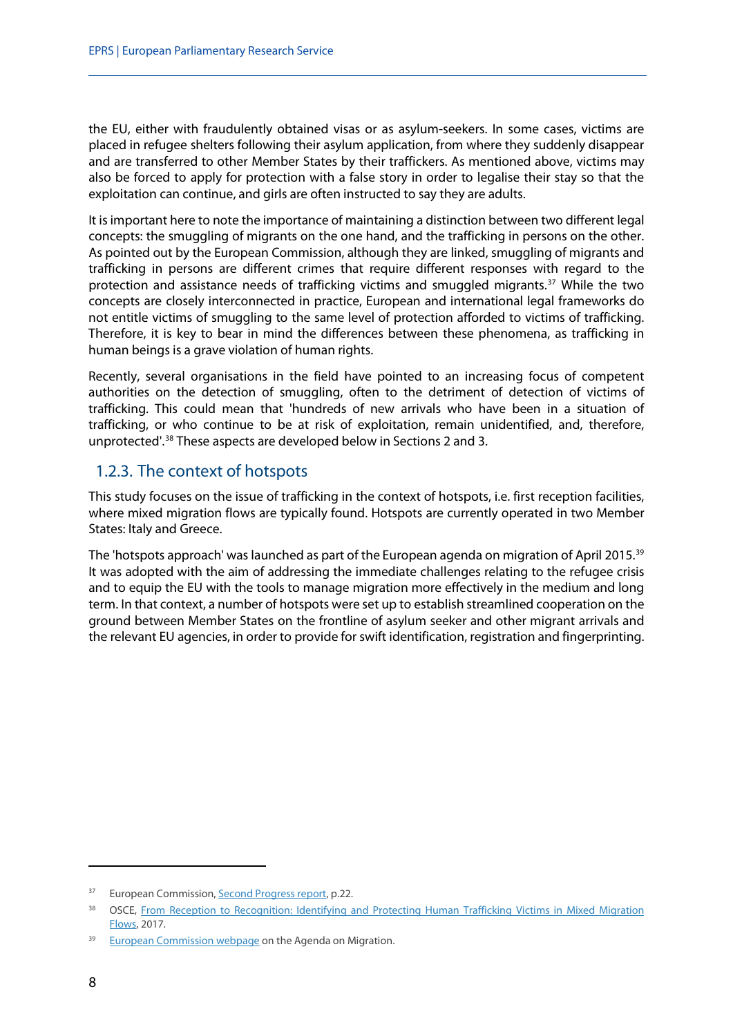the EU, either with fraudulently obtained visas or as asylum-seekers. In some cases, victims are placed in refugee shelters following their asylum application, from where they suddenly disappear and are transferred to other Member States by their traffickers. As mentioned above, victims may also be forced to apply for protection with a false story in order to legalise their stay so that the exploitation can continue, and girls are often instructed to say they are adults.

It is important here to note the importance of maintaining a distinction between two different legal concepts: the smuggling of migrants on the one hand, and the trafficking in persons on the other. As pointed out by the European Commission, although they are linked, smuggling of migrants and trafficking in persons are different crimes that require different responses with regard to the protection and assistance needs of trafficking victims and smuggled migrants.[37] While the two concepts are closely interconnected in practice, European and international legal frameworks do not entitle victims of smuggling to the same level of protection afforded to victims of trafficking. Therefore, it is key to bear in mind the differences between these phenomena, as trafficking in human beings is a grave violation of human rights.

Recently, several organisations in the field have pointed to an increasing focus of competent authorities on the detection of smuggling, often to the detriment of detection of victims of trafficking. This could mean that 'hundreds of new arrivals who have been in a situation of trafficking, or who continue to be at risk of exploitation, remain unidentified, and, therefore, unprotected'.[38] These aspects are developed below in Sections 2 and 3.

### 1.2.3. The context of hotspots

This study focuses on the issue of trafficking in the context of hotspots, i.e. first reception facilities, where mixed migration flows are typically found. Hotspots are currently operated in two Member States: Italy and Greece.

The 'hotspots approach' was launched as part of the European agenda on migration of April 2015.[39] It was adopted with the aim of addressing the immediate challenges relating to the refugee crisis and to equip the EU with the tools to manage migration more effectively in the medium and long term. In that context, a number of hotspots were set up to establish streamlined cooperation on the ground between Member States on the frontline of asylum seeker and other migrant arrivals and the relevant EU agencies, in order to provide for swift identification, registration and fingerprinting.

---

[37] European Commission, Second Progress report, p.22.

[38] OSCE, From Reception to Recognition: Identifying and Protecting Human Trafficking Victims in Mixed Migration Flows, 2017.

[39] European Commission webpage on the Agenda on Migration.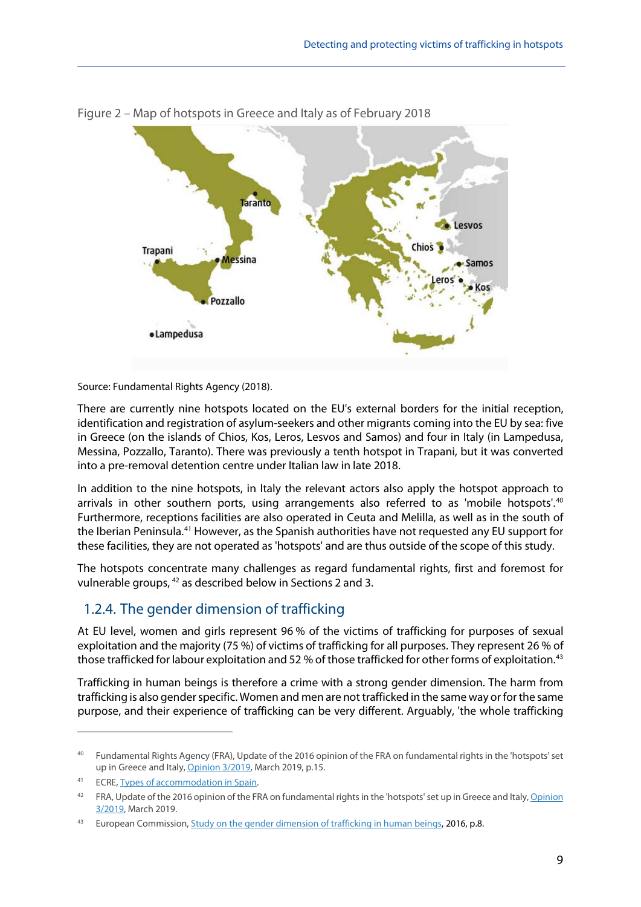Figure 2 – Map of hotspots in Greece and Italy as of February 2018

Taranto
Trapani
Messina
Pozzallo
Lampedusa
Lesvos
Chios
Samos
Leros
Kos

Source: Fundamental Rights Agency (2018).

There are currently nine hotspots located on the EU's external borders for the initial reception, identification and registration of asylum-seekers and other migrants coming into the EU by sea: five in Greece (on the islands of Chios, Kos, Leros, Lesvos and Samos) and four in Italy (in Lampedusa, Messina, Pozzallo, Taranto). There was previously a tenth hotspot in Trapani, but it was converted into a pre-removal detention centre under Italian law in late 2018.

In addition to the nine hotspots, in Italy the relevant actors also apply the hotspot approach to arrivals in other southern ports, using arrangements also referred to as 'mobile hotspots'.[40] Furthermore, receptions facilities are also operated in Ceuta and Melilla, as well as in the south of the Iberian Peninsula.[41] However, as the Spanish authorities have not requested any EU support for these facilities, they are not operated as 'hotspots' and are thus outside of the scope of this study.

The hotspots concentrate many challenges as regard fundamental rights, first and foremost for vulnerable groups, [42] as described below in Sections 2 and 3.

### 1.2.4. The gender dimension of trafficking

At EU level, women and girls represent 96 % of the victims of trafficking for purposes of sexual exploitation and the majority (75 %) of victims of trafficking for all purposes. They represent 26 % of those trafficked for labour exploitation and 52 % of those trafficked for other forms of exploitation.[43]

Trafficking in human beings is therefore a crime with a strong gender dimension. The harm from trafficking is also gender specific. Women and men are not trafficked in the same way or for the same purpose, and their experience of trafficking can be very different. Arguably, 'the whole trafficking

---

[40] Fundamental Rights Agency (FRA), Update of the 2016 opinion of the FRA on fundamental rights in the 'hotspots' set up in Greece and Italy, Opinion 3/2019, March 2019, p.15.

[41] ECRE, Types of accommodation in Spain.

[42] FRA, Update of the 2016 opinion of the FRA on fundamental rights in the 'hotspots' set up in Greece and Italy, Opinion 3/2019, March 2019.

[43] European Commission, Study on the gender dimension of trafficking in human beings, 2016, p.8.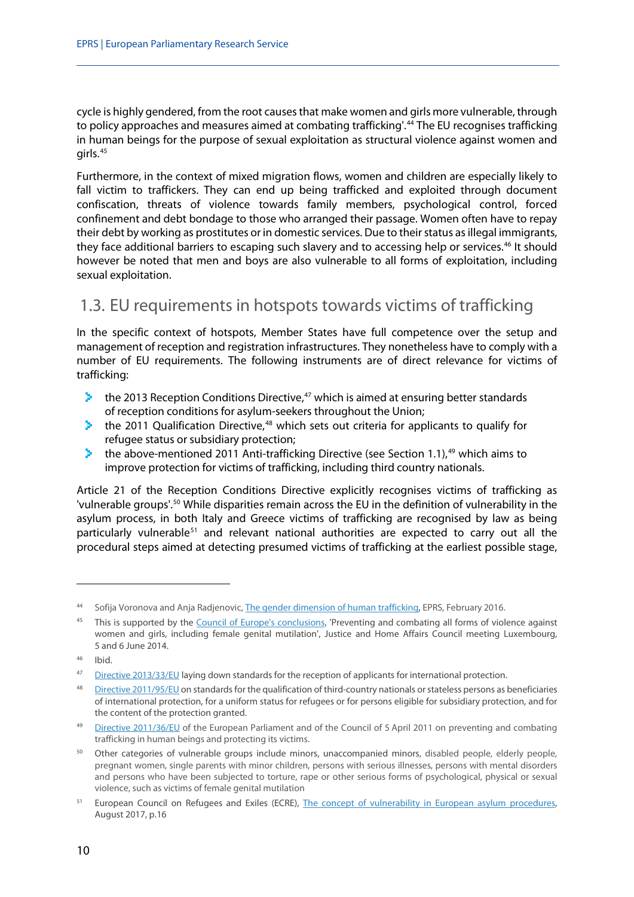cycle is highly gendered, from the root causes that make women and girls more vulnerable, through to policy approaches and measures aimed at combating trafficking'.[44] The EU recognises trafficking in human beings for the purpose of sexual exploitation as structural violence against women and girls.[45]

Furthermore, in the context of mixed migration flows, women and children are especially likely to fall victim to traffickers. They can end up being trafficked and exploited through document confiscation, threats of violence towards family members, psychological control, forced confinement and debt bondage to those who arranged their passage. Women often have to repay their debt by working as prostitutes or in domestic services. Due to their status as illegal immigrants, they face additional barriers to escaping such slavery and to accessing help or services.[46] It should however be noted that men and boys are also vulnerable to all forms of exploitation, including sexual exploitation.

## 1.3. EU requirements in hotspots towards victims of trafficking

In the specific context of hotspots, Member States have full competence over the setup and management of reception and registration infrastructures. They nonetheless have to comply with a number of EU requirements. The following instruments are of direct relevance for victims of trafficking:

- the 2013 Reception Conditions Directive,[47] which is aimed at ensuring better standards of reception conditions for asylum-seekers throughout the Union;
- the 2011 Qualification Directive,[48] which sets out criteria for applicants to qualify for refugee status or subsidiary protection;
- the above-mentioned 2011 Anti-trafficking Directive (see Section 1.1),[49] which aims to improve protection for victims of trafficking, including third country nationals.

Article 21 of the Reception Conditions Directive explicitly recognises victims of trafficking as 'vulnerable groups'.[50] While disparities remain across the EU in the definition of vulnerability in the asylum process, in both Italy and Greece victims of trafficking are recognised by law as being particularly vulnerable[51] and relevant national authorities are expected to carry out all the procedural steps aimed at detecting presumed victims of trafficking at the earliest possible stage,

---

[44] Sofija Voronova and Anja Radjenovic, The gender dimension of human trafficking, EPRS, February 2016.

[45] This is supported by the Council of Europe's conclusions, 'Preventing and combating all forms of violence against women and girls, including female genital mutilation', Justice and Home Affairs Council meeting Luxembourg, 5 and 6 June 2014.

[46] Ibid.

[47] Directive 2013/33/EU laying down standards for the reception of applicants for international protection.

[48] Directive 2011/95/EU on standards for the qualification of third-country nationals or stateless persons as beneficiaries of international protection, for a uniform status for refugees or for persons eligible for subsidiary protection, and for the content of the protection granted.

[49] Directive 2011/36/EU of the European Parliament and of the Council of 5 April 2011 on preventing and combating trafficking in human beings and protecting its victims.

[50] Other categories of vulnerable groups include minors, unaccompanied minors, disabled people, elderly people, pregnant women, single parents with minor children, persons with serious illnesses, persons with mental disorders and persons who have been subjected to torture, rape or other serious forms of psychological, physical or sexual violence, such as victims of female genital mutilation

[51] European Council on Refugees and Exiles (ECRE), The concept of vulnerability in European asylum procedures, August 2017, p.16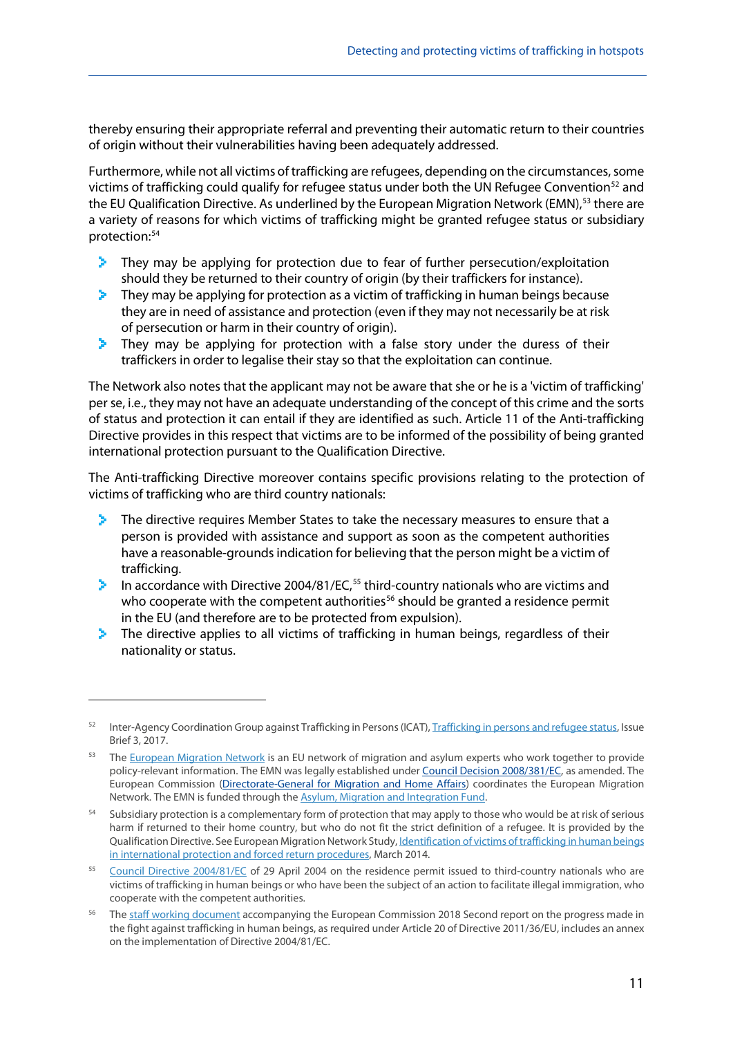thereby ensuring their appropriate referral and preventing their automatic return to their countries of origin without their vulnerabilities having been adequately addressed.

Furthermore, while not all victims of trafficking are refugees, depending on the circumstances, some victims of trafficking could qualify for refugee status under both the UN Refugee Convention[52] and the EU Qualification Directive. As underlined by the European Migration Network (EMN),[53] there are a variety of reasons for which victims of trafficking might be granted refugee status or subsidiary protection:[54]

- They may be applying for protection due to fear of further persecution/exploitation should they be returned to their country of origin (by their traffickers for instance).
- They may be applying for protection as a victim of trafficking in human beings because they are in need of assistance and protection (even if they may not necessarily be at risk of persecution or harm in their country of origin).
- They may be applying for protection with a false story under the duress of their traffickers in order to legalise their stay so that the exploitation can continue.

The Network also notes that the applicant may not be aware that she or he is a 'victim of trafficking' per se, i.e., they may not have an adequate understanding of the concept of this crime and the sorts of status and protection it can entail if they are identified as such. Article 11 of the Anti-trafficking Directive provides in this respect that victims are to be informed of the possibility of being granted international protection pursuant to the Qualification Directive.

The Anti-trafficking Directive moreover contains specific provisions relating to the protection of victims of trafficking who are third country nationals:

- The directive requires Member States to take the necessary measures to ensure that a person is provided with assistance and support as soon as the competent authorities have a reasonable-grounds indication for believing that the person might be a victim of trafficking.
- In accordance with Directive 2004/81/EC,[55] third-country nationals who are victims and who cooperate with the competent authorities[56] should be granted a residence permit in the EU (and therefore are to be protected from expulsion).
- The directive applies to all victims of trafficking in human beings, regardless of their nationality or status.

---

[52] Inter-Agency Coordination Group against Trafficking in Persons (ICAT), Trafficking in persons and refugee status, Issue Brief 3, 2017.

[53] The European Migration Network is an EU network of migration and asylum experts who work together to provide policy-relevant information. The EMN was legally established under Council Decision 2008/381/EC, as amended. The European Commission (Directorate-General for Migration and Home Affairs) coordinates the European Migration Network. The EMN is funded through the Asylum, Migration and Integration Fund.

[54] Subsidiary protection is a complementary form of protection that may apply to those who would be at risk of serious harm if returned to their home country, but who do not fit the strict definition of a refugee. It is provided by the Qualification Directive. See European Migration Network Study, Identification of victims of trafficking in human beings in international protection and forced return procedures, March 2014.

[55] Council Directive 2004/81/EC of 29 April 2004 on the residence permit issued to third-country nationals who are victims of trafficking in human beings or who have been the subject of an action to facilitate illegal immigration, who cooperate with the competent authorities.

[56] The staff working document accompanying the European Commission 2018 Second report on the progress made in the fight against trafficking in human beings, as required under Article 20 of Directive 2011/36/EU, includes an annex on the implementation of Directive 2004/81/EC.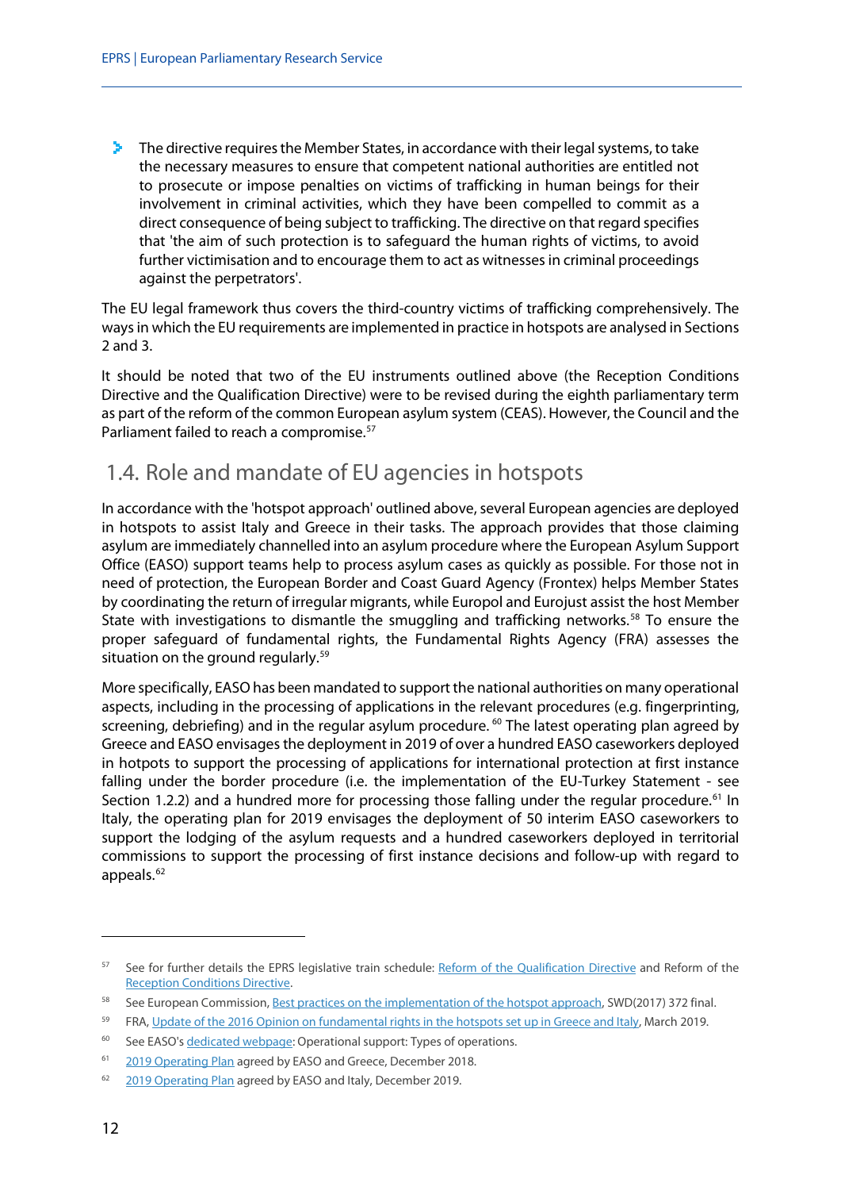- The directive requires the Member States, in accordance with their legal systems, to take the necessary measures to ensure that competent national authorities are entitled not to prosecute or impose penalties on victims of trafficking in human beings for their involvement in criminal activities, which they have been compelled to commit as a direct consequence of being subject to trafficking. The directive on that regard specifies that 'the aim of such protection is to safeguard the human rights of victims, to avoid further victimisation and to encourage them to act as witnesses in criminal proceedings against the perpetrators'.

The EU legal framework thus covers the third-country victims of trafficking comprehensively. The ways in which the EU requirements are implemented in practice in hotspots are analysed in Sections 2 and 3.

It should be noted that two of the EU instruments outlined above (the Reception Conditions Directive and the Qualification Directive) were to be revised during the eighth parliamentary term as part of the reform of the common European asylum system (CEAS). However, the Council and the Parliament failed to reach a compromise.[57]

## 1.4. Role and mandate of EU agencies in hotspots

In accordance with the 'hotspot approach' outlined above, several European agencies are deployed in hotspots to assist Italy and Greece in their tasks. The approach provides that those claiming asylum are immediately channelled into an asylum procedure where the European Asylum Support Office (EASO) support teams help to process asylum cases as quickly as possible. For those not in need of protection, the European Border and Coast Guard Agency (Frontex) helps Member States by coordinating the return of irregular migrants, while Europol and Eurojust assist the host Member State with investigations to dismantle the smuggling and trafficking networks.[58] To ensure the proper safeguard of fundamental rights, the Fundamental Rights Agency (FRA) assesses the situation on the ground regularly.[59]

More specifically, EASO has been mandated to support the national authorities on many operational aspects, including in the processing of applications in the relevant procedures (e.g. fingerprinting, screening, debriefing) and in the regular asylum procedure.[60] The latest operating plan agreed by Greece and EASO envisages the deployment in 2019 of over a hundred EASO caseworkers deployed in hotspots to support the processing of applications for international protection at first instance falling under the border procedure (i.e. the implementation of the EU-Turkey Statement - see Section 1.2.2) and a hundred more for processing those falling under the regular procedure.[61] In Italy, the operating plan for 2019 envisages the deployment of 50 interim EASO caseworkers to support the lodging of the asylum requests and a hundred caseworkers deployed in territorial commissions to support the processing of first instance decisions and follow-up with regard to appeals.[62]

---

[57] See for further details the EPRS legislative train schedule: Reform of the Qualification Directive and Reform of the Reception Conditions Directive.

[58] See European Commission, Best practices on the implementation of the hotspot approach, SWD(2017) 372 final.

[59] FRA, Update of the 2016 Opinion on fundamental rights in the hotspots set up in Greece and Italy, March 2019.

[60] See EASO's dedicated webpage: Operational support: Types of operations.

[61] 2019 Operating Plan agreed by EASO and Greece, December 2018.

[62] 2019 Operating Plan agreed by EASO and Italy, December 2019.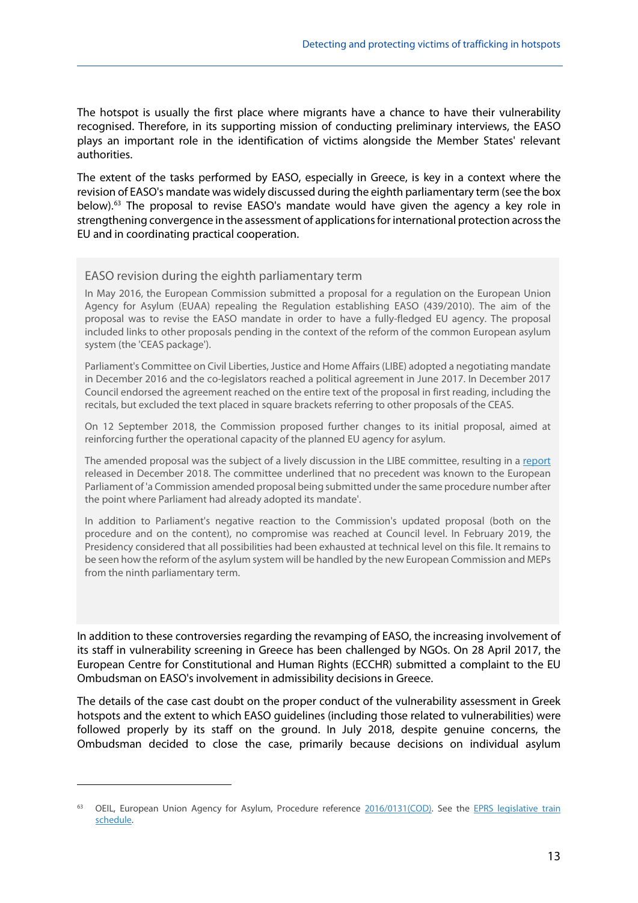The hotspot is usually the first place where migrants have a chance to have their vulnerability recognised. Therefore, in its supporting mission of conducting preliminary interviews, the EASO plays an important role in the identification of victims alongside the Member States' relevant authorities.

The extent of the tasks performed by EASO, especially in Greece, is key in a context where the revision of EASO's mandate was widely discussed during the eighth parliamentary term (see the box below).[63] The proposal to revise EASO's mandate would have given the agency a key role in strengthening convergence in the assessment of applications for international protection across the EU and in coordinating practical cooperation.

### EASO revision during the eighth parliamentary term

In May 2016, the European Commission submitted a proposal for a regulation on the European Union Agency for Asylum (EUAA) repealing the Regulation establishing EASO (439/2010). The aim of the proposal was to revise the EASO mandate in order to have a fully-fledged EU agency. The proposal included links to other proposals pending in the context of the reform of the common European asylum system (the 'CEAS package').

Parliament's Committee on Civil Liberties, Justice and Home Affairs (LIBE) adopted a negotiating mandate in December 2016 and the co-legislators reached a political agreement in June 2017. In December 2017 Council endorsed the agreement reached on the entire text of the proposal in first reading, including the recitals, but excluded the text placed in square brackets referring to other proposals of the CEAS.

On 12 September 2018, the Commission proposed further changes to its initial proposal, aimed at reinforcing further the operational capacity of the planned EU agency for asylum.

The amended proposal was the subject of a lively discussion in the LIBE committee, resulting in a report released in December 2018. The committee underlined that no precedent was known to the European Parliament of 'a Commission amended proposal being submitted under the same procedure number after the point where Parliament had already adopted its mandate'.

In addition to Parliament's negative reaction to the Commission's updated proposal (both on the procedure and on the content), no compromise was reached at Council level. In February 2019, the Presidency considered that all possibilities had been exhausted at technical level on this file. It remains to be seen how the reform of the asylum system will be handled by the new European Commission and MEPs from the ninth parliamentary term.

In addition to these controversies regarding the revamping of EASO, the increasing involvement of its staff in vulnerability screening in Greece has been challenged by NGOs. On 28 April 2017, the European Centre for Constitutional and Human Rights (ECCHR) submitted a complaint to the EU Ombudsman on EASO's involvement in admissibility decisions in Greece.

The details of the case cast doubt on the proper conduct of the vulnerability assessment in Greek hotspots and the extent to which EASO guidelines (including those related to vulnerabilities) were followed properly by its staff on the ground. In July 2018, despite genuine concerns, the Ombudsman decided to close the case, primarily because decisions on individual asylum

---

[63] OEIL, European Union Agency for Asylum, Procedure reference 2016/0131(COD). See the EPRS legislative train schedule.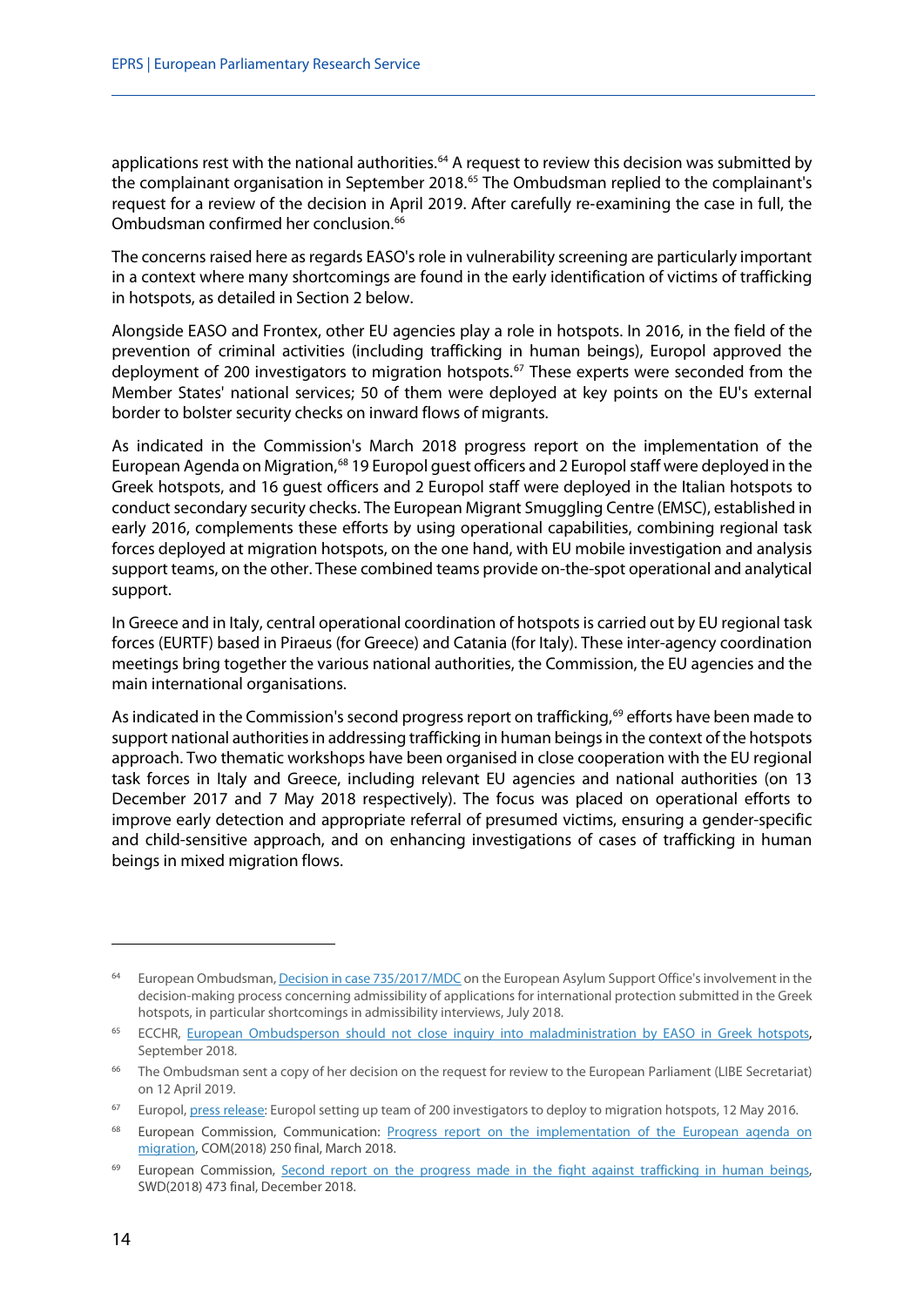applications rest with the national authorities.[64] A request to review this decision was submitted by the complainant organisation in September 2018.[65] The Ombudsman replied to the complainant's request for a review of the decision in April 2019. After carefully re-examining the case in full, the Ombudsman confirmed her conclusion.[66]

The concerns raised here as regards EASO's role in vulnerability screening are particularly important in a context where many shortcomings are found in the early identification of victims of trafficking in hotspots, as detailed in Section 2 below.

Alongside EASO and Frontex, other EU agencies play a role in hotspots. In 2016, in the field of the prevention of criminal activities (including trafficking in human beings), Europol approved the deployment of 200 investigators to migration hotspots.[67] These experts were seconded from the Member States' national services; 50 of them were deployed at key points on the EU's external border to bolster security checks on inward flows of migrants.

As indicated in the Commission's March 2018 progress report on the implementation of the European Agenda on Migration,[68] 19 Europol guest officers and 2 Europol staff were deployed in the Greek hotspots, and 16 guest officers and 2 Europol staff were deployed in the Italian hotspots to conduct secondary security checks. The European Migrant Smuggling Centre (EMSC), established in early 2016, complements these efforts by using operational capabilities, combining regional task forces deployed at migration hotspots, on the one hand, with EU mobile investigation and analysis support teams, on the other. These combined teams provide on-the-spot operational and analytical support.

In Greece and in Italy, central operational coordination of hotspots is carried out by EU regional task forces (EURTF) based in Piraeus (for Greece) and Catania (for Italy). These inter-agency coordination meetings bring together the various national authorities, the Commission, the EU agencies and the main international organisations.

As indicated in the Commission's second progress report on trafficking,[69] efforts have been made to support national authorities in addressing trafficking in human beings in the context of the hotspots approach. Two thematic workshops have been organised in close cooperation with the EU regional task forces in Italy and Greece, including relevant EU agencies and national authorities (on 13 December 2017 and 7 May 2018 respectively). The focus was placed on operational efforts to improve early detection and appropriate referral of presumed victims, ensuring a gender-specific and child-sensitive approach, and on enhancing investigations of cases of trafficking in human beings in mixed migration flows.

---

[64] European Ombudsman, Decision in case 735/2017/MDC on the European Asylum Support Office's involvement in the decision-making process concerning admissibility of applications for international protection submitted in the Greek hotspots, in particular shortcomings in admissibility interviews, July 2018.

[65] ECCHR, European Ombudsperson should not close inquiry into maladministration by EASO in Greek hotspots, September 2018.

[66] The Ombudsman sent a copy of her decision on the request for review to the European Parliament (LIBE Secretariat) on 12 April 2019.

[67] Europol, press release: Europol setting up team of 200 investigators to deploy to migration hotspots, 12 May 2016.

[68] European Commission, Communication: Progress report on the implementation of the European agenda on migration, COM(2018) 250 final, March 2018.

[69] European Commission, Second report on the progress made in the fight against trafficking in human beings, SWD(2018) 473 final, December 2018.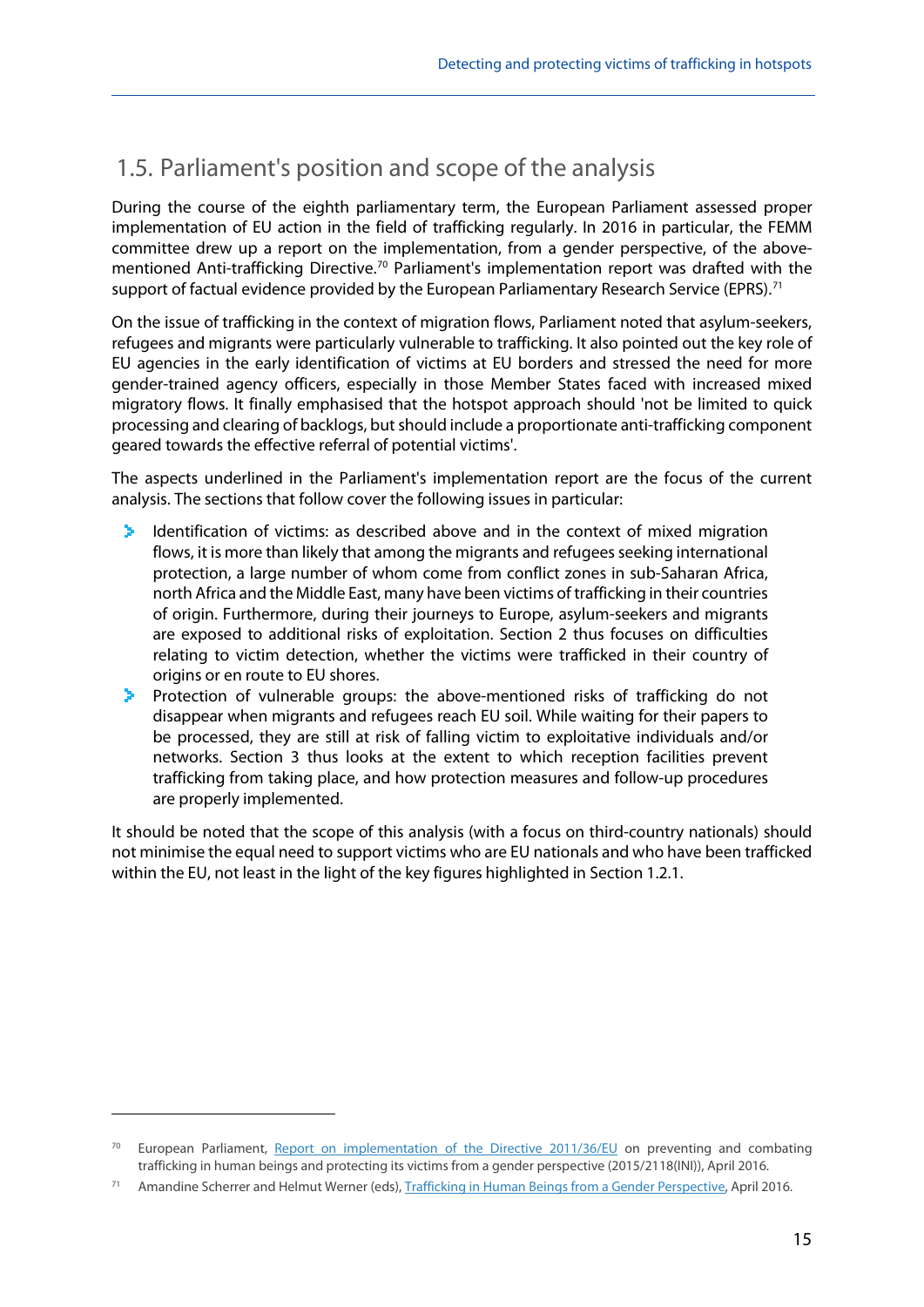## 1.5. Parliament's position and scope of the analysis

During the course of the eighth parliamentary term, the European Parliament assessed proper implementation of EU action in the field of trafficking regularly. In 2016 in particular, the FEMM committee drew up a report on the implementation, from a gender perspective, of the above-mentioned Anti-trafficking Directive.[70] Parliament's implementation report was drafted with the support of factual evidence provided by the European Parliamentary Research Service (EPRS).[71]

On the issue of trafficking in the context of migration flows, Parliament noted that asylum-seekers, refugees and migrants were particularly vulnerable to trafficking. It also pointed out the key role of EU agencies in the early identification of victims at EU borders and stressed the need for more gender-trained agency officers, especially in those Member States faced with increased mixed migratory flows. It finally emphasised that the hotspot approach should 'not be limited to quick processing and clearing of backlogs, but should include a proportionate anti-trafficking component geared towards the effective referral of potential victims'.

The aspects underlined in the Parliament's implementation report are the focus of the current analysis. The sections that follow cover the following issues in particular:

- Identification of victims: as described above and in the context of mixed migration flows, it is more than likely that among the migrants and refugees seeking international protection, a large number of whom come from conflict zones in sub-Saharan Africa, north Africa and the Middle East, many have been victims of trafficking in their countries of origin. Furthermore, during their journeys to Europe, asylum-seekers and migrants are exposed to additional risks of exploitation. Section 2 thus focuses on difficulties relating to victim detection, whether the victims were trafficked in their country of origins or en route to EU shores.
- Protection of vulnerable groups: the above-mentioned risks of trafficking do not disappear when migrants and refugees reach EU soil. While waiting for their papers to be processed, they are still at risk of falling victim to exploitative individuals and/or networks. Section 3 thus looks at the extent to which reception facilities prevent trafficking from taking place, and how protection measures and follow-up procedures are properly implemented.

It should be noted that the scope of this analysis (with a focus on third-country nationals) should not minimise the equal need to support victims who are EU nationals and who have been trafficked within the EU, not least in the light of the key figures highlighted in Section 1.2.1.

---

[70] European Parliament, Report on implementation of the Directive 2011/36/EU on preventing and combating trafficking in human beings and protecting its victims from a gender perspective (2015/2118(INI)), April 2016.

[71] Amandine Scherrer and Helmut Werner (eds), Trafficking in Human Beings from a Gender Perspective, April 2016.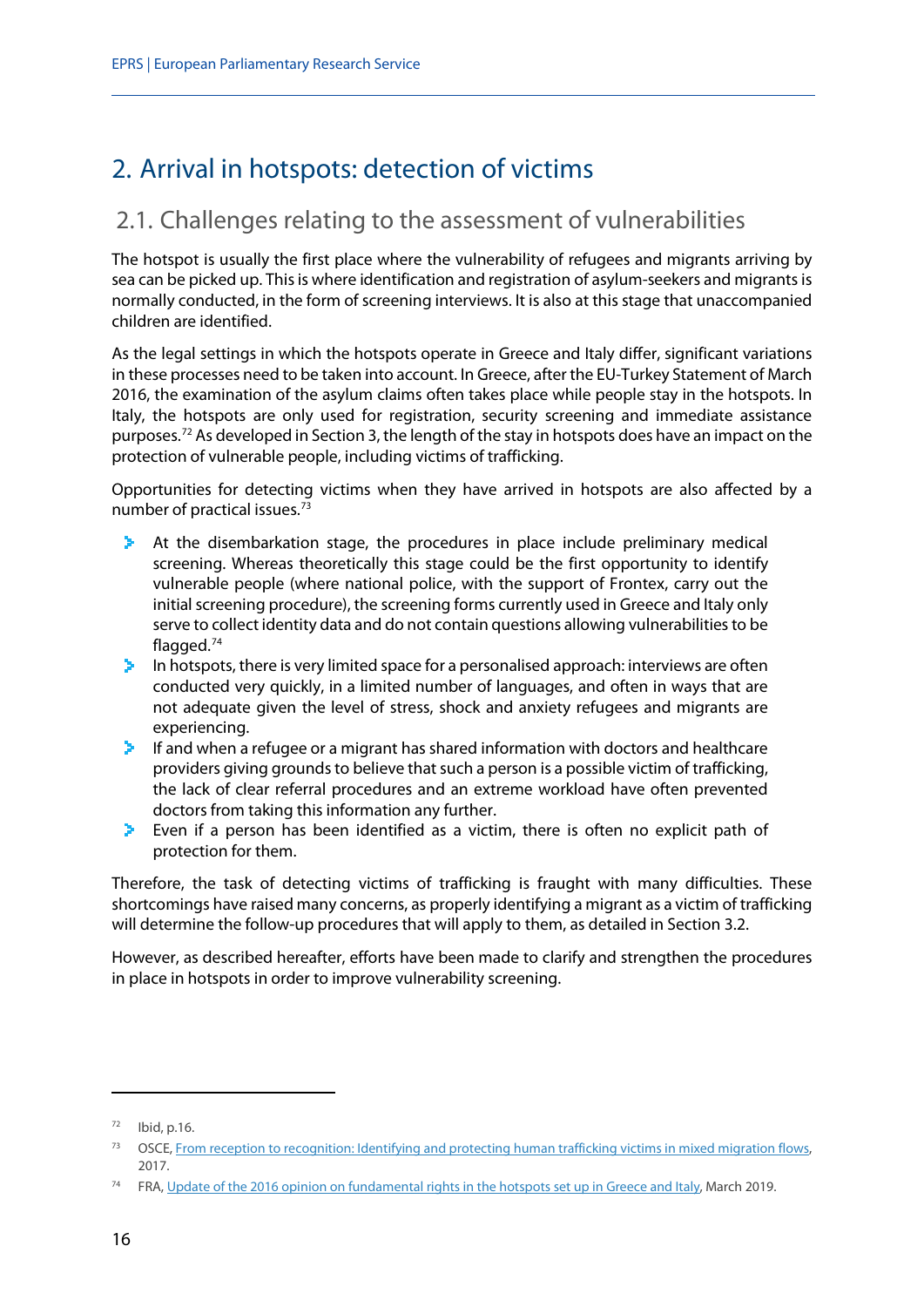# 2. Arrival in hotspots: detection of victims

## 2.1. Challenges relating to the assessment of vulnerabilities

The hotspot is usually the first place where the vulnerability of refugees and migrants arriving by sea can be picked up. This is where identification and registration of asylum-seekers and migrants is normally conducted, in the form of screening interviews. It is also at this stage that unaccompanied children are identified.

As the legal settings in which the hotspots operate in Greece and Italy differ, significant variations in these processes need to be taken into account. In Greece, after the EU-Turkey Statement of March 2016, the examination of the asylum claims often takes place while people stay in the hotspots. In Italy, the hotspots are only used for registration, security screening and immediate assistance purposes.[72] As developed in Section 3, the length of the stay in hotspots does have an impact on the protection of vulnerable people, including victims of trafficking.

Opportunities for detecting victims when they have arrived in hotspots are also affected by a number of practical issues.[73]

- At the disembarkation stage, the procedures in place include preliminary medical screening. Whereas theoretically this stage could be the first opportunity to identify vulnerable people (where national police, with the support of Frontex, carry out the initial screening procedure), the screening forms currently used in Greece and Italy only serve to collect identity data and do not contain questions allowing vulnerabilities to be flagged.[74]
- In hotspots, there is very limited space for a personalised approach: interviews are often conducted very quickly, in a limited number of languages, and often in ways that are not adequate given the level of stress, shock and anxiety refugees and migrants are experiencing.
- If and when a refugee or a migrant has shared information with doctors and healthcare providers giving grounds to believe that such a person is a possible victim of trafficking, the lack of clear referral procedures and an extreme workload have often prevented doctors from taking this information any further.
- Even if a person has been identified as a victim, there is often no explicit path of protection for them.

Therefore, the task of detecting victims of trafficking is fraught with many difficulties. These shortcomings have raised many concerns, as properly identifying a migrant as a victim of trafficking will determine the follow-up procedures that will apply to them, as detailed in Section 3.2.

However, as described hereafter, efforts have been made to clarify and strengthen the procedures in place in hotspots in order to improve vulnerability screening.

---

[72] Ibid, p.16.

[73] OSCE, From reception to recognition: Identifying and protecting human trafficking victims in mixed migration flows, 2017.

[74] FRA, Update of the 2016 opinion on fundamental rights in the hotspots set up in Greece and Italy, March 2019.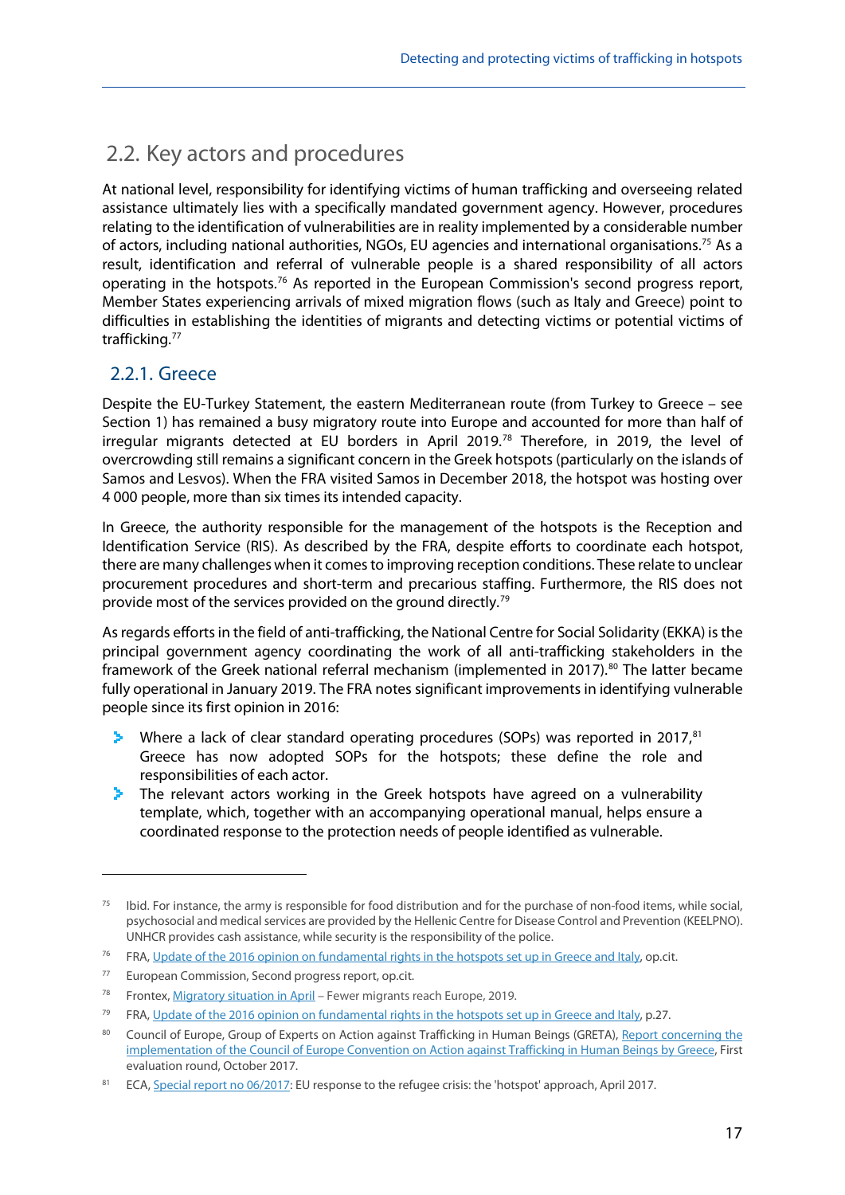## 2.2. Key actors and procedures

At national level, responsibility for identifying victims of human trafficking and overseeing related assistance ultimately lies with a specifically mandated government agency. However, procedures relating to the identification of vulnerabilities are in reality implemented by a considerable number of actors, including national authorities, NGOs, EU agencies and international organisations.[75] As a result, identification and referral of vulnerable people is a shared responsibility of all actors operating in the hotspots.[76] As reported in the European Commission's second progress report, Member States experiencing arrivals of mixed migration flows (such as Italy and Greece) point to difficulties in establishing the identities of migrants and detecting victims or potential victims of trafficking.[77]

### 2.2.1. Greece

Despite the EU-Turkey Statement, the eastern Mediterranean route (from Turkey to Greece – see Section 1) has remained a busy migratory route into Europe and accounted for more than half of irregular migrants detected at EU borders in April 2019.[78] Therefore, in 2019, the level of overcrowding still remains a significant concern in the Greek hotspots (particularly on the islands of Samos and Lesvos). When the FRA visited Samos in December 2018, the hotspot was hosting over 4 000 people, more than six times its intended capacity.

In Greece, the authority responsible for the management of the hotspots is the Reception and Identification Service (RIS). As described by the FRA, despite efforts to coordinate each hotspot, there are many challenges when it comes to improving reception conditions. These relate to unclear procurement procedures and short-term and precarious staffing. Furthermore, the RIS does not provide most of the services provided on the ground directly.[79]

As regards efforts in the field of anti-trafficking, the National Centre for Social Solidarity (EKKA) is the principal government agency coordinating the work of all anti-trafficking stakeholders in the framework of the Greek national referral mechanism (implemented in 2017).[80] The latter became fully operational in January 2019. The FRA notes significant improvements in identifying vulnerable people since its first opinion in 2016:

- Where a lack of clear standard operating procedures (SOPs) was reported in 2017,[81] Greece has now adopted SOPs for the hotspots; these define the role and responsibilities of each actor.
- The relevant actors working in the Greek hotspots have agreed on a vulnerability template, which, together with an accompanying operational manual, helps ensure a coordinated response to the protection needs of people identified as vulnerable.

---

[75] Ibid. For instance, the army is responsible for food distribution and for the purchase of non-food items, while social, psychosocial and medical services are provided by the Hellenic Centre for Disease Control and Prevention (KEELPNO). UNHCR provides cash assistance, while security is the responsibility of the police.

[76] FRA, Update of the 2016 opinion on fundamental rights in the hotspots set up in Greece and Italy, op.cit.

[77] European Commission, Second progress report, op.cit.

[78] Frontex, Migratory situation in April – Fewer migrants reach Europe, 2019.

[79] FRA, Update of the 2016 opinion on fundamental rights in the hotspots set up in Greece and Italy, p.27.

[80] Council of Europe, Group of Experts on Action against Trafficking in Human Beings (GRETA), Report concerning the implementation of the Council of Europe Convention on Action against Trafficking in Human Beings by Greece, First evaluation round, October 2017.

[81] ECA, Special report no 06/2017: EU response to the refugee crisis: the 'hotspot' approach, April 2017.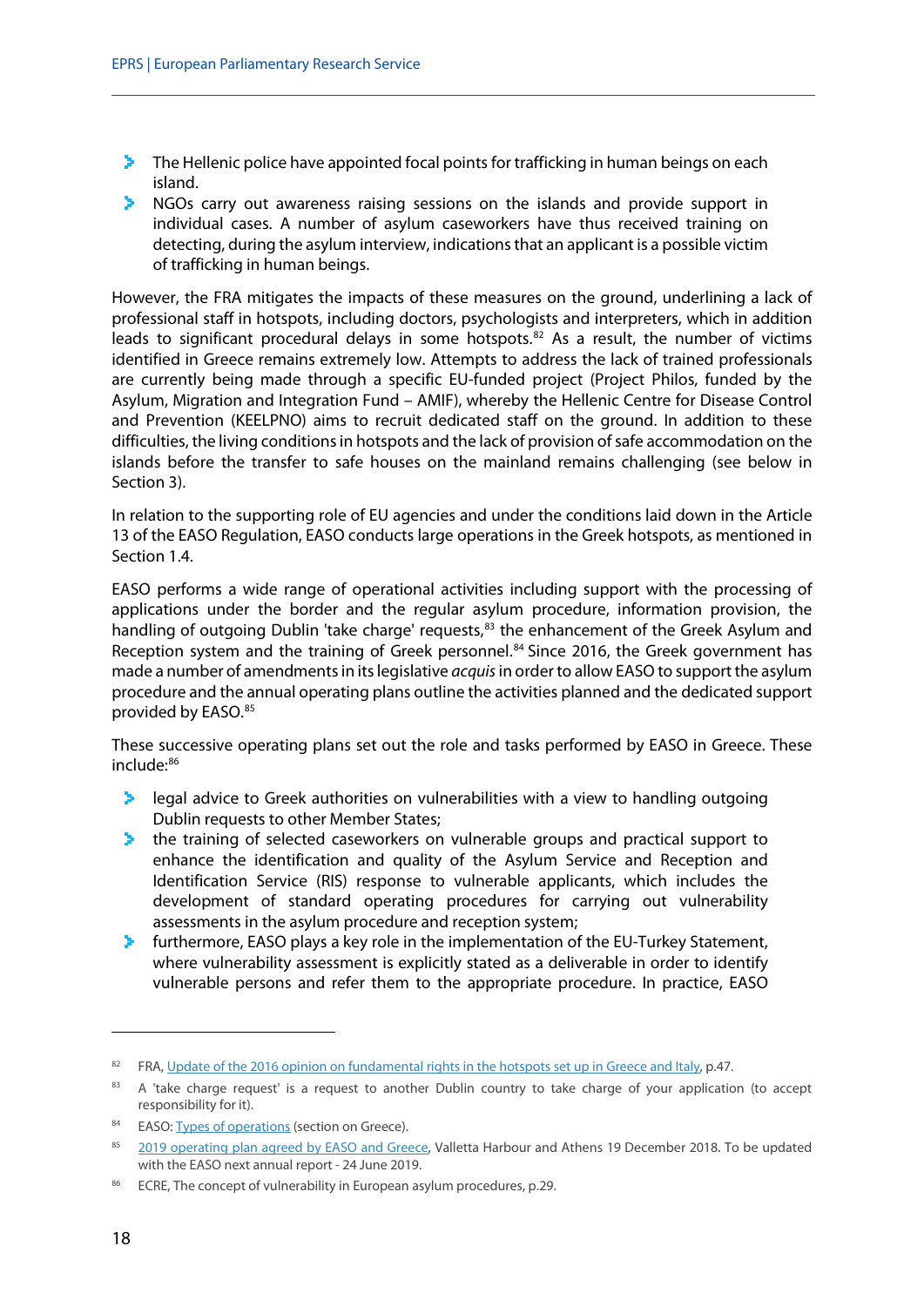- The Hellenic police have appointed focal points for trafficking in human beings on each island.
- NGOs carry out awareness raising sessions on the islands and provide support in individual cases. A number of asylum caseworkers have thus received training on detecting, during the asylum interview, indications that an applicant is a possible victim of trafficking in human beings.

However, the FRA mitigates the impacts of these measures on the ground, underlining a lack of professional staff in hotspots, including doctors, psychologists and interpreters, which in addition leads to significant procedural delays in some hotspots.[82] As a result, the number of victims identified in Greece remains extremely low. Attempts to address the lack of trained professionals are currently being made through a specific EU-funded project (Project Philos, funded by the Asylum, Migration and Integration Fund – AMIF), whereby the Hellenic Centre for Disease Control and Prevention (KEELPNO) aims to recruit dedicated staff on the ground. In addition to these difficulties, the living conditions in hotspots and the lack of provision of safe accommodation on the islands before the transfer to safe houses on the mainland remains challenging (see below in Section 3).

In relation to the supporting role of EU agencies and under the conditions laid down in the Article 13 of the EASO Regulation, EASO conducts large operations in the Greek hotspots, as mentioned in Section 1.4.

EASO performs a wide range of operational activities including support with the processing of applications under the border and the regular asylum procedure, information provision, the handling of outgoing Dublin 'take charge' requests,[83] the enhancement of the Greek Asylum and Reception system and the training of Greek personnel.[84] Since 2016, the Greek government has made a number of amendments in its legislative *acquis* in order to allow EASO to support the asylum procedure and the annual operating plans outline the activities planned and the dedicated support provided by EASO.[85]

These successive operating plans set out the role and tasks performed by EASO in Greece. These include:[86]

- legal advice to Greek authorities on vulnerabilities with a view to handling outgoing Dublin requests to other Member States;
- the training of selected caseworkers on vulnerable groups and practical support to enhance the identification and quality of the Asylum Service and Reception and Identification Service (RIS) response to vulnerable applicants, which includes the development of standard operating procedures for carrying out vulnerability assessments in the asylum procedure and reception system;
- furthermore, EASO plays a key role in the implementation of the EU-Turkey Statement, where vulnerability assessment is explicitly stated as a deliverable in order to identify vulnerable persons and refer them to the appropriate procedure. In practice, EASO

---

[82] FRA, Update of the 2016 opinion on fundamental rights in the hotspots set up in Greece and Italy, p.47.

[83] A 'take charge request' is a request to another Dublin country to take charge of your application (to accept responsibility for it).

[84] EASO: Types of operations (section on Greece).

[85] 2019 operating plan agreed by EASO and Greece, Valletta Harbour and Athens 19 December 2018. To be updated with the EASO next annual report - 24 June 2019.

[86] ECRE, The concept of vulnerability in European asylum procedures, p.29.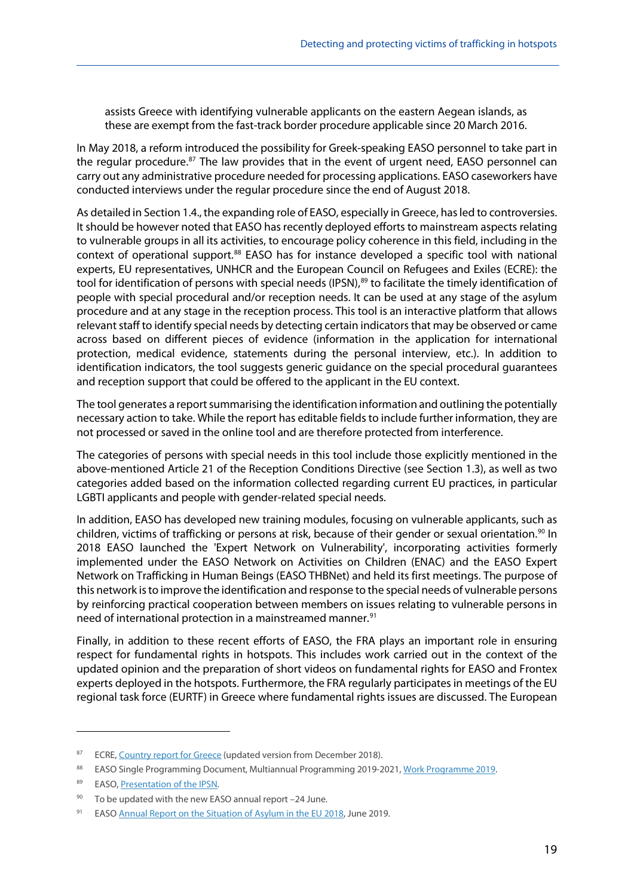assists Greece with identifying vulnerable applicants on the eastern Aegean islands, as these are exempt from the fast-track border procedure applicable since 20 March 2016.

In May 2018, a reform introduced the possibility for Greek-speaking EASO personnel to take part in the regular procedure.[87] The law provides that in the event of urgent need, EASO personnel can carry out any administrative procedure needed for processing applications. EASO caseworkers have conducted interviews under the regular procedure since the end of August 2018.

As detailed in Section 1.4., the expanding role of EASO, especially in Greece, has led to controversies. It should be however noted that EASO has recently deployed efforts to mainstream aspects relating to vulnerable groups in all its activities, to encourage policy coherence in this field, including in the context of operational support.[88] EASO has for instance developed a specific tool with national experts, EU representatives, UNHCR and the European Council on Refugees and Exiles (ECRE): the tool for identification of persons with special needs (IPSN),[89] to facilitate the timely identification of people with special procedural and/or reception needs. It can be used at any stage of the asylum procedure and at any stage in the reception process. This tool is an interactive platform that allows relevant staff to identify special needs by detecting certain indicators that may be observed or came across based on different pieces of evidence (information in the application for international protection, medical evidence, statements during the personal interview, etc.). In addition to identification indicators, the tool suggests generic guidance on the special procedural guarantees and reception support that could be offered to the applicant in the EU context.

The tool generates a report summarising the identification information and outlining the potentially necessary action to take. While the report has editable fields to include further information, they are not processed or saved in the online tool and are therefore protected from interference.

The categories of persons with special needs in this tool include those explicitly mentioned in the above-mentioned Article 21 of the Reception Conditions Directive (see Section 1.3), as well as two categories added based on the information collected regarding current EU practices, in particular LGBTI applicants and people with gender-related special needs.

In addition, EASO has developed new training modules, focusing on vulnerable applicants, such as children, victims of trafficking or persons at risk, because of their gender or sexual orientation.[90] In 2018 EASO launched the 'Expert Network on Vulnerability', incorporating activities formerly implemented under the EASO Network on Activities on Children (ENAC) and the EASO Expert Network on Trafficking in Human Beings (EASO THBNet) and held its first meetings. The purpose of this network is to improve the identification and response to the special needs of vulnerable persons by reinforcing practical cooperation between members on issues relating to vulnerable persons in need of international protection in a mainstreamed manner.[91]

Finally, in addition to these recent efforts of EASO, the FRA plays an important role in ensuring respect for fundamental rights in hotspots. This includes work carried out in the context of the updated opinion and the preparation of short videos on fundamental rights for EASO and Frontex experts deployed in the hotspots. Furthermore, the FRA regularly participates in meetings of the EU regional task force (EURTF) in Greece where fundamental rights issues are discussed. The European

---

[87] ECRE, Country report for Greece (updated version from December 2018).

[88] EASO Single Programming Document, Multiannual Programming 2019-2021, Work Programme 2019.

[89] EASO, Presentation of the IPSN.

[90] To be updated with the new EASO annual report –24 June.

[91] EASO Annual Report on the Situation of Asylum in the EU 2018, June 2019.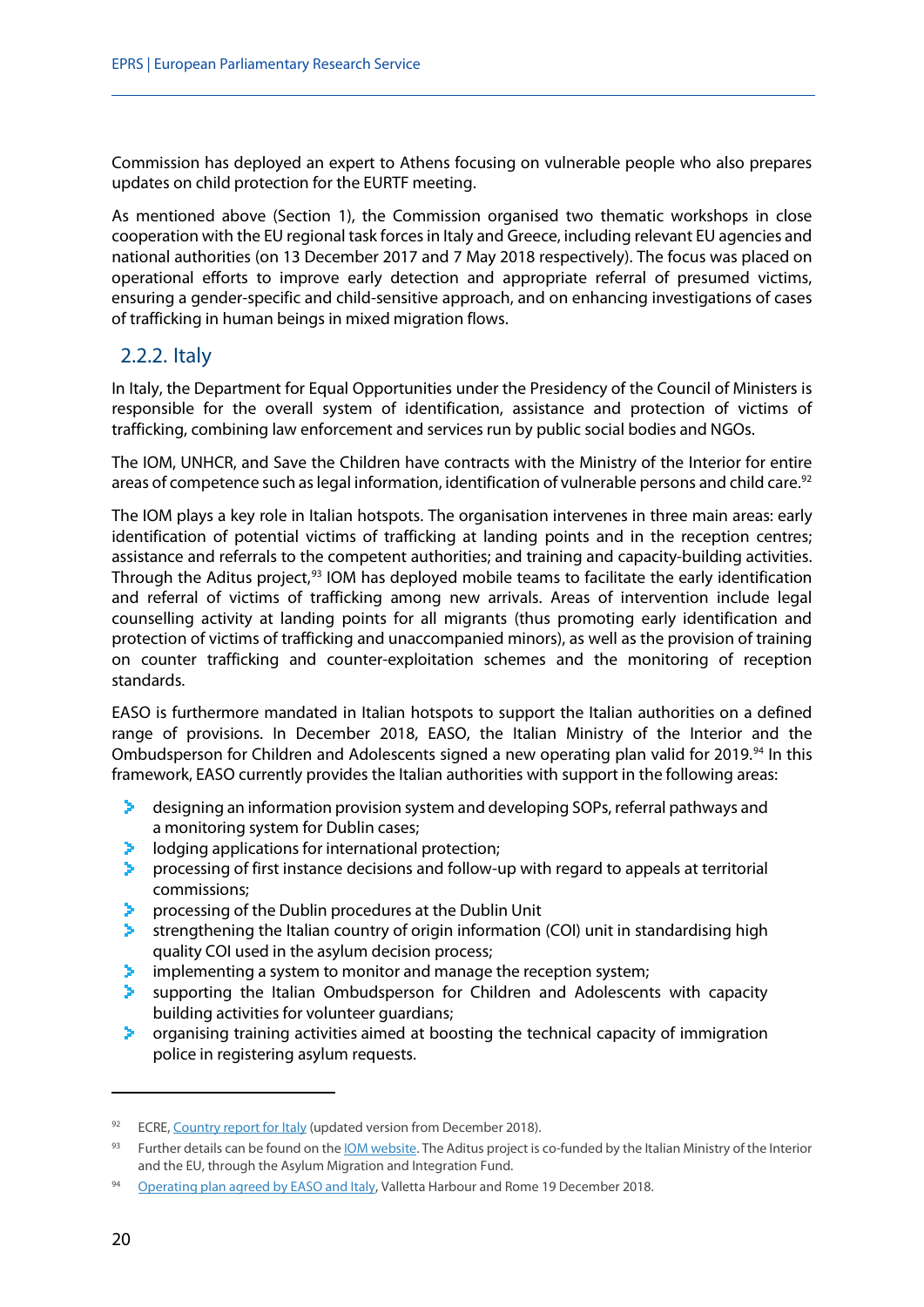Commission has deployed an expert to Athens focusing on vulnerable people who also prepares updates on child protection for the EURTF meeting.

As mentioned above (Section 1), the Commission organised two thematic workshops in close cooperation with the EU regional task forces in Italy and Greece, including relevant EU agencies and national authorities (on 13 December 2017 and 7 May 2018 respectively). The focus was placed on operational efforts to improve early detection and appropriate referral of presumed victims, ensuring a gender-specific and child-sensitive approach, and on enhancing investigations of cases of trafficking in human beings in mixed migration flows.

## 2.2.2. Italy

In Italy, the Department for Equal Opportunities under the Presidency of the Council of Ministers is responsible for the overall system of identification, assistance and protection of victims of trafficking, combining law enforcement and services run by public social bodies and NGOs.

The IOM, UNHCR, and Save the Children have contracts with the Ministry of the Interior for entire areas of competence such as legal information, identification of vulnerable persons and child care.[92]

The IOM plays a key role in Italian hotspots. The organisation intervenes in three main areas: early identification of potential victims of trafficking at landing points and in the reception centres; assistance and referrals to the competent authorities; and training and capacity-building activities. Through the Aditus project,[93] IOM has deployed mobile teams to facilitate the early identification and referral of victims of trafficking among new arrivals. Areas of intervention include legal counselling activity at landing points for all migrants (thus promoting early identification and protection of victims of trafficking and unaccompanied minors), as well as the provision of training on counter trafficking and counter-exploitation schemes and the monitoring of reception standards.

EASO is furthermore mandated in Italian hotspots to support the Italian authorities on a defined range of provisions. In December 2018, EASO, the Italian Ministry of the Interior and the Ombudsperson for Children and Adolescents signed a new operating plan valid for 2019.[94] In this framework, EASO currently provides the Italian authorities with support in the following areas:

- designing an information provision system and developing SOPs, referral pathways and a monitoring system for Dublin cases;
- lodging applications for international protection;
- processing of first instance decisions and follow-up with regard to appeals at territorial commissions;
- processing of the Dublin procedures at the Dublin Unit
- strengthening the Italian country of origin information (COI) unit in standardising high quality COI used in the asylum decision process;
- implementing a system to monitor and manage the reception system;
- supporting the Italian Ombudsperson for Children and Adolescents with capacity building activities for volunteer guardians;
- organising training activities aimed at boosting the technical capacity of immigration police in registering asylum requests.

---

[92] ECRE, Country report for Italy (updated version from December 2018).

[93] Further details can be found on the IOM website. The Aditus project is co-funded by the Italian Ministry of the Interior and the EU, through the Asylum Migration and Integration Fund.

[94] Operating plan agreed by EASO and Italy, Valletta Harbour and Rome 19 December 2018.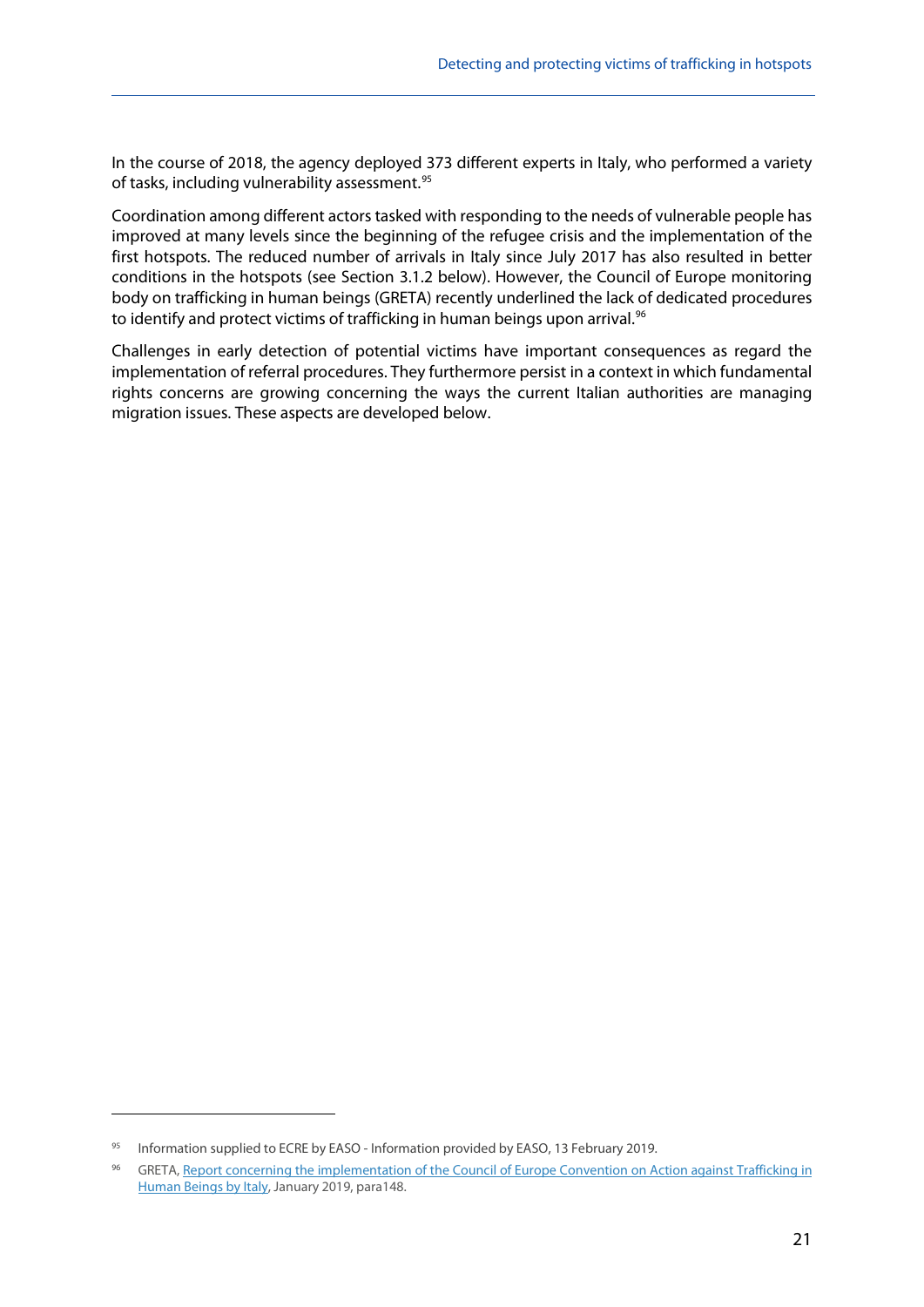In the course of 2018, the agency deployed 373 different experts in Italy, who performed a variety of tasks, including vulnerability assessment.[95]

Coordination among different actors tasked with responding to the needs of vulnerable people has improved at many levels since the beginning of the refugee crisis and the implementation of the first hotspots. The reduced number of arrivals in Italy since July 2017 has also resulted in better conditions in the hotspots (see Section 3.1.2 below). However, the Council of Europe monitoring body on trafficking in human beings (GRETA) recently underlined the lack of dedicated procedures to identify and protect victims of trafficking in human beings upon arrival.[96]

Challenges in early detection of potential victims have important consequences as regard the implementation of referral procedures. They furthermore persist in a context in which fundamental rights concerns are growing concerning the ways the current Italian authorities are managing migration issues. These aspects are developed below.

---

[95] Information supplied to ECRE by EASO - Information provided by EASO, 13 February 2019.

[96] GRETA, Report concerning the implementation of the Council of Europe Convention on Action against Trafficking in Human Beings by Italy, January 2019, para148.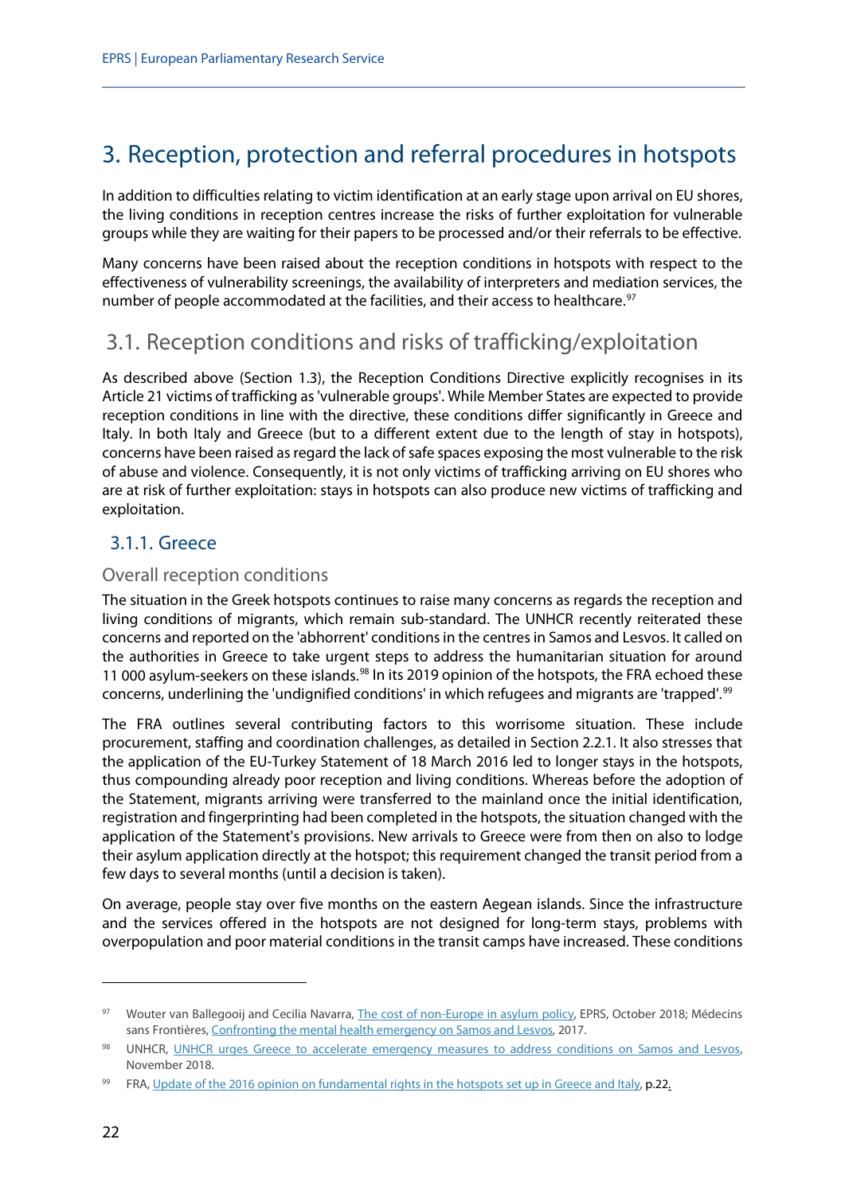# 3. Reception, protection and referral procedures in hotspots

In addition to difficulties relating to victim identification at an early stage upon arrival on EU shores, the living conditions in reception centres increase the risks of further exploitation for vulnerable groups while they are waiting for their papers to be processed and/or their referrals to be effective.

Many concerns have been raised about the reception conditions in hotspots with respect to the effectiveness of vulnerability screenings, the availability of interpreters and mediation services, the number of people accommodated at the facilities, and their access to healthcare.[97]

## 3.1. Reception conditions and risks of trafficking/exploitation

As described above (Section 1.3), the Reception Conditions Directive explicitly recognises in its Article 21 victims of trafficking as 'vulnerable groups'. While Member States are expected to provide reception conditions in line with the directive, these conditions differ significantly in Greece and Italy. In both Italy and Greece (but to a different extent due to the length of stay in hotspots), concerns have been raised as regard the lack of safe spaces exposing the most vulnerable to the risk of abuse and violence. Consequently, it is not only victims of trafficking arriving on EU shores who are at risk of further exploitation: stays in hotspots can also produce new victims of trafficking and exploitation.

### 3.1.1. Greece

#### Overall reception conditions

The situation in the Greek hotspots continues to raise many concerns as regards the reception and living conditions of migrants, which remain sub-standard. The UNHCR recently reiterated these concerns and reported on the 'abhorrent' conditions in the centres in Samos and Lesvos. It called on the authorities in Greece to take urgent steps to address the humanitarian situation for around 11 000 asylum-seekers on these islands.[98] In its 2019 opinion of the hotspots, the FRA echoed these concerns, underlining the 'undignified conditions' in which refugees and migrants are 'trapped'.[99]

The FRA outlines several contributing factors to this worrisome situation. These include procurement, staffing and coordination challenges, as detailed in Section 2.2.1. It also stresses that the application of the EU-Turkey Statement of 18 March 2016 led to longer stays in the hotspots, thus compounding already poor reception and living conditions. Whereas before the adoption of the Statement, migrants arriving were transferred to the mainland once the initial identification, registration and fingerprinting had been completed in the hotspots, the situation changed with the application of the Statement's provisions. New arrivals to Greece were from then on also to lodge their asylum application directly at the hotspot; this requirement changed the transit period from a few days to several months (until a decision is taken).

On average, people stay over five months on the eastern Aegean islands. Since the infrastructure and the services offered in the hotspots are not designed for long-term stays, problems with overpopulation and poor material conditions in the transit camps have increased. These conditions

---

[97] Wouter van Ballegooij and Cecilia Navarra, The cost of non-Europe in asylum policy, EPRS, October 2018; Médecins sans Frontières, Confronting the mental health emergency on Samos and Lesvos, 2017.

[98] UNHCR, UNHCR urges Greece to accelerate emergency measures to address conditions on Samos and Lesvos, November 2018.

[99] FRA, Update of the 2016 opinion on fundamental rights in the hotspots set up in Greece and Italy, p.22.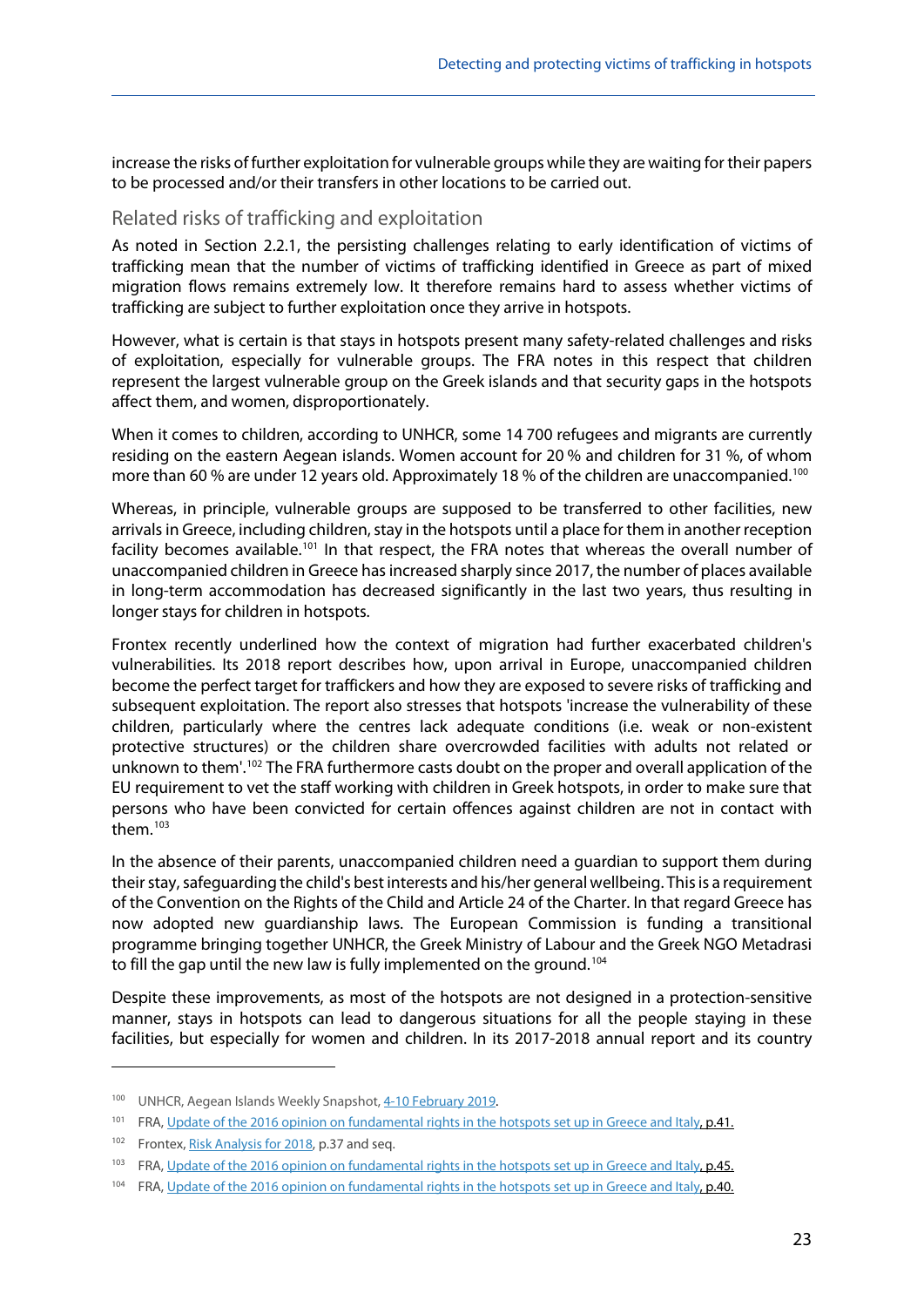increase the risks of further exploitation for vulnerable groups while they are waiting for their papers to be processed and/or their transfers in other locations to be carried out.

### Related risks of trafficking and exploitation

As noted in Section 2.2.1, the persisting challenges relating to early identification of victims of trafficking mean that the number of victims of trafficking identified in Greece as part of mixed migration flows remains extremely low. It therefore remains hard to assess whether victims of trafficking are subject to further exploitation once they arrive in hotspots.

However, what is certain is that stays in hotspots present many safety-related challenges and risks of exploitation, especially for vulnerable groups. The FRA notes in this respect that children represent the largest vulnerable group on the Greek islands and that security gaps in the hotspots affect them, and women, disproportionately.

When it comes to children, according to UNHCR, some 14 700 refugees and migrants are currently residing on the eastern Aegean islands. Women account for 20 % and children for 31 %, of whom more than 60 % are under 12 years old. Approximately 18 % of the children are unaccompanied.[100]

Whereas, in principle, vulnerable groups are supposed to be transferred to other facilities, new arrivals in Greece, including children, stay in the hotspots until a place for them in another reception facility becomes available.[101] In that respect, the FRA notes that whereas the overall number of unaccompanied children in Greece has increased sharply since 2017, the number of places available in long-term accommodation has decreased significantly in the last two years, thus resulting in longer stays for children in hotspots.

Frontex recently underlined how the context of migration had further exacerbated children's vulnerabilities. Its 2018 report describes how, upon arrival in Europe, unaccompanied children become the perfect target for traffickers and how they are exposed to severe risks of trafficking and subsequent exploitation. The report also stresses that hotspots 'increase the vulnerability of these children, particularly where the centres lack adequate conditions (i.e. weak or non-existent protective structures) or the children share overcrowded facilities with adults not related or unknown to them'.[102] The FRA furthermore casts doubt on the proper and overall application of the EU requirement to vet the staff working with children in Greek hotspots, in order to make sure that persons who have been convicted for certain offences against children are not in contact with them.[103]

In the absence of their parents, unaccompanied children need a guardian to support them during their stay, safeguarding the child's best interests and his/her general wellbeing. This is a requirement of the Convention on the Rights of the Child and Article 24 of the Charter. In that regard Greece has now adopted new guardianship laws. The European Commission is funding a transitional programme bringing together UNHCR, the Greek Ministry of Labour and the Greek NGO Metadrasi to fill the gap until the new law is fully implemented on the ground.[104]

Despite these improvements, as most of the hotspots are not designed in a protection-sensitive manner, stays in hotspots can lead to dangerous situations for all the people staying in these facilities, but especially for women and children. In its 2017-2018 annual report and its country

---

[100] UNHCR, Aegean Islands Weekly Snapshot, 4-10 February 2019.

[101] FRA, Update of the 2016 opinion on fundamental rights in the hotspots set up in Greece and Italy, p.41.

[102] Frontex, Risk Analysis for 2018, p.37 and seq.

[103] FRA, Update of the 2016 opinion on fundamental rights in the hotspots set up in Greece and Italy, p.45.

[104] FRA, Update of the 2016 opinion on fundamental rights in the hotspots set up in Greece and Italy, p.40.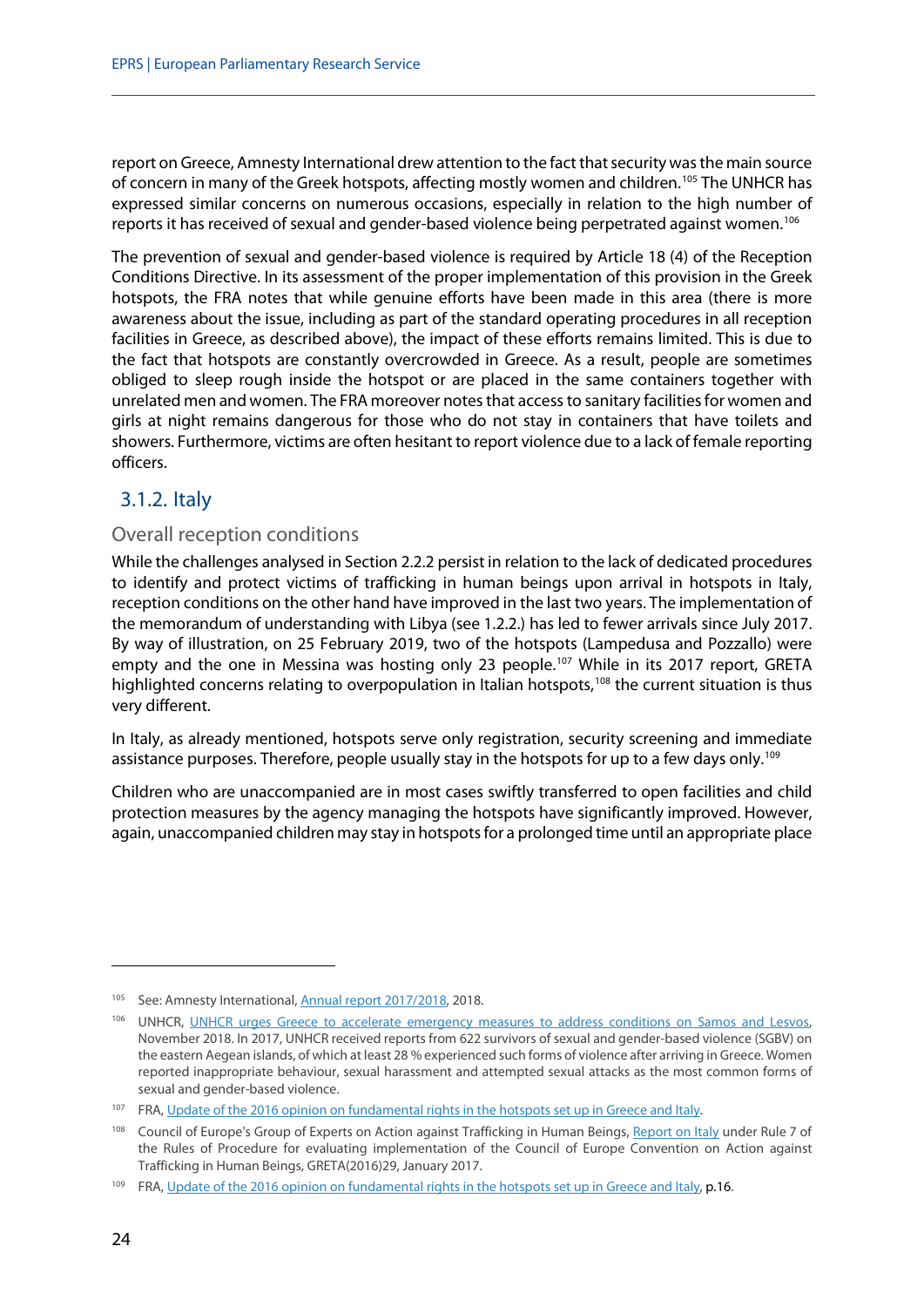report on Greece, Amnesty International drew attention to the fact that security was the main source of concern in many of the Greek hotspots, affecting mostly women and children.[105] The UNHCR has expressed similar concerns on numerous occasions, especially in relation to the high number of reports it has received of sexual and gender-based violence being perpetrated against women.[106]

The prevention of sexual and gender-based violence is required by Article 18 (4) of the Reception Conditions Directive. In its assessment of the proper implementation of this provision in the Greek hotspots, the FRA notes that while genuine efforts have been made in this area (there is more awareness about the issue, including as part of the standard operating procedures in all reception facilities in Greece, as described above), the impact of these efforts remains limited. This is due to the fact that hotspots are constantly overcrowded in Greece. As a result, people are sometimes obliged to sleep rough inside the hotspot or are placed in the same containers together with unrelated men and women. The FRA moreover notes that access to sanitary facilities for women and girls at night remains dangerous for those who do not stay in containers that have toilets and showers. Furthermore, victims are often hesitant to report violence due to a lack of female reporting officers.

### 3.1.2. Italy

#### Overall reception conditions

While the challenges analysed in Section 2.2.2 persist in relation to the lack of dedicated procedures to identify and protect victims of trafficking in human beings upon arrival in hotspots in Italy, reception conditions on the other hand have improved in the last two years. The implementation of the memorandum of understanding with Libya (see 1.2.2.) has led to fewer arrivals since July 2017. By way of illustration, on 25 February 2019, two of the hotspots (Lampedusa and Pozzallo) were empty and the one in Messina was hosting only 23 people.[107] While in its 2017 report, GRETA highlighted concerns relating to overpopulation in Italian hotspots,[108] the current situation is thus very different.

In Italy, as already mentioned, hotspots serve only registration, security screening and immediate assistance purposes. Therefore, people usually stay in the hotspots for up to a few days only.[109]

Children who are unaccompanied are in most cases swiftly transferred to open facilities and child protection measures by the agency managing the hotspots have significantly improved. However, again, unaccompanied children may stay in hotspots for a prolonged time until an appropriate place

---

[105] See: Amnesty International, Annual report 2017/2018, 2018.

[106] UNHCR, UNHCR urges Greece to accelerate emergency measures to address conditions on Samos and Lesvos, November 2018. In 2017, UNHCR received reports from 622 survivors of sexual and gender-based violence (SGBV) on the eastern Aegean islands, of which at least 28 % experienced such forms of violence after arriving in Greece. Women reported inappropriate behaviour, sexual harassment and attempted sexual attacks as the most common forms of sexual and gender-based violence.

[107] FRA, Update of the 2016 opinion on fundamental rights in the hotspots set up in Greece and Italy.

[108] Council of Europe's Group of Experts on Action against Trafficking in Human Beings, Report on Italy under Rule 7 of the Rules of Procedure for evaluating implementation of the Council of Europe Convention on Action against Trafficking in Human Beings, GRETA(2016)29, January 2017.

[109] FRA, Update of the 2016 opinion on fundamental rights in the hotspots set up in Greece and Italy, p.16.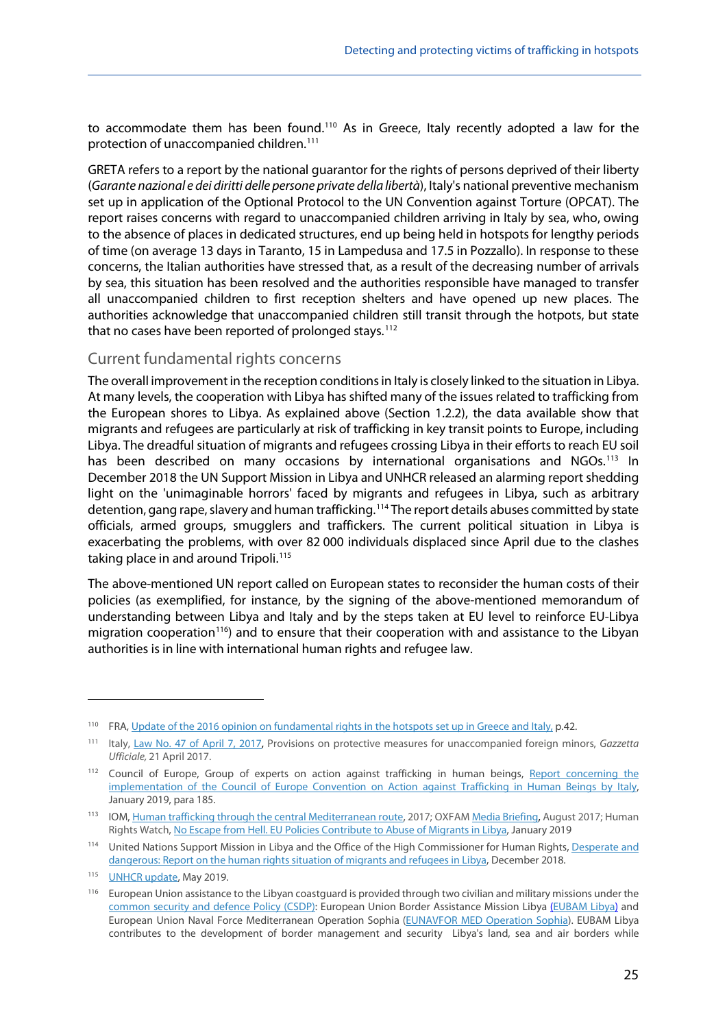to accommodate them has been found.[110] As in Greece, Italy recently adopted a law for the protection of unaccompanied children.[111]

GRETA refers to a report by the national guarantor for the rights of persons deprived of their liberty (*Garante nazional e dei diritti delle persone private della libertà*), Italy's national preventive mechanism set up in application of the Optional Protocol to the UN Convention against Torture (OPCAT). The report raises concerns with regard to unaccompanied children arriving in Italy by sea, who, owing to the absence of places in dedicated structures, end up being held in hotspots for lengthy periods of time (on average 13 days in Taranto, 15 in Lampedusa and 17.5 in Pozzallo). In response to these concerns, the Italian authorities have stressed that, as a result of the decreasing number of arrivals by sea, this situation has been resolved and the authorities responsible have managed to transfer all unaccompanied children to first reception shelters and have opened up new places. The authorities acknowledge that unaccompanied children still transit through the hotpots, but state that no cases have been reported of prolonged stays.[112]

## Current fundamental rights concerns

The overall improvement in the reception conditions in Italy is closely linked to the situation in Libya. At many levels, the cooperation with Libya has shifted many of the issues related to trafficking from the European shores to Libya. As explained above (Section 1.2.2), the data available show that migrants and refugees are particularly at risk of trafficking in key transit points to Europe, including Libya. The dreadful situation of migrants and refugees crossing Libya in their efforts to reach EU soil has been described on many occasions by international organisations and NGOs.[113] In December 2018 the UN Support Mission in Libya and UNHCR released an alarming report shedding light on the 'unimaginable horrors' faced by migrants and refugees in Libya, such as arbitrary detention, gang rape, slavery and human trafficking.[114] The report details abuses committed by state officials, armed groups, smugglers and traffickers. The current political situation in Libya is exacerbating the problems, with over 82 000 individuals displaced since April due to the clashes taking place in and around Tripoli.[115]

The above-mentioned UN report called on European states to reconsider the human costs of their policies (as exemplified, for instance, by the signing of the above-mentioned memorandum of understanding between Libya and Italy and by the steps taken at EU level to reinforce EU-Libya migration cooperation[116]) and to ensure that their cooperation with and assistance to the Libyan authorities is in line with international human rights and refugee law.

---

[110] FRA, Update of the 2016 opinion on fundamental rights in the hotspots set up in Greece and Italy, p.42.

[111] Italy, Law No. 47 of April 7, 2017, Provisions on protective measures for unaccompanied foreign minors, *Gazzetta Ufficiale*, 21 April 2017.

[112] Council of Europe, Group of experts on action against trafficking in human beings, Report concerning the implementation of the Council of Europe Convention on Action against Trafficking in Human Beings by Italy, January 2019, para 185.

[113] IOM, Human trafficking through the central Mediterranean route, 2017; OXFAM Media Briefing, August 2017; Human Rights Watch, No Escape from Hell. EU Policies Contribute to Abuse of Migrants in Libya, January 2019

[114] United Nations Support Mission in Libya and the Office of the High Commissioner for Human Rights, Desperate and dangerous: Report on the human rights situation of migrants and refugees in Libya, December 2018.

[115] UNHCR update, May 2019.

[116] European Union assistance to the Libyan coastguard is provided through two civilian and military missions under the common security and defence Policy (CSDP): European Union Border Assistance Mission Libya (EUBAM Libya) and European Union Naval Force Mediterranean Operation Sophia (EUNAVFOR MED Operation Sophia). EUBAM Libya contributes to the development of border management and security Libya's land, sea and air borders while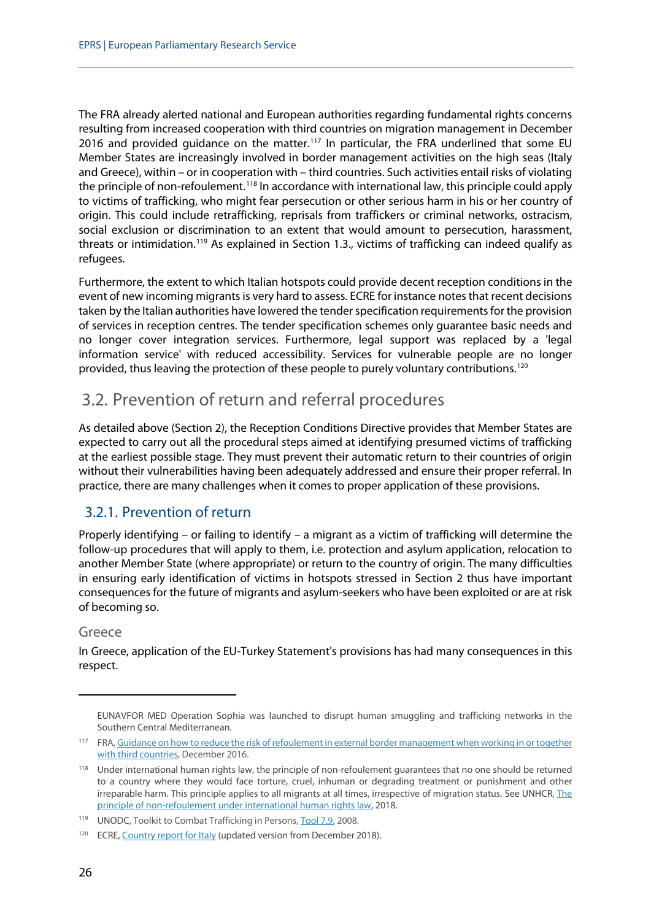The FRA already alerted national and European authorities regarding fundamental rights concerns resulting from increased cooperation with third countries on migration management in December 2016 and provided guidance on the matter.[117] In particular, the FRA underlined that some EU Member States are increasingly involved in border management activities on the high seas (Italy and Greece), within – or in cooperation with – third countries. Such activities entail risks of violating the principle of non-refoulement.[118] In accordance with international law, this principle could apply to victims of trafficking, who might fear persecution or other serious harm in his or her country of origin. This could include retrafficking, reprisals from traffickers or criminal networks, ostracism, social exclusion or discrimination to an extent that would amount to persecution, harassment, threats or intimidation.[119] As explained in Section 1.3., victims of trafficking can indeed qualify as refugees.

Furthermore, the extent to which Italian hotspots could provide decent reception conditions in the event of new incoming migrants is very hard to assess. ECRE for instance notes that recent decisions taken by the Italian authorities have lowered the tender specification requirements for the provision of services in reception centres. The tender specification schemes only guarantee basic needs and no longer cover integration services. Furthermore, legal support was replaced by a 'legal information service' with reduced accessibility. Services for vulnerable people are no longer provided, thus leaving the protection of these people to purely voluntary contributions.[120]

## 3.2. Prevention of return and referral procedures

As detailed above (Section 2), the Reception Conditions Directive provides that Member States are expected to carry out all the procedural steps aimed at identifying presumed victims of trafficking at the earliest possible stage. They must prevent their automatic return to their countries of origin without their vulnerabilities having been adequately addressed and ensure their proper referral. In practice, there are many challenges when it comes to proper application of these provisions.

### 3.2.1. Prevention of return

Properly identifying – or failing to identify – a migrant as a victim of trafficking will determine the follow-up procedures that will apply to them, i.e. protection and asylum application, relocation to another Member State (where appropriate) or return to the country of origin. The many difficulties in ensuring early identification of victims in hotspots stressed in Section 2 thus have important consequences for the future of migrants and asylum-seekers who have been exploited or are at risk of becoming so.

#### Greece

In Greece, application of the EU-Turkey Statement's provisions has had many consequences in this respect.

---

EUNAVFOR MED Operation Sophia was launched to disrupt human smuggling and trafficking networks in the Southern Central Mediterranean.

[117] FRA, Guidance on how to reduce the risk of refoulement in external border management when working in or together with third countries, December 2016.

[118] Under international human rights law, the principle of non-refoulement guarantees that no one should be returned to a country where they would face torture, cruel, inhuman or degrading treatment or punishment and other irreparable harm. This principle applies to all migrants at all times, irrespective of migration status. See UNHCR, The principle of non-refoulement under international human rights law, 2018.

[119] UNODC, Toolkit to Combat Trafficking in Persons, Tool 7.9, 2008.

[120] ECRE, Country report for Italy (updated version from December 2018).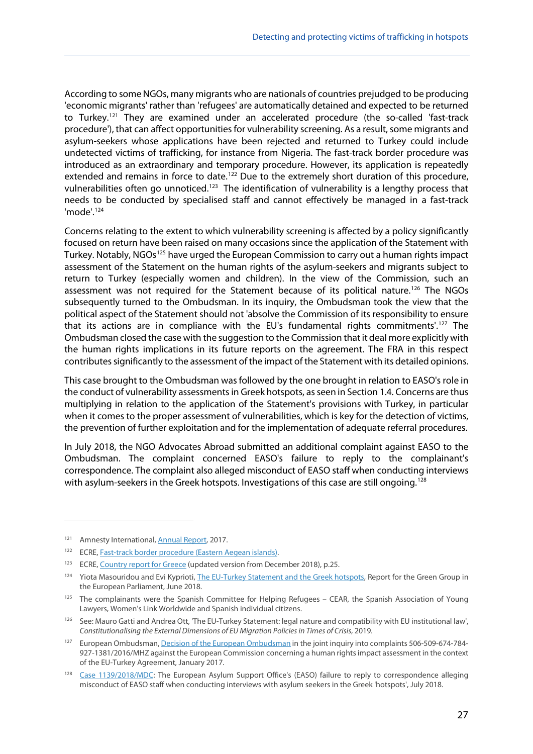According to some NGOs, many migrants who are nationals of countries prejudged to be producing 'economic migrants' rather than 'refugees' are automatically detained and expected to be returned to Turkey.[121] They are examined under an accelerated procedure (the so-called 'fast-track procedure'), that can affect opportunities for vulnerability screening. As a result, some migrants and asylum-seekers whose applications have been rejected and returned to Turkey could include undetected victims of trafficking, for instance from Nigeria. The fast-track border procedure was introduced as an extraordinary and temporary procedure. However, its application is repeatedly extended and remains in force to date.[122] Due to the extremely short duration of this procedure, vulnerabilities often go unnoticed.[123] The identification of vulnerability is a lengthy process that needs to be conducted by specialised staff and cannot effectively be managed in a fast-track 'mode'.[124]

Concerns relating to the extent to which vulnerability screening is affected by a policy significantly focused on return have been raised on many occasions since the application of the Statement with Turkey. Notably, NGOs[125] have urged the European Commission to carry out a human rights impact assessment of the Statement on the human rights of the asylum-seekers and migrants subject to return to Turkey (especially women and children). In the view of the Commission, such an assessment was not required for the Statement because of its political nature.[126] The NGOs subsequently turned to the Ombudsman. In its inquiry, the Ombudsman took the view that the political aspect of the Statement should not 'absolve the Commission of its responsibility to ensure that its actions are in compliance with the EU's fundamental rights commitments'.[127] The Ombudsman closed the case with the suggestion to the Commission that it deal more explicitly with the human rights implications in its future reports on the agreement. The FRA in this respect contributes significantly to the assessment of the impact of the Statement with its detailed opinions.

This case brought to the Ombudsman was followed by the one brought in relation to EASO's role in the conduct of vulnerability assessments in Greek hotspots, as seen in Section 1.4. Concerns are thus multiplying in relation to the application of the Statement's provisions with Turkey, in particular when it comes to the proper assessment of vulnerabilities, which is key for the detection of victims, the prevention of further exploitation and for the implementation of adequate referral procedures.

In July 2018, the NGO Advocates Abroad submitted an additional complaint against EASO to the Ombudsman. The complaint concerned EASO's failure to reply to the complainant's correspondence. The complaint also alleged misconduct of EASO staff when conducting interviews with asylum-seekers in the Greek hotspots. Investigations of this case are still ongoing.[128]

---

[121] Amnesty International, Annual Report, 2017.

[122] ECRE, Fast-track border procedure (Eastern Aegean islands).

[123] ECRE, Country report for Greece (updated version from December 2018), p.25.

[124] Yiota Masouridou and Evi Kyprioti, The EU-Turkey Statement and the Greek hotspots, Report for the Green Group in the European Parliament, June 2018.

[125] The complainants were the Spanish Committee for Helping Refugees – CEAR, the Spanish Association of Young Lawyers, Women's Link Worldwide and Spanish individual citizens.

[126] See: Mauro Gatti and Andrea Ott, 'The EU-Turkey Statement: legal nature and compatibility with EU institutional law', *Constitutionalising the External Dimensions of EU Migration Policies in Times of Crisis*, 2019.

[127] European Ombudsman, Decision of the European Ombudsman in the joint inquiry into complaints 506-509-674-784-927-1381/2016/MHZ against the European Commission concerning a human rights impact assessment in the context of the EU-Turkey Agreement, January 2017.

[128] Case 1139/2018/MDC: The European Asylum Support Office's (EASO) failure to reply to correspondence alleging misconduct of EASO staff when conducting interviews with asylum seekers in the Greek 'hotspots', July 2018.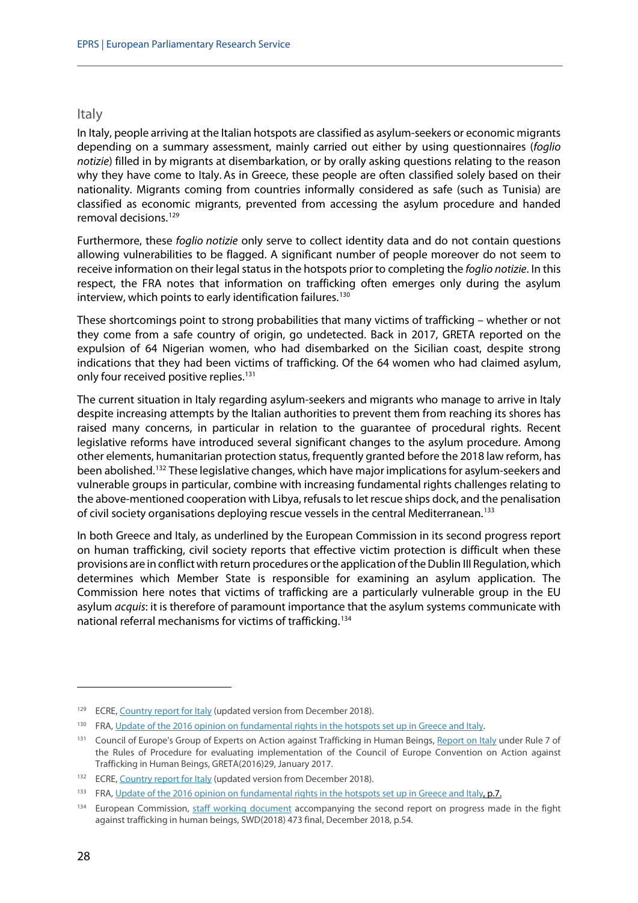### Italy

In Italy, people arriving at the Italian hotspots are classified as asylum-seekers or economic migrants depending on a summary assessment, mainly carried out either by using questionnaires (*foglio notizie*) filled in by migrants at disembarkation, or by orally asking questions relating to the reason why they have come to Italy. As in Greece, these people are often classified solely based on their nationality. Migrants coming from countries informally considered as safe (such as Tunisia) are classified as economic migrants, prevented from accessing the asylum procedure and handed removal decisions.[129]

Furthermore, these *foglio notizie* only serve to collect identity data and do not contain questions allowing vulnerabilities to be flagged. A significant number of people moreover do not seem to receive information on their legal status in the hotspots prior to completing the *foglio notizie*. In this respect, the FRA notes that information on trafficking often emerges only during the asylum interview, which points to early identification failures.[130]

These shortcomings point to strong probabilities that many victims of trafficking – whether or not they come from a safe country of origin, go undetected. Back in 2017, GRETA reported on the expulsion of 64 Nigerian women, who had disembarked on the Sicilian coast, despite strong indications that they had been victims of trafficking. Of the 64 women who had claimed asylum, only four received positive replies.[131]

The current situation in Italy regarding asylum-seekers and migrants who manage to arrive in Italy despite increasing attempts by the Italian authorities to prevent them from reaching its shores has raised many concerns, in particular in relation to the guarantee of procedural rights. Recent legislative reforms have introduced several significant changes to the asylum procedure. Among other elements, humanitarian protection status, frequently granted before the 2018 law reform, has been abolished.[132] These legislative changes, which have major implications for asylum-seekers and vulnerable groups in particular, combine with increasing fundamental rights challenges relating to the above-mentioned cooperation with Libya, refusals to let rescue ships dock, and the penalisation of civil society organisations deploying rescue vessels in the central Mediterranean.[133]

In both Greece and Italy, as underlined by the European Commission in its second progress report on human trafficking, civil society reports that effective victim protection is difficult when these provisions are in conflict with return procedures or the application of the Dublin III Regulation, which determines which Member State is responsible for examining an asylum application. The Commission here notes that victims of trafficking are a particularly vulnerable group in the EU asylum *acquis*: it is therefore of paramount importance that the asylum systems communicate with national referral mechanisms for victims of trafficking.[134]

---

[129] ECRE, Country report for Italy (updated version from December 2018).

[130] FRA, Update of the 2016 opinion on fundamental rights in the hotspots set up in Greece and Italy.

[131] Council of Europe's Group of Experts on Action against Trafficking in Human Beings, Report on Italy under Rule 7 of the Rules of Procedure for evaluating implementation of the Council of Europe Convention on Action against Trafficking in Human Beings, GRETA(2016)29, January 2017.

[132] ECRE, Country report for Italy (updated version from December 2018).

[133] FRA, Update of the 2016 opinion on fundamental rights in the hotspots set up in Greece and Italy, p.7.

[134] European Commission, staff working document accompanying the second report on progress made in the fight against trafficking in human beings, SWD(2018) 473 final, December 2018, p.54.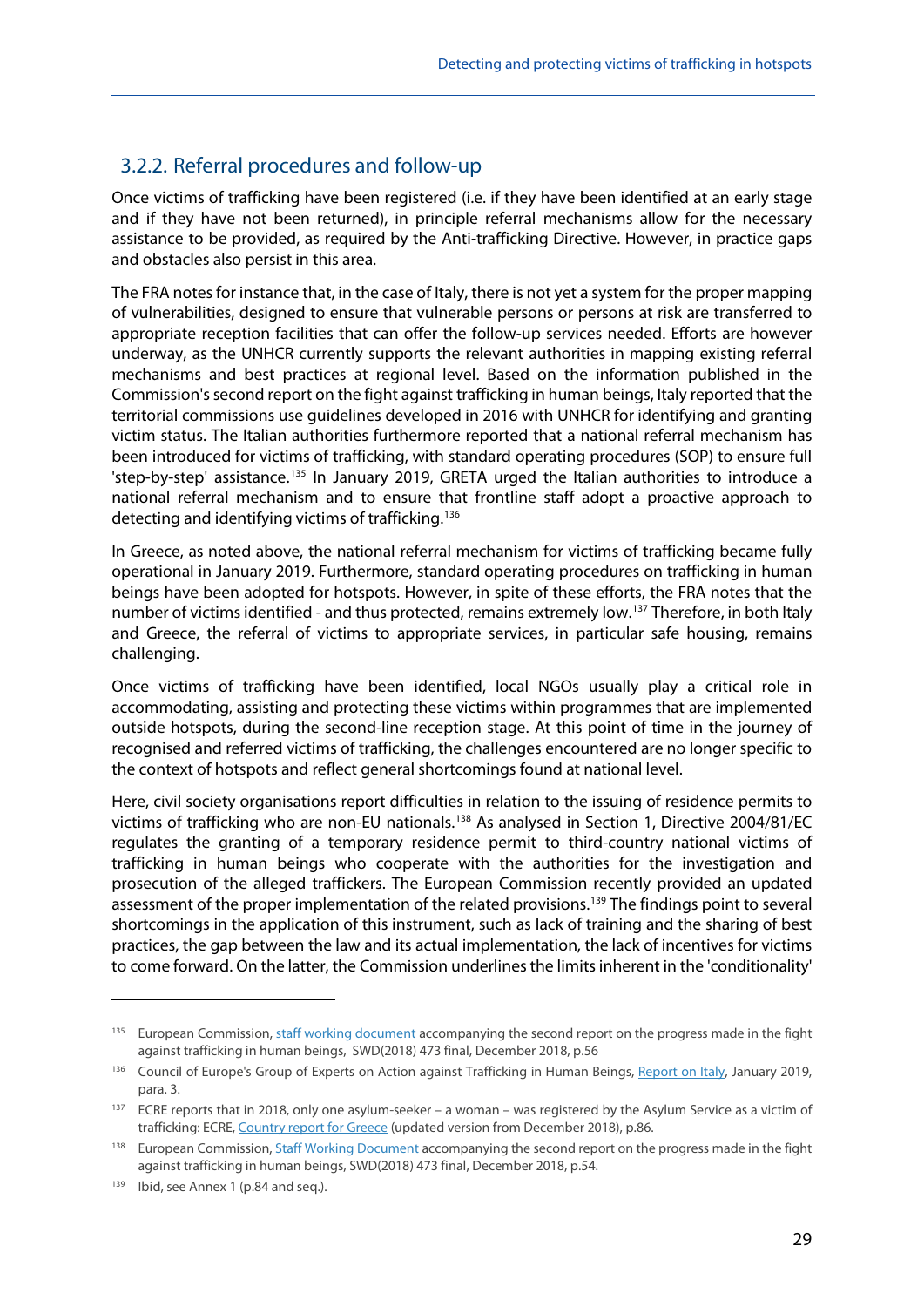### 3.2.2. Referral procedures and follow-up

Once victims of trafficking have been registered (i.e. if they have been identified at an early stage and if they have not been returned), in principle referral mechanisms allow for the necessary assistance to be provided, as required by the Anti-trafficking Directive. However, in practice gaps and obstacles also persist in this area.

The FRA notes for instance that, in the case of Italy, there is not yet a system for the proper mapping of vulnerabilities, designed to ensure that vulnerable persons or persons at risk are transferred to appropriate reception facilities that can offer the follow-up services needed. Efforts are however underway, as the UNHCR currently supports the relevant authorities in mapping existing referral mechanisms and best practices at regional level. Based on the information published in the Commission's second report on the fight against trafficking in human beings, Italy reported that the territorial commissions use guidelines developed in 2016 with UNHCR for identifying and granting victim status. The Italian authorities furthermore reported that a national referral mechanism has been introduced for victims of trafficking, with standard operating procedures (SOP) to ensure full 'step-by-step' assistance.[135] In January 2019, GRETA urged the Italian authorities to introduce a national referral mechanism and to ensure that frontline staff adopt a proactive approach to detecting and identifying victims of trafficking.[136]

In Greece, as noted above, the national referral mechanism for victims of trafficking became fully operational in January 2019. Furthermore, standard operating procedures on trafficking in human beings have been adopted for hotspots. However, in spite of these efforts, the FRA notes that the number of victims identified - and thus protected, remains extremely low.[137] Therefore, in both Italy and Greece, the referral of victims to appropriate services, in particular safe housing, remains challenging.

Once victims of trafficking have been identified, local NGOs usually play a critical role in accommodating, assisting and protecting these victims within programmes that are implemented outside hotspots, during the second-line reception stage. At this point of time in the journey of recognised and referred victims of trafficking, the challenges encountered are no longer specific to the context of hotspots and reflect general shortcomings found at national level.

Here, civil society organisations report difficulties in relation to the issuing of residence permits to victims of trafficking who are non-EU nationals.[138] As analysed in Section 1, Directive 2004/81/EC regulates the granting of a temporary residence permit to third-country national victims of trafficking in human beings who cooperate with the authorities for the investigation and prosecution of the alleged traffickers. The European Commission recently provided an updated assessment of the proper implementation of the related provisions.[139] The findings point to several shortcomings in the application of this instrument, such as lack of training and the sharing of best practices, the gap between the law and its actual implementation, the lack of incentives for victims to come forward. On the latter, the Commission underlines the limits inherent in the 'conditionality'

---

[135] European Commission, staff working document accompanying the second report on the progress made in the fight against trafficking in human beings, SWD(2018) 473 final, December 2018, p.56

[136] Council of Europe's Group of Experts on Action against Trafficking in Human Beings, Report on Italy, January 2019, para. 3.

[137] ECRE reports that in 2018, only one asylum-seeker – a woman – was registered by the Asylum Service as a victim of trafficking: ECRE, Country report for Greece (updated version from December 2018), p.86.

[138] European Commission, Staff Working Document accompanying the second report on the progress made in the fight against trafficking in human beings, SWD(2018) 473 final, December 2018, p.54.

[139] Ibid, see Annex 1 (p.84 and seq.).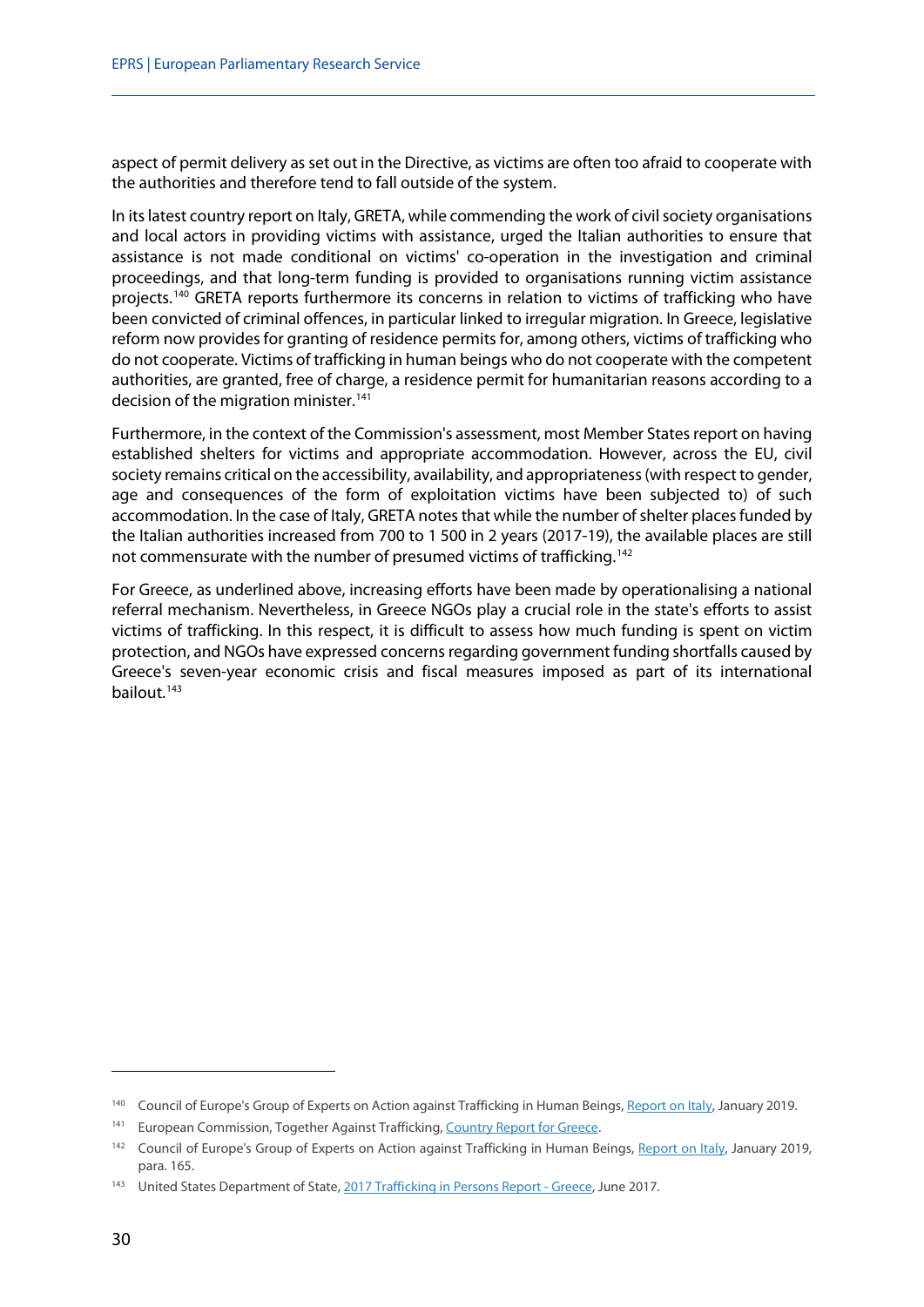aspect of permit delivery as set out in the Directive, as victims are often too afraid to cooperate with the authorities and therefore tend to fall outside of the system.

In its latest country report on Italy, GRETA, while commending the work of civil society organisations and local actors in providing victims with assistance, urged the Italian authorities to ensure that assistance is not made conditional on victims' co-operation in the investigation and criminal proceedings, and that long-term funding is provided to organisations running victim assistance projects.[140] GRETA reports furthermore its concerns in relation to victims of trafficking who have been convicted of criminal offences, in particular linked to irregular migration. In Greece, legislative reform now provides for granting of residence permits for, among others, victims of trafficking who do not cooperate. Victims of trafficking in human beings who do not cooperate with the competent authorities, are granted, free of charge, a residence permit for humanitarian reasons according to a decision of the migration minister.[141]

Furthermore, in the context of the Commission's assessment, most Member States report on having established shelters for victims and appropriate accommodation. However, across the EU, civil society remains critical on the accessibility, availability, and appropriateness (with respect to gender, age and consequences of the form of exploitation victims have been subjected to) of such accommodation. In the case of Italy, GRETA notes that while the number of shelter places funded by the Italian authorities increased from 700 to 1 500 in 2 years (2017-19), the available places are still not commensurate with the number of presumed victims of trafficking.[142]

For Greece, as underlined above, increasing efforts have been made by operationalising a national referral mechanism. Nevertheless, in Greece NGOs play a crucial role in the state's efforts to assist victims of trafficking. In this respect, it is difficult to assess how much funding is spent on victim protection, and NGOs have expressed concerns regarding government funding shortfalls caused by Greece's seven-year economic crisis and fiscal measures imposed as part of its international bailout.[143]

---

[140] Council of Europe's Group of Experts on Action against Trafficking in Human Beings, Report on Italy, January 2019.

[141] European Commission, Together Against Trafficking, Country Report for Greece.

[142] Council of Europe's Group of Experts on Action against Trafficking in Human Beings, Report on Italy, January 2019, para. 165.

[143] United States Department of State, 2017 Trafficking in Persons Report - Greece, June 2017.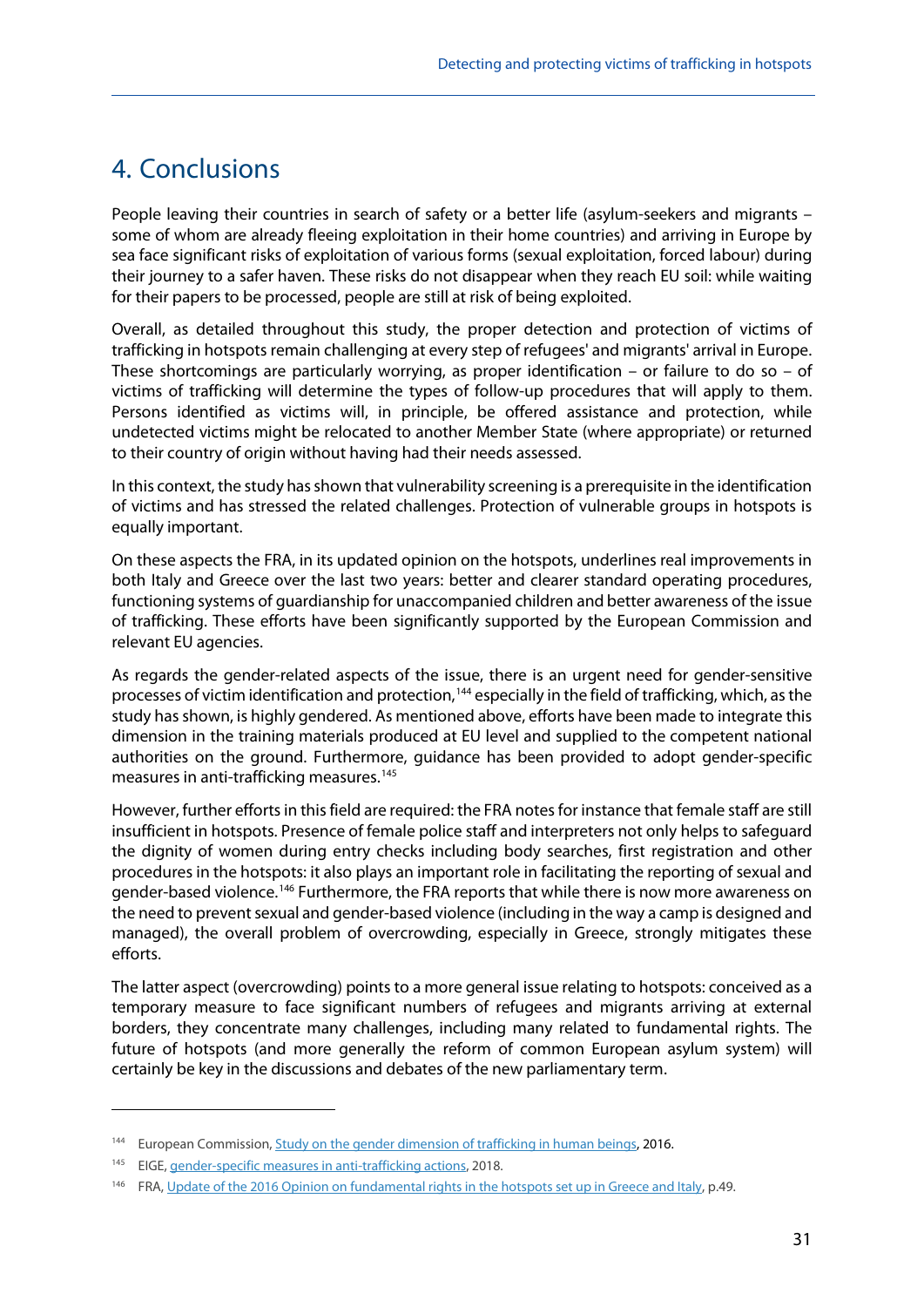# 4. Conclusions

People leaving their countries in search of safety or a better life (asylum-seekers and migrants – some of whom are already fleeing exploitation in their home countries) and arriving in Europe by sea face significant risks of exploitation of various forms (sexual exploitation, forced labour) during their journey to a safer haven. These risks do not disappear when they reach EU soil: while waiting for their papers to be processed, people are still at risk of being exploited.

Overall, as detailed throughout this study, the proper detection and protection of victims of trafficking in hotspots remain challenging at every step of refugees' and migrants' arrival in Europe. These shortcomings are particularly worrying, as proper identification – or failure to do so – of victims of trafficking will determine the types of follow-up procedures that will apply to them. Persons identified as victims will, in principle, be offered assistance and protection, while undetected victims might be relocated to another Member State (where appropriate) or returned to their country of origin without having had their needs assessed.

In this context, the study has shown that vulnerability screening is a prerequisite in the identification of victims and has stressed the related challenges. Protection of vulnerable groups in hotspots is equally important.

On these aspects the FRA, in its updated opinion on the hotspots, underlines real improvements in both Italy and Greece over the last two years: better and clearer standard operating procedures, functioning systems of guardianship for unaccompanied children and better awareness of the issue of trafficking. These efforts have been significantly supported by the European Commission and relevant EU agencies.

As regards the gender-related aspects of the issue, there is an urgent need for gender-sensitive processes of victim identification and protection,[144] especially in the field of trafficking, which, as the study has shown, is highly gendered. As mentioned above, efforts have been made to integrate this dimension in the training materials produced at EU level and supplied to the competent national authorities on the ground. Furthermore, guidance has been provided to adopt gender-specific measures in anti-trafficking measures.[145]

However, further efforts in this field are required: the FRA notes for instance that female staff are still insufficient in hotspots. Presence of female police staff and interpreters not only helps to safeguard the dignity of women during entry checks including body searches, first registration and other procedures in the hotspots: it also plays an important role in facilitating the reporting of sexual and gender-based violence.[146] Furthermore, the FRA reports that while there is now more awareness on the need to prevent sexual and gender-based violence (including in the way a camp is designed and managed), the overall problem of overcrowding, especially in Greece, strongly mitigates these efforts.

The latter aspect (overcrowding) points to a more general issue relating to hotspots: conceived as a temporary measure to face significant numbers of refugees and migrants arriving at external borders, they concentrate many challenges, including many related to fundamental rights. The future of hotspots (and more generally the reform of common European asylum system) will certainly be key in the discussions and debates of the new parliamentary term.

---

[144] European Commission, Study on the gender dimension of trafficking in human beings, 2016.

[145] EIGE, gender-specific measures in anti-trafficking actions, 2018.

[146] FRA, Update of the 2016 Opinion on fundamental rights in the hotspots set up in Greece and Italy, p.49.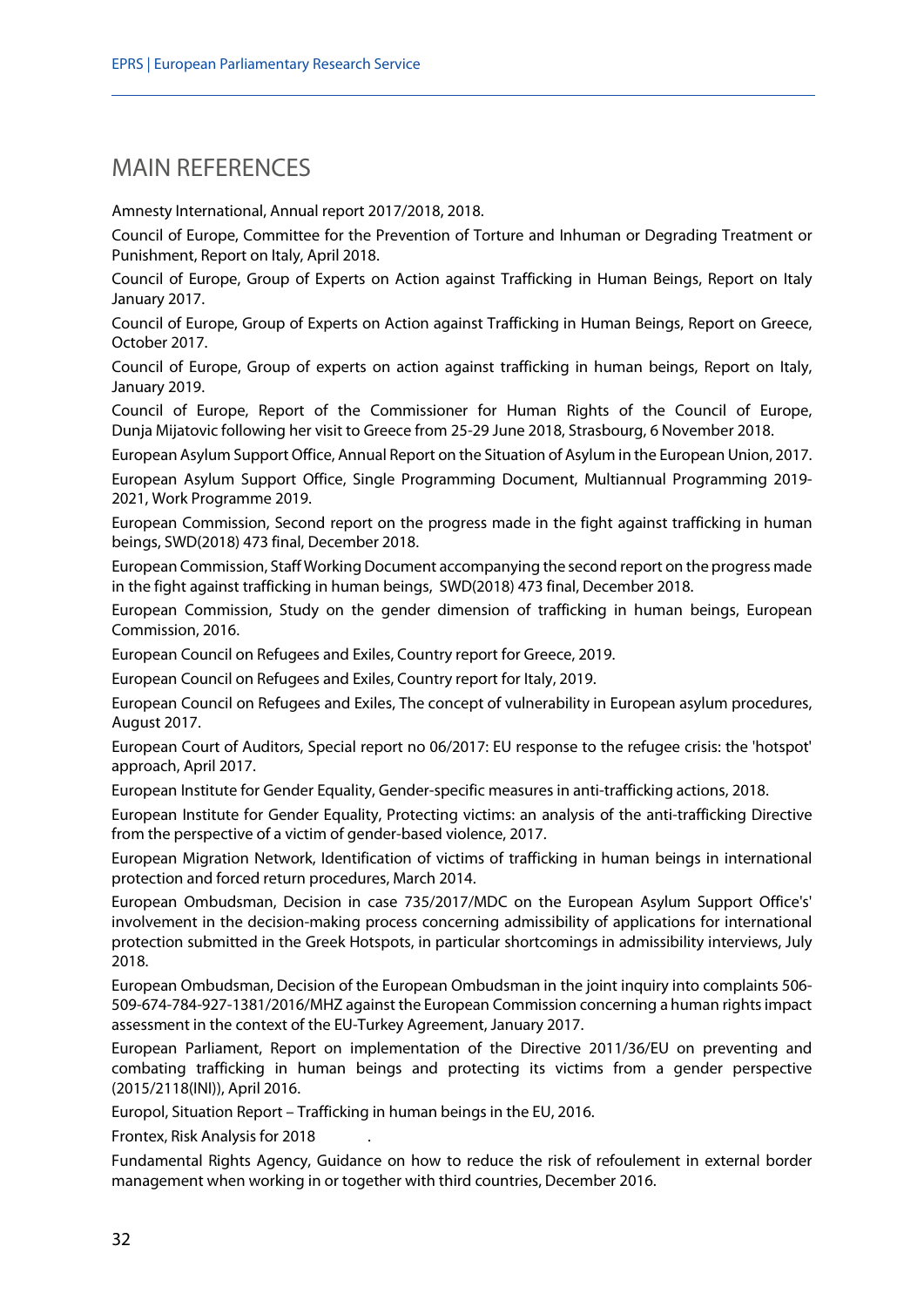## MAIN REFERENCES

Amnesty International, Annual report 2017/2018, 2018.

Council of Europe, Committee for the Prevention of Torture and Inhuman or Degrading Treatment or Punishment, Report on Italy, April 2018.

Council of Europe, Group of Experts on Action against Trafficking in Human Beings, Report on Italy January 2017.

Council of Europe, Group of Experts on Action against Trafficking in Human Beings, Report on Greece, October 2017.

Council of Europe, Group of experts on action against trafficking in human beings, Report on Italy, January 2019.

Council of Europe, Report of the Commissioner for Human Rights of the Council of Europe, Dunja Mijatovic following her visit to Greece from 25-29 June 2018, Strasbourg, 6 November 2018.

European Asylum Support Office, Annual Report on the Situation of Asylum in the European Union, 2017.

European Asylum Support Office, Single Programming Document, Multiannual Programming 2019-2021, Work Programme 2019.

European Commission, Second report on the progress made in the fight against trafficking in human beings, SWD(2018) 473 final, December 2018.

European Commission, Staff Working Document accompanying the second report on the progress made in the fight against trafficking in human beings, SWD(2018) 473 final, December 2018.

European Commission, Study on the gender dimension of trafficking in human beings, European Commission, 2016.

European Council on Refugees and Exiles, Country report for Greece, 2019.

European Council on Refugees and Exiles, Country report for Italy, 2019.

European Council on Refugees and Exiles, The concept of vulnerability in European asylum procedures, August 2017.

European Court of Auditors, Special report no 06/2017: EU response to the refugee crisis: the 'hotspot' approach, April 2017.

European Institute for Gender Equality, Gender-specific measures in anti-trafficking actions, 2018.

European Institute for Gender Equality, Protecting victims: an analysis of the anti-trafficking Directive from the perspective of a victim of gender-based violence, 2017.

European Migration Network, Identification of victims of trafficking in human beings in international protection and forced return procedures, March 2014.

European Ombudsman, Decision in case 735/2017/MDC on the European Asylum Support Office's' involvement in the decision-making process concerning admissibility of applications for international protection submitted in the Greek Hotspots, in particular shortcomings in admissibility interviews, July 2018.

European Ombudsman, Decision of the European Ombudsman in the joint inquiry into complaints 506-509-674-784-927-1381/2016/MHZ against the European Commission concerning a human rights impact assessment in the context of the EU-Turkey Agreement, January 2017.

European Parliament, Report on implementation of the Directive 2011/36/EU on preventing and combating trafficking in human beings and protecting its victims from a gender perspective (2015/2118(INI)), April 2016.

Europol, Situation Report – Trafficking in human beings in the EU, 2016.

Frontex, Risk Analysis for 2018 .

Fundamental Rights Agency, Guidance on how to reduce the risk of refoulement in external border management when working in or together with third countries, December 2016.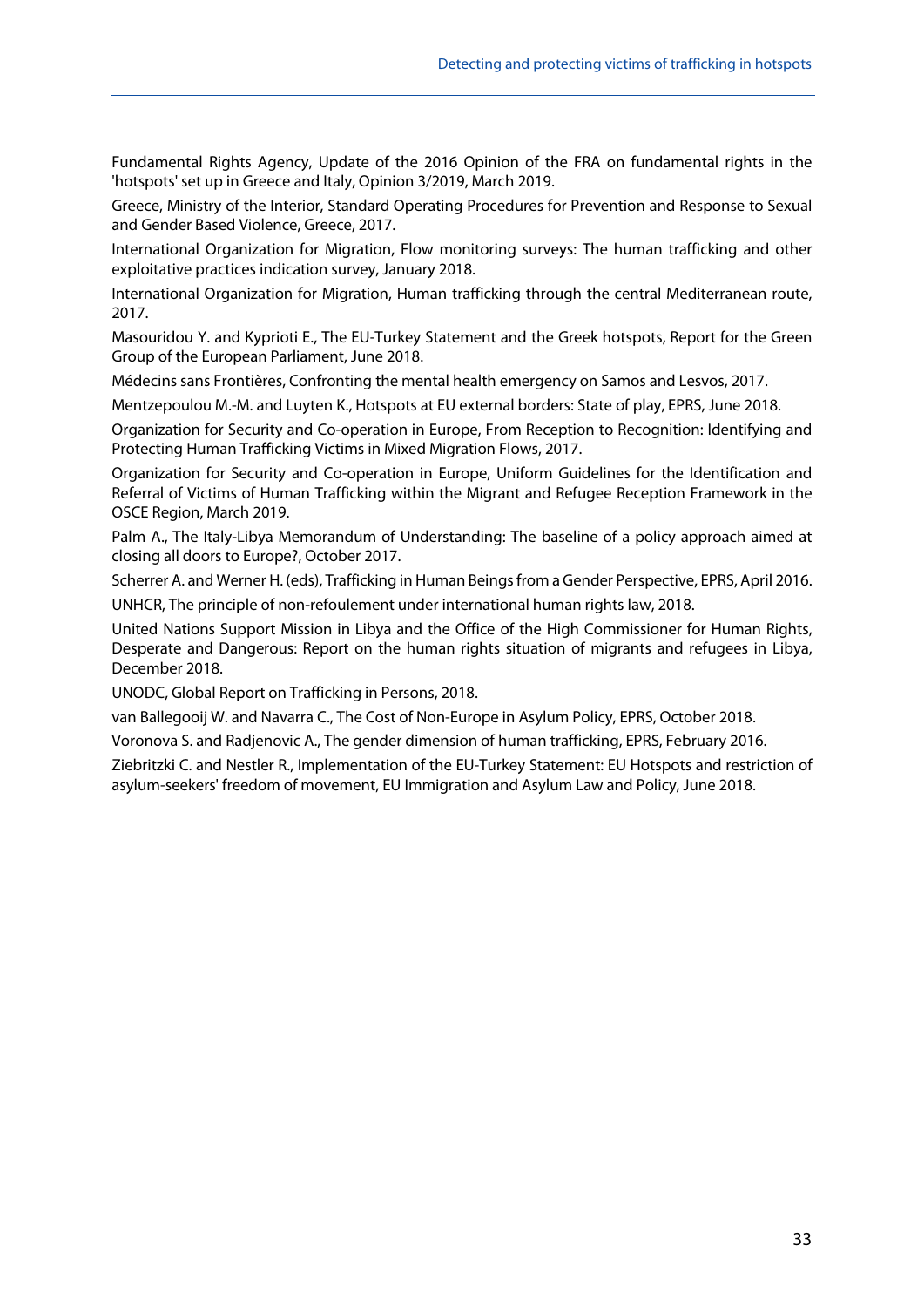Fundamental Rights Agency, Update of the 2016 Opinion of the FRA on fundamental rights in the 'hotspots' set up in Greece and Italy, Opinion 3/2019, March 2019.

Greece, Ministry of the Interior, Standard Operating Procedures for Prevention and Response to Sexual and Gender Based Violence, Greece, 2017.

International Organization for Migration, Flow monitoring surveys: The human trafficking and other exploitative practices indication survey, January 2018.

International Organization for Migration, Human trafficking through the central Mediterranean route, 2017.

Masouridou Y. and Kyprioti E., The EU-Turkey Statement and the Greek hotspots, Report for the Green Group of the European Parliament, June 2018.

Médecins sans Frontières, Confronting the mental health emergency on Samos and Lesvos, 2017.

Mentzepoulou M.-M. and Luyten K., Hotspots at EU external borders: State of play, EPRS, June 2018.

Organization for Security and Co-operation in Europe, From Reception to Recognition: Identifying and Protecting Human Trafficking Victims in Mixed Migration Flows, 2017.

Organization for Security and Co-operation in Europe, Uniform Guidelines for the Identification and Referral of Victims of Human Trafficking within the Migrant and Refugee Reception Framework in the OSCE Region, March 2019.

Palm A., The Italy-Libya Memorandum of Understanding: The baseline of a policy approach aimed at closing all doors to Europe?, October 2017.

Scherrer A. and Werner H. (eds), Trafficking in Human Beings from a Gender Perspective, EPRS, April 2016.

UNHCR, The principle of non-refoulement under international human rights law, 2018.

United Nations Support Mission in Libya and the Office of the High Commissioner for Human Rights, Desperate and Dangerous: Report on the human rights situation of migrants and refugees in Libya, December 2018.

UNODC, Global Report on Trafficking in Persons, 2018.

van Ballegooij W. and Navarra C., The Cost of Non-Europe in Asylum Policy, EPRS, October 2018.

Voronova S. and Radjenovic A., The gender dimension of human trafficking, EPRS, February 2016.

Ziebritzki C. and Nestler R., Implementation of the EU-Turkey Statement: EU Hotspots and restriction of asylum-seekers' freedom of movement, EU Immigration and Asylum Law and Policy, June 2018.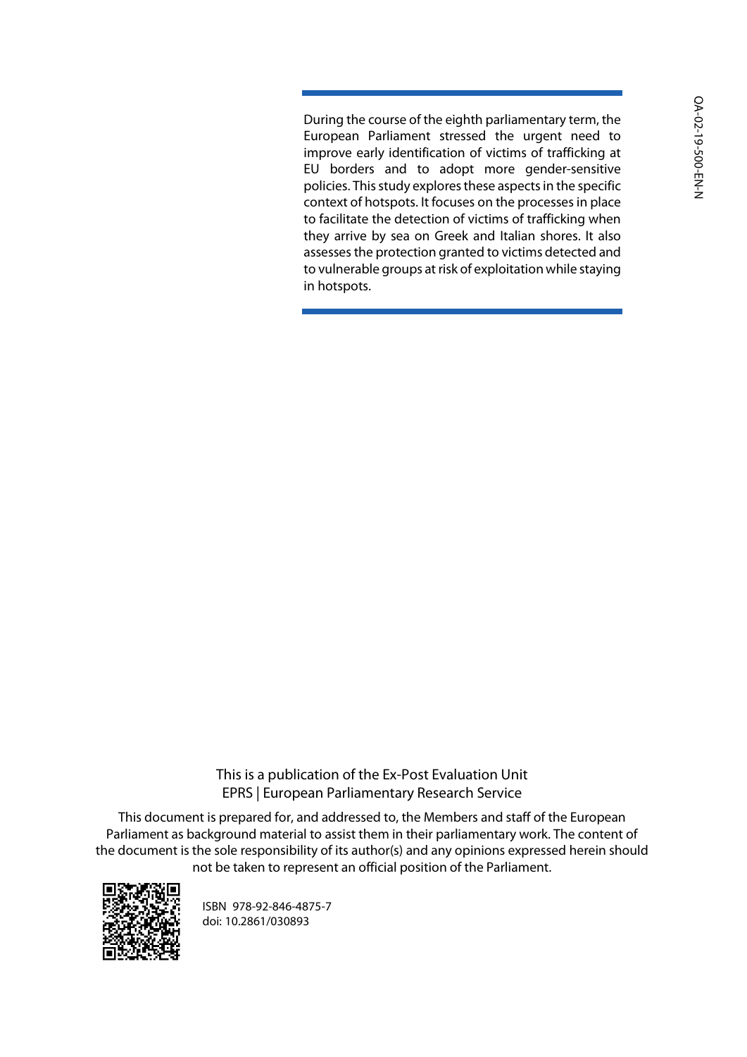During the course of the eighth parliamentary term, the European Parliament stressed the urgent need to improve early identification of victims of trafficking at EU borders and to adopt more gender-sensitive policies. This study explores these aspects in the specific context of hotspots. It focuses on the processes in place to facilitate the detection of victims of trafficking when they arrive by sea on Greek and Italian shores. It also assesses the protection granted to victims detected and to vulnerable groups at risk of exploitation while staying in hotspots.

This is a publication of the Ex-Post Evaluation Unit
EPRS | European Parliamentary Research Service

This document is prepared for, and addressed to, the Members and staff of the European Parliament as background material to assist them in their parliamentary work. The content of the document is the sole responsibility of its author(s) and any opinions expressed herein should not be taken to represent an official position of the Parliament.

ISBN 978-92-846-4875-7
doi: 10.2861/030893

QA-02-19-500-EN-N